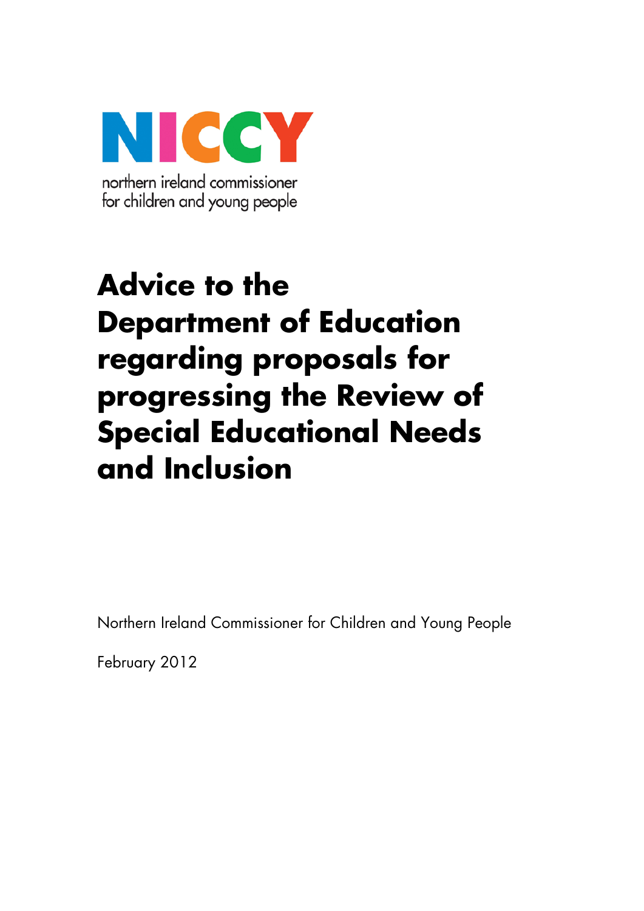NICCY

northern ireland commissioner
for children and young people

# Advice to the Department of Education regarding proposals for progressing the Review of Special Educational Needs and Inclusion

Northern Ireland Commissioner for Children and Young People

February 2012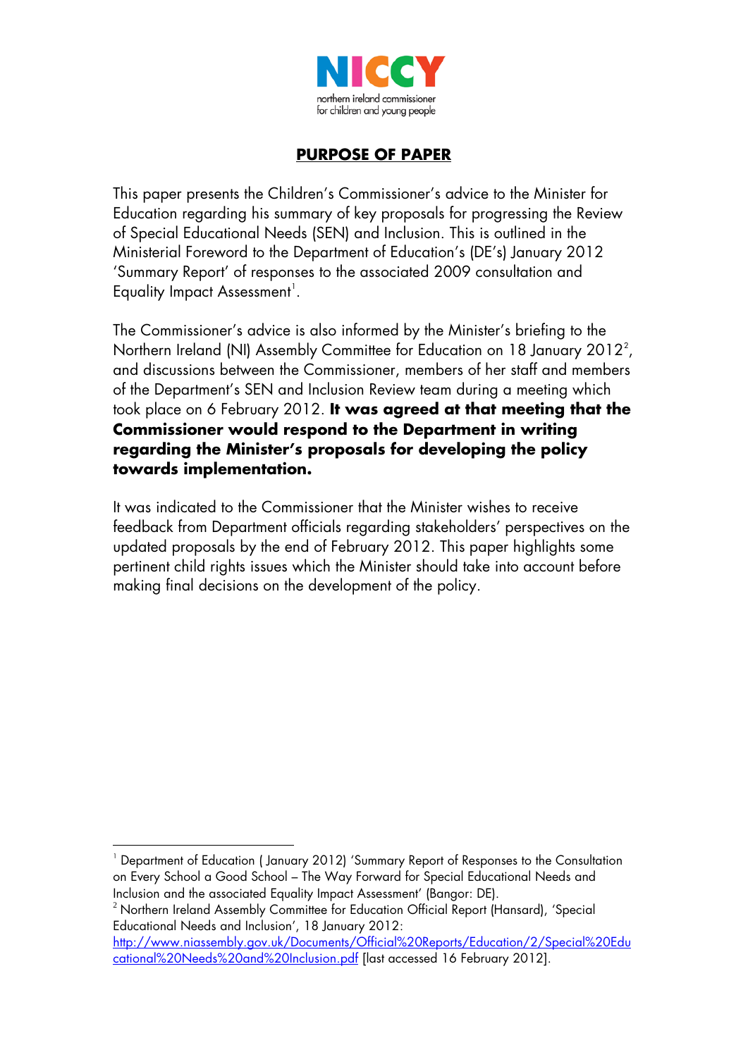NICCY
northern ireland commissioner for children and young people

## PURPOSE OF PAPER

This paper presents the Children's Commissioner's advice to the Minister for Education regarding his summary of key proposals for progressing the Review of Special Educational Needs (SEN) and Inclusion. This is outlined in the Ministerial Foreword to the Department of Education's (DE's) January 2012 'Summary Report' of responses to the associated 2009 consultation and Equality Impact Assessment[1].

The Commissioner's advice is also informed by the Minister's briefing to the Northern Ireland (NI) Assembly Committee for Education on 18 January 2012[2], and discussions between the Commissioner, members of her staff and members of the Department's SEN and Inclusion Review team during a meeting which took place on 6 February 2012. **It was agreed at that meeting that the Commissioner would respond to the Department in writing regarding the Minister's proposals for developing the policy towards implementation.**

It was indicated to the Commissioner that the Minister wishes to receive feedback from Department officials regarding stakeholders' perspectives on the updated proposals by the end of February 2012. This paper highlights some pertinent child rights issues which the Minister should take into account before making final decisions on the development of the policy.

---

[1] Department of Education ( January 2012) 'Summary Report of Responses to the Consultation on Every School a Good School – The Way Forward for Special Educational Needs and Inclusion and the associated Equality Impact Assessment' (Bangor: DE).

[2] Northern Ireland Assembly Committee for Education Official Report (Hansard), 'Special Educational Needs and Inclusion', 18 January 2012: http://www.niassembly.gov.uk/Documents/Official%20Reports/Education/2/Special%20Educational%20Needs%20and%20Inclusion.pdf [last accessed 16 February 2012].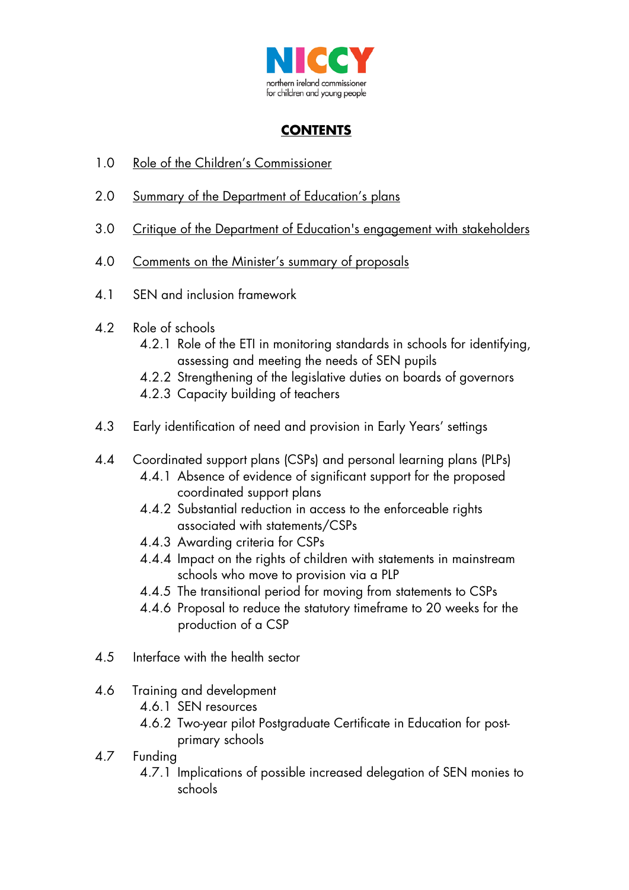NICCY

northern ireland commissioner for children and young people

# CONTENTS

1.0 Role of the Children's Commissioner

2.0 Summary of the Department of Education's plans

3.0 Critique of the Department of Education's engagement with stakeholders

4.0 Comments on the Minister's summary of proposals

4.1 SEN and inclusion framework

4.2 Role of schools
- 4.2.1 Role of the ETI in monitoring standards in schools for identifying, assessing and meeting the needs of SEN pupils
- 4.2.2 Strengthening of the legislative duties on boards of governors
- 4.2.3 Capacity building of teachers

4.3 Early identification of need and provision in Early Years' settings

4.4 Coordinated support plans (CSPs) and personal learning plans (PLPs)
- 4.4.1 Absence of evidence of significant support for the proposed coordinated support plans
- 4.4.2 Substantial reduction in access to the enforceable rights associated with statements/CSPs
- 4.4.3 Awarding criteria for CSPs
- 4.4.4 Impact on the rights of children with statements in mainstream schools who move to provision via a PLP
- 4.4.5 The transitional period for moving from statements to CSPs
- 4.4.6 Proposal to reduce the statutory timeframe to 20 weeks for the production of a CSP

4.5 Interface with the health sector

4.6 Training and development
- 4.6.1 SEN resources
- 4.6.2 Two-year pilot Postgraduate Certificate in Education for post-primary schools

4.7 Funding
- 4.7.1 Implications of possible increased delegation of SEN monies to schools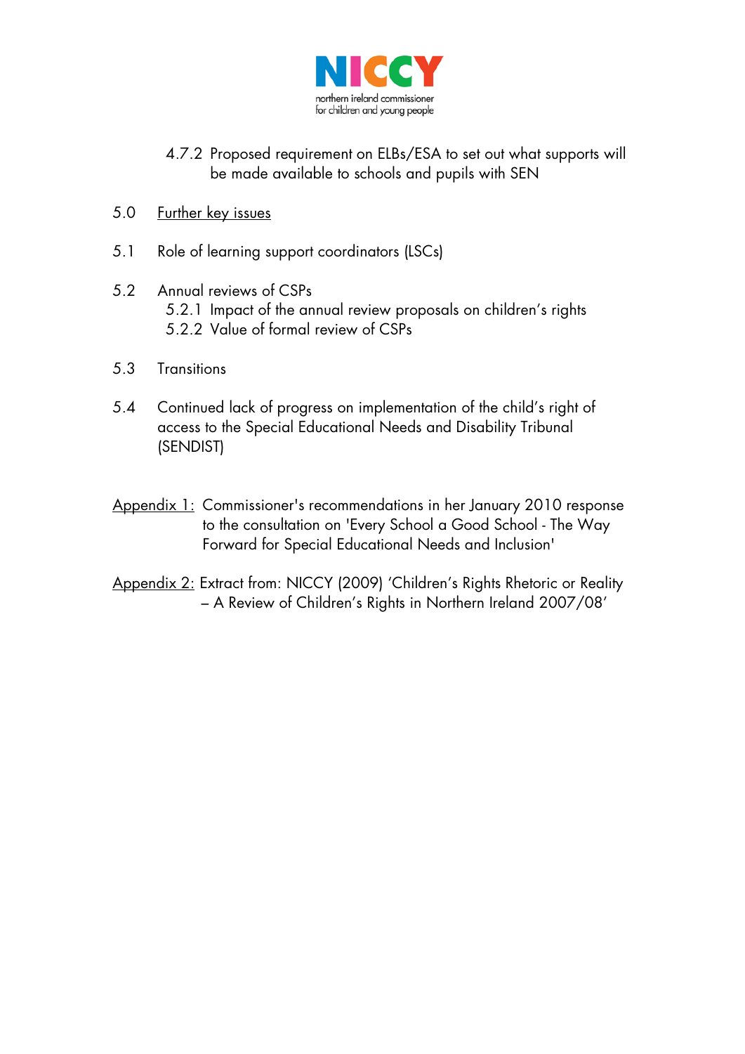4.7.2 Proposed requirement on ELBs/ESA to set out what supports will be made available to schools and pupils with SEN

5.0 Further key issues

5.1 Role of learning support coordinators (LSCs)

5.2 Annual reviews of CSPs

5.2.1 Impact of the annual review proposals on children's rights

5.2.2 Value of formal review of CSPs

5.3 Transitions

5.4 Continued lack of progress on implementation of the child's right of access to the Special Educational Needs and Disability Tribunal (SENDIST)

Appendix 1: Commissioner's recommendations in her January 2010 response to the consultation on 'Every School a Good School - The Way Forward for Special Educational Needs and Inclusion'

Appendix 2: Extract from: NICCY (2009) 'Children's Rights Rhetoric or Reality – A Review of Children's Rights in Northern Ireland 2007/08'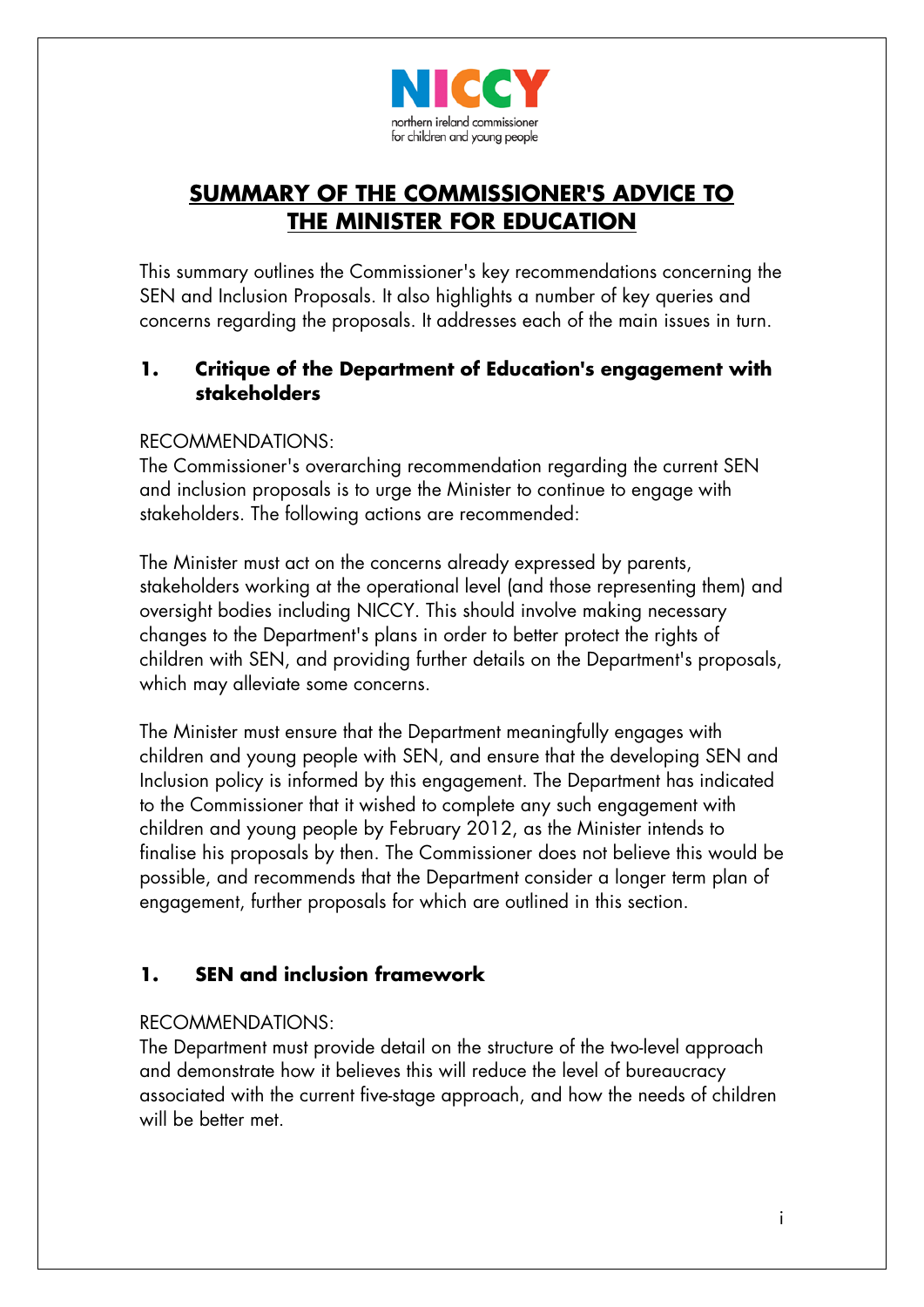# SUMMARY OF THE COMMISSIONER'S ADVICE TO THE MINISTER FOR EDUCATION

This summary outlines the Commissioner's key recommendations concerning the SEN and Inclusion Proposals. It also highlights a number of key queries and concerns regarding the proposals. It addresses each of the main issues in turn.

## 1. Critique of the Department of Education's engagement with stakeholders

RECOMMENDATIONS:
The Commissioner's overarching recommendation regarding the current SEN and inclusion proposals is to urge the Minister to continue to engage with stakeholders. The following actions are recommended:

The Minister must act on the concerns already expressed by parents, stakeholders working at the operational level (and those representing them) and oversight bodies including NICCY. This should involve making necessary changes to the Department's plans in order to better protect the rights of children with SEN, and providing further details on the Department's proposals, which may alleviate some concerns.

The Minister must ensure that the Department meaningfully engages with children and young people with SEN, and ensure that the developing SEN and Inclusion policy is informed by this engagement. The Department has indicated to the Commissioner that it wished to complete any such engagement with children and young people by February 2012, as the Minister intends to finalise his proposals by then. The Commissioner does not believe this would be possible, and recommends that the Department consider a longer term plan of engagement, further proposals for which are outlined in this section.

## 1. SEN and inclusion framework

RECOMMENDATIONS:
The Department must provide detail on the structure of the two-level approach and demonstrate how it believes this will reduce the level of bureaucracy associated with the current five-stage approach, and how the needs of children will be better met.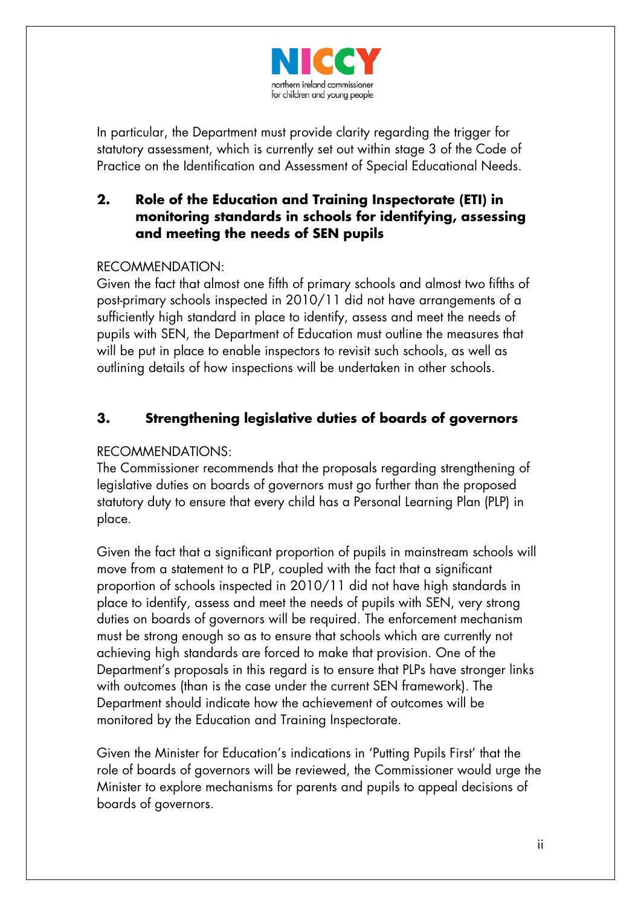In particular, the Department must provide clarity regarding the trigger for statutory assessment, which is currently set out within stage 3 of the Code of Practice on the Identification and Assessment of Special Educational Needs.

## 2. Role of the Education and Training Inspectorate (ETI) in monitoring standards in schools for identifying, assessing and meeting the needs of SEN pupils

RECOMMENDATION:
Given the fact that almost one fifth of primary schools and almost two fifths of post-primary schools inspected in 2010/11 did not have arrangements of a sufficiently high standard in place to identify, assess and meet the needs of pupils with SEN, the Department of Education must outline the measures that will be put in place to enable inspectors to revisit such schools, as well as outlining details of how inspections will be undertaken in other schools.

## 3. Strengthening legislative duties of boards of governors

RECOMMENDATIONS:
The Commissioner recommends that the proposals regarding strengthening of legislative duties on boards of governors must go further than the proposed statutory duty to ensure that every child has a Personal Learning Plan (PLP) in place.

Given the fact that a significant proportion of pupils in mainstream schools will move from a statement to a PLP, coupled with the fact that a significant proportion of schools inspected in 2010/11 did not have high standards in place to identify, assess and meet the needs of pupils with SEN, very strong duties on boards of governors will be required. The enforcement mechanism must be strong enough so as to ensure that schools which are currently not achieving high standards are forced to make that provision. One of the Department's proposals in this regard is to ensure that PLPs have stronger links with outcomes (than is the case under the current SEN framework). The Department should indicate how the achievement of outcomes will be monitored by the Education and Training Inspectorate.

Given the Minister for Education's indications in 'Putting Pupils First' that the role of boards of governors will be reviewed, the Commissioner would urge the Minister to explore mechanisms for parents and pupils to appeal decisions of boards of governors.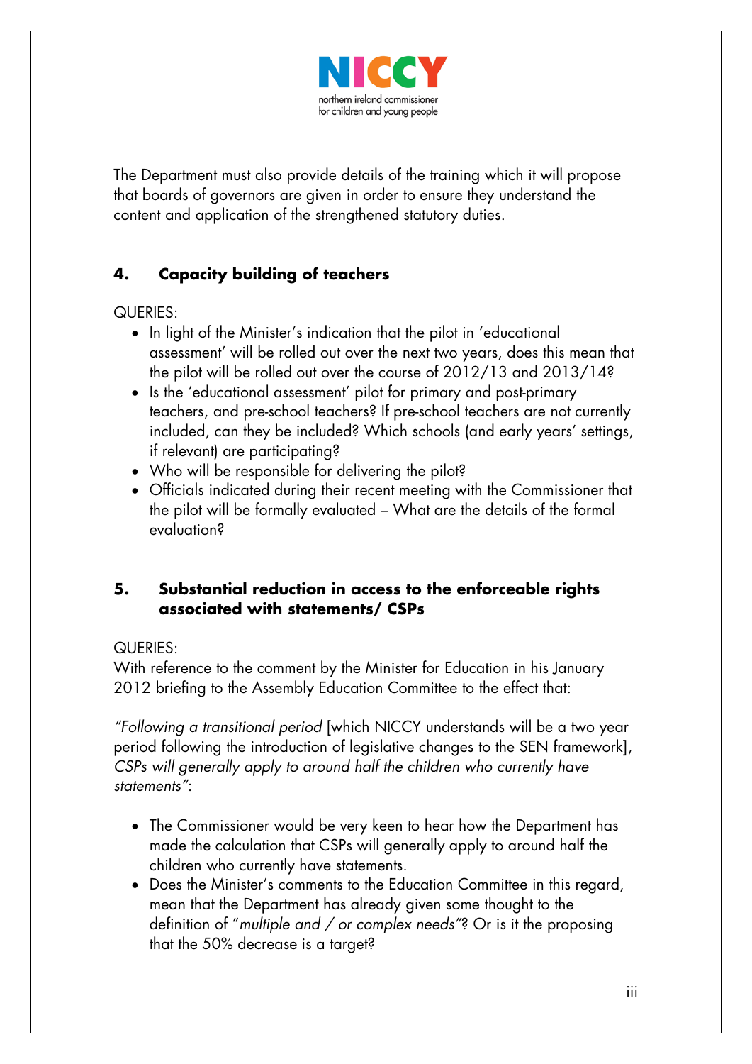The Department must also provide details of the training which it will propose that boards of governors are given in order to ensure they understand the content and application of the strengthened statutory duties.

## 4. Capacity building of teachers

QUERIES:

- In light of the Minister's indication that the pilot in 'educational assessment' will be rolled out over the next two years, does this mean that the pilot will be rolled out over the course of 2012/13 and 2013/14?
- Is the 'educational assessment' pilot for primary and post-primary teachers, and pre-school teachers? If pre-school teachers are not currently included, can they be included? Which schools (and early years' settings, if relevant) are participating?
- Who will be responsible for delivering the pilot?
- Officials indicated during their recent meeting with the Commissioner that the pilot will be formally evaluated – What are the details of the formal evaluation?

## 5. Substantial reduction in access to the enforceable rights associated with statements/ CSPs

QUERIES:

With reference to the comment by the Minister for Education in his January 2012 briefing to the Assembly Education Committee to the effect that:

*"Following a transitional period* [which NICCY understands will be a two year period following the introduction of legislative changes to the SEN framework], *CSPs will generally apply to around half the children who currently have statements"*:

- The Commissioner would be very keen to hear how the Department has made the calculation that CSPs will generally apply to around half the children who currently have statements.
- Does the Minister's comments to the Education Committee in this regard, mean that the Department has already given some thought to the definition of "*multiple and / or complex needs"*? Or is it the proposing that the 50% decrease is a target?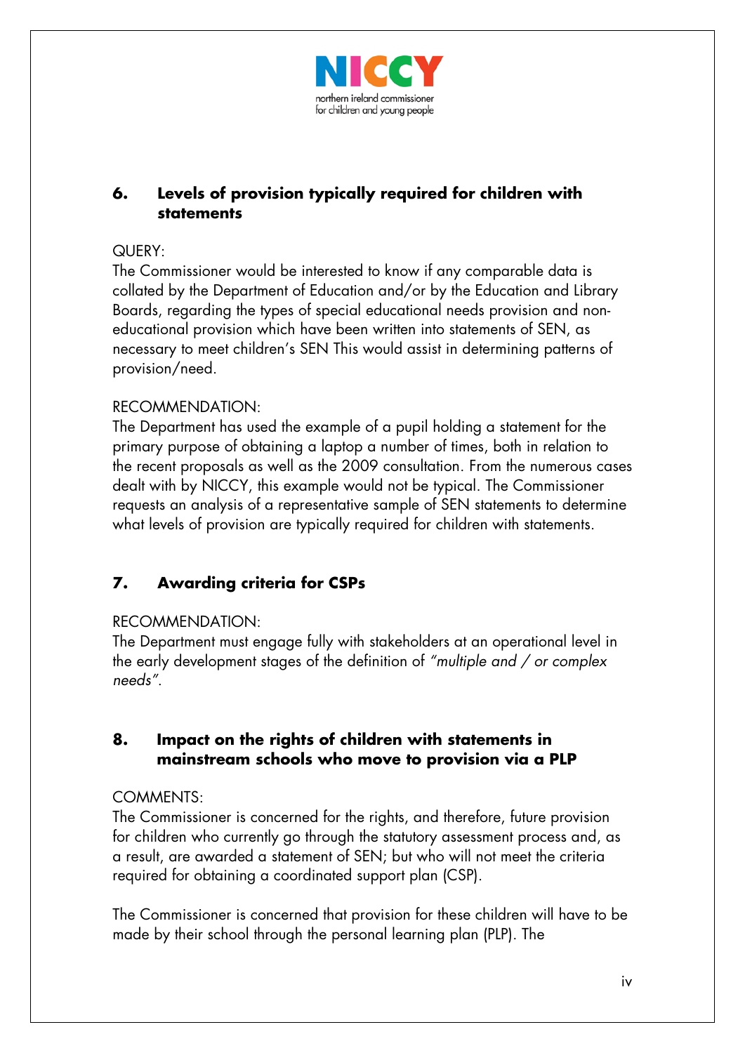## 6. Levels of provision typically required for children with statements

QUERY:
The Commissioner would be interested to know if any comparable data is collated by the Department of Education and/or by the Education and Library Boards, regarding the types of special educational needs provision and non-educational provision which have been written into statements of SEN, as necessary to meet children's SEN This would assist in determining patterns of provision/need.

RECOMMENDATION:
The Department has used the example of a pupil holding a statement for the primary purpose of obtaining a laptop a number of times, both in relation to the recent proposals as well as the 2009 consultation. From the numerous cases dealt with by NICCY, this example would not be typical. The Commissioner requests an analysis of a representative sample of SEN statements to determine what levels of provision are typically required for children with statements.

## 7. Awarding criteria for CSPs

RECOMMENDATION:
The Department must engage fully with stakeholders at an operational level in the early development stages of the definition of *"multiple and / or complex needs"*.

## 8. Impact on the rights of children with statements in mainstream schools who move to provision via a PLP

COMMENTS:
The Commissioner is concerned for the rights, and therefore, future provision for children who currently go through the statutory assessment process and, as a result, are awarded a statement of SEN; but who will not meet the criteria required for obtaining a coordinated support plan (CSP).

The Commissioner is concerned that provision for these children will have to be made by their school through the personal learning plan (PLP). The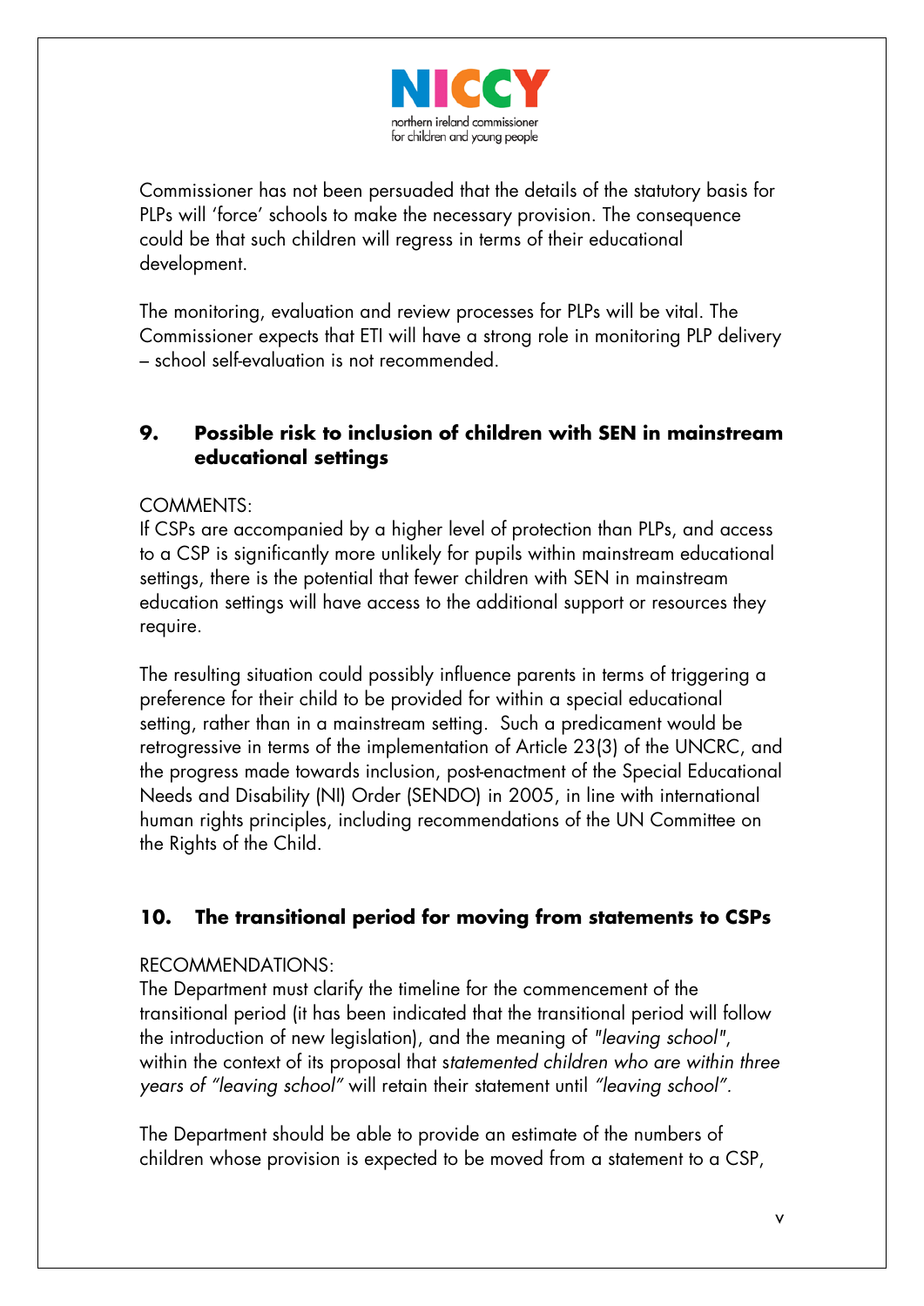Commissioner has not been persuaded that the details of the statutory basis for PLPs will 'force' schools to make the necessary provision. The consequence could be that such children will regress in terms of their educational development.

The monitoring, evaluation and review processes for PLPs will be vital. The Commissioner expects that ETI will have a strong role in monitoring PLP delivery – school self-evaluation is not recommended.

## 9. Possible risk to inclusion of children with SEN in mainstream educational settings

COMMENTS:
If CSPs are accompanied by a higher level of protection than PLPs, and access to a CSP is significantly more unlikely for pupils within mainstream educational settings, there is the potential that fewer children with SEN in mainstream education settings will have access to the additional support or resources they require.

The resulting situation could possibly influence parents in terms of triggering a preference for their child to be provided for within a special educational setting, rather than in a mainstream setting. Such a predicament would be retrogressive in terms of the implementation of Article 23(3) of the UNCRC, and the progress made towards inclusion, post-enactment of the Special Educational Needs and Disability (NI) Order (SENDO) in 2005, in line with international human rights principles, including recommendations of the UN Committee on the Rights of the Child.

## 10. The transitional period for moving from statements to CSPs

RECOMMENDATIONS:
The Department must clarify the timeline for the commencement of the transitional period (it has been indicated that the transitional period will follow the introduction of new legislation), and the meaning of *"leaving school"*, within the context of its proposal that s*tatemented children who are within three years of "leaving school"* will retain their statement until *"leaving school"*.

The Department should be able to provide an estimate of the numbers of children whose provision is expected to be moved from a statement to a CSP,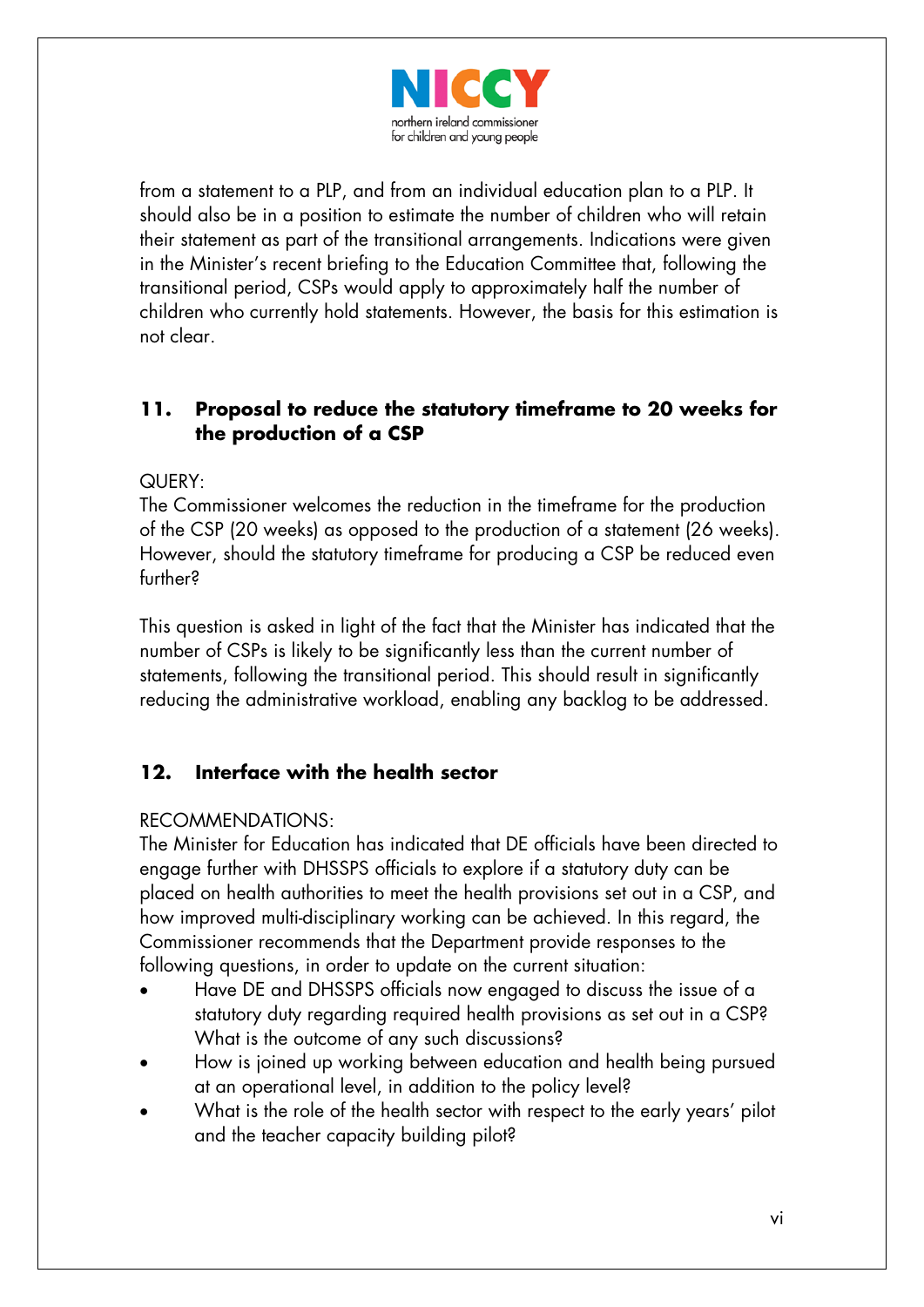from a statement to a PLP, and from an individual education plan to a PLP. It should also be in a position to estimate the number of children who will retain their statement as part of the transitional arrangements. Indications were given in the Minister's recent briefing to the Education Committee that, following the transitional period, CSPs would apply to approximately half the number of children who currently hold statements. However, the basis for this estimation is not clear.

## 11. Proposal to reduce the statutory timeframe to 20 weeks for the production of a CSP

QUERY:
The Commissioner welcomes the reduction in the timeframe for the production of the CSP (20 weeks) as opposed to the production of a statement (26 weeks). However, should the statutory timeframe for producing a CSP be reduced even further?

This question is asked in light of the fact that the Minister has indicated that the number of CSPs is likely to be significantly less than the current number of statements, following the transitional period. This should result in significantly reducing the administrative workload, enabling any backlog to be addressed.

## 12. Interface with the health sector

RECOMMENDATIONS:
The Minister for Education has indicated that DE officials have been directed to engage further with DHSSPS officials to explore if a statutory duty can be placed on health authorities to meet the health provisions set out in a CSP, and how improved multi-disciplinary working can be achieved. In this regard, the Commissioner recommends that the Department provide responses to the following questions, in order to update on the current situation:

- Have DE and DHSSPS officials now engaged to discuss the issue of a statutory duty regarding required health provisions as set out in a CSP? What is the outcome of any such discussions?
- How is joined up working between education and health being pursued at an operational level, in addition to the policy level?
- What is the role of the health sector with respect to the early years' pilot and the teacher capacity building pilot?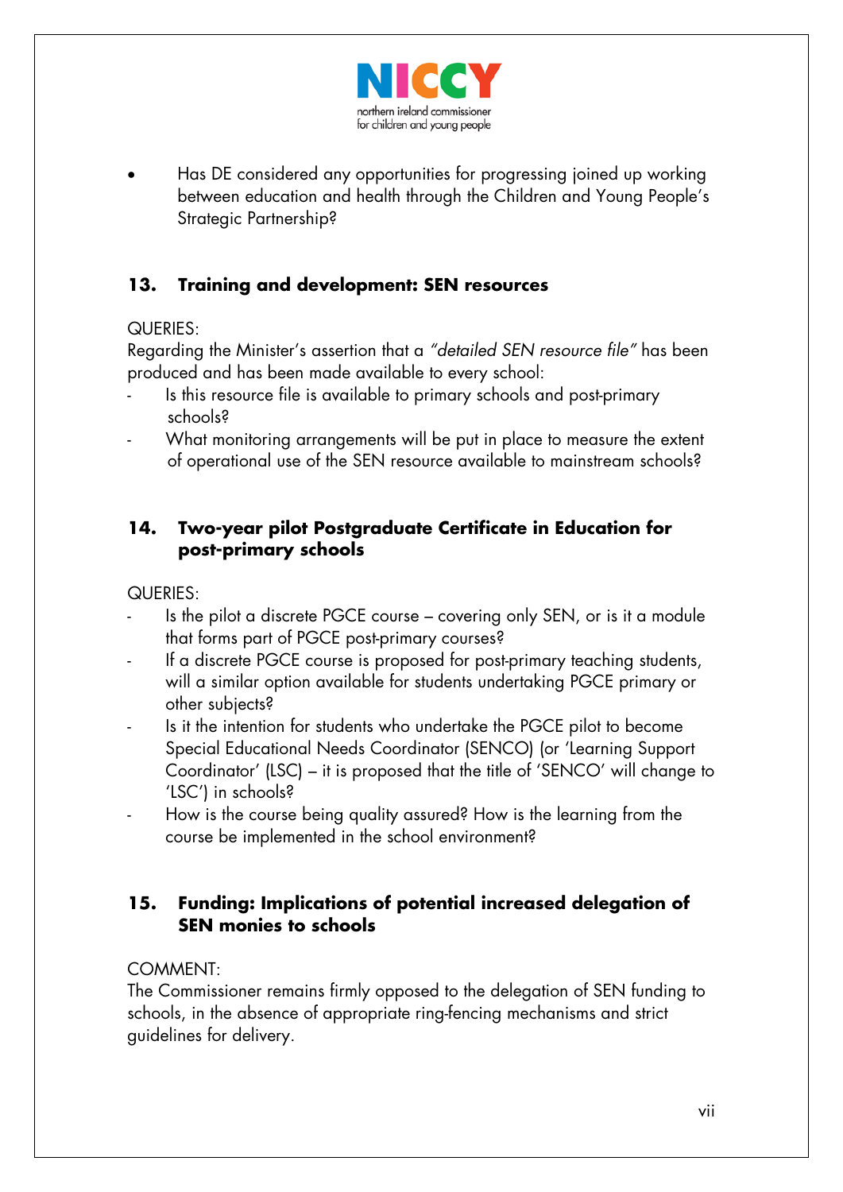- Has DE considered any opportunities for progressing joined up working between education and health through the Children and Young People's Strategic Partnership?

## 13. Training and development: SEN resources

QUERIES:
Regarding the Minister's assertion that a *"detailed SEN resource file"* has been produced and has been made available to every school:

- Is this resource file is available to primary schools and post-primary schools?
- What monitoring arrangements will be put in place to measure the extent of operational use of the SEN resource available to mainstream schools?

## 14. Two-year pilot Postgraduate Certificate in Education for post-primary schools

QUERIES:

- Is the pilot a discrete PGCE course – covering only SEN, or is it a module that forms part of PGCE post-primary courses?
- If a discrete PGCE course is proposed for post-primary teaching students, will a similar option available for students undertaking PGCE primary or other subjects?
- Is it the intention for students who undertake the PGCE pilot to become Special Educational Needs Coordinator (SENCO) (or 'Learning Support Coordinator' (LSC) – it is proposed that the title of 'SENCO' will change to 'LSC') in schools?
- How is the course being quality assured? How is the learning from the course be implemented in the school environment?

## 15. Funding: Implications of potential increased delegation of SEN monies to schools

COMMENT:
The Commissioner remains firmly opposed to the delegation of SEN funding to schools, in the absence of appropriate ring-fencing mechanisms and strict guidelines for delivery.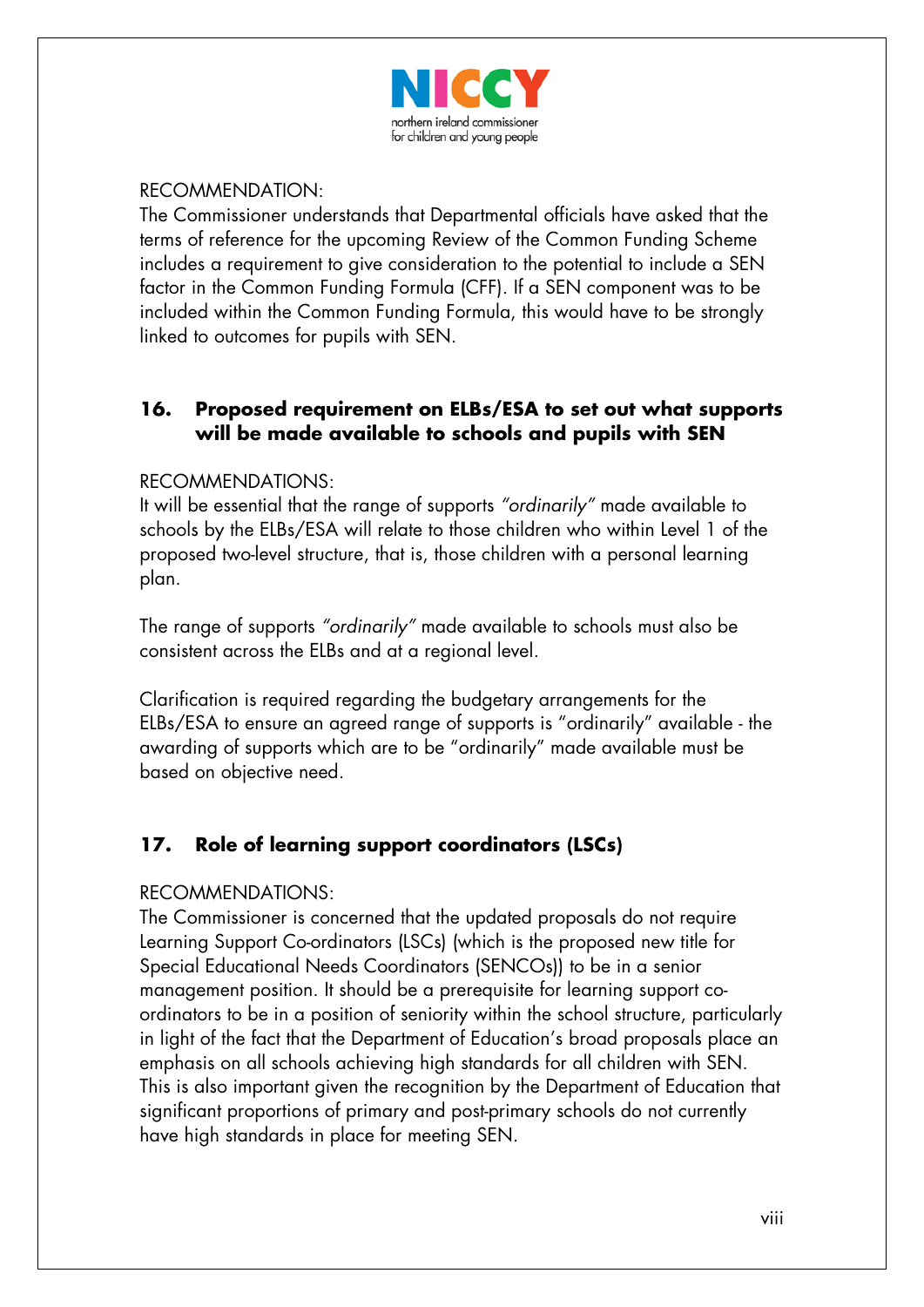RECOMMENDATION:
The Commissioner understands that Departmental officials have asked that the terms of reference for the upcoming Review of the Common Funding Scheme includes a requirement to give consideration to the potential to include a SEN factor in the Common Funding Formula (CFF). If a SEN component was to be included within the Common Funding Formula, this would have to be strongly linked to outcomes for pupils with SEN.

## 16. Proposed requirement on ELBs/ESA to set out what supports will be made available to schools and pupils with SEN

RECOMMENDATIONS:
It will be essential that the range of supports *"ordinarily"* made available to schools by the ELBs/ESA will relate to those children who within Level 1 of the proposed two-level structure, that is, those children with a personal learning plan.

The range of supports *"ordinarily"* made available to schools must also be consistent across the ELBs and at a regional level.

Clarification is required regarding the budgetary arrangements for the ELBs/ESA to ensure an agreed range of supports is "ordinarily" available - the awarding of supports which are to be "ordinarily" made available must be based on objective need.

## 17. Role of learning support coordinators (LSCs)

RECOMMENDATIONS:
The Commissioner is concerned that the updated proposals do not require Learning Support Co-ordinators (LSCs) (which is the proposed new title for Special Educational Needs Coordinators (SENCOs)) to be in a senior management position. It should be a prerequisite for learning support co-ordinators to be in a position of seniority within the school structure, particularly in light of the fact that the Department of Education's broad proposals place an emphasis on all schools achieving high standards for all children with SEN. This is also important given the recognition by the Department of Education that significant proportions of primary and post-primary schools do not currently have high standards in place for meeting SEN.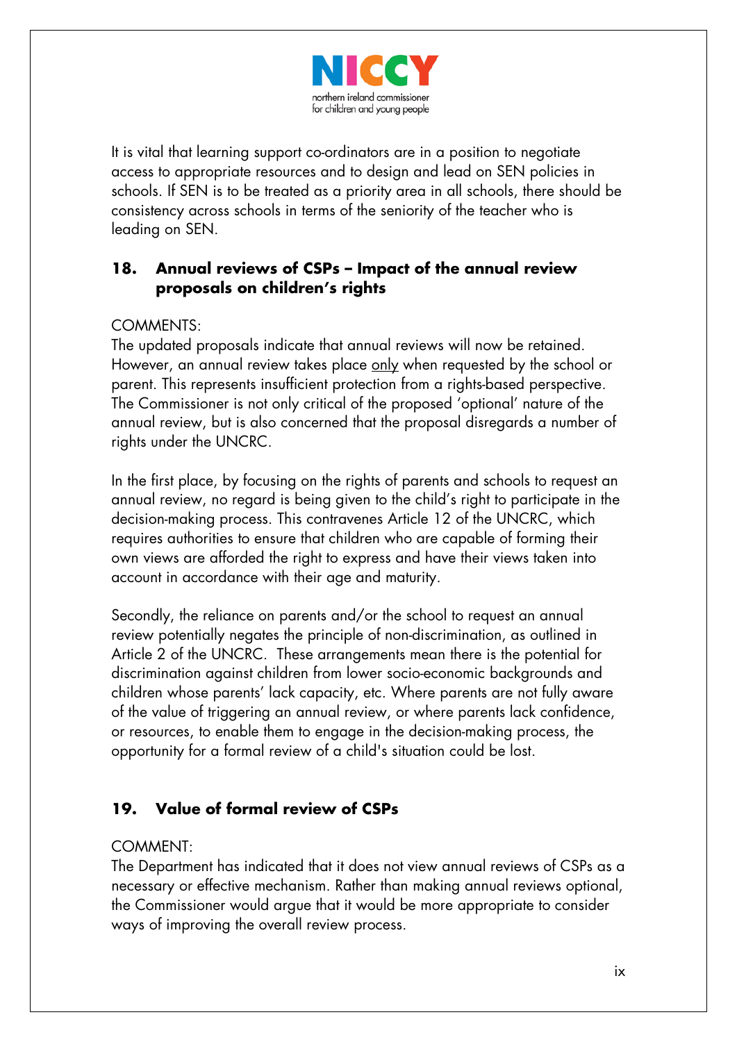It is vital that learning support co-ordinators are in a position to negotiate access to appropriate resources and to design and lead on SEN policies in schools. If SEN is to be treated as a priority area in all schools, there should be consistency across schools in terms of the seniority of the teacher who is leading on SEN.

## 18. Annual reviews of CSPs – Impact of the annual review proposals on children's rights

COMMENTS:
The updated proposals indicate that annual reviews will now be retained. However, an annual review takes place only when requested by the school or parent. This represents insufficient protection from a rights-based perspective. The Commissioner is not only critical of the proposed 'optional' nature of the annual review, but is also concerned that the proposal disregards a number of rights under the UNCRC.

In the first place, by focusing on the rights of parents and schools to request an annual review, no regard is being given to the child's right to participate in the decision-making process. This contravenes Article 12 of the UNCRC, which requires authorities to ensure that children who are capable of forming their own views are afforded the right to express and have their views taken into account in accordance with their age and maturity.

Secondly, the reliance on parents and/or the school to request an annual review potentially negates the principle of non-discrimination, as outlined in Article 2 of the UNCRC. These arrangements mean there is the potential for discrimination against children from lower socio-economic backgrounds and children whose parents' lack capacity, etc. Where parents are not fully aware of the value of triggering an annual review, or where parents lack confidence, or resources, to enable them to engage in the decision-making process, the opportunity for a formal review of a child's situation could be lost.

## 19. Value of formal review of CSPs

COMMENT:
The Department has indicated that it does not view annual reviews of CSPs as a necessary or effective mechanism. Rather than making annual reviews optional, the Commissioner would argue that it would be more appropriate to consider ways of improving the overall review process.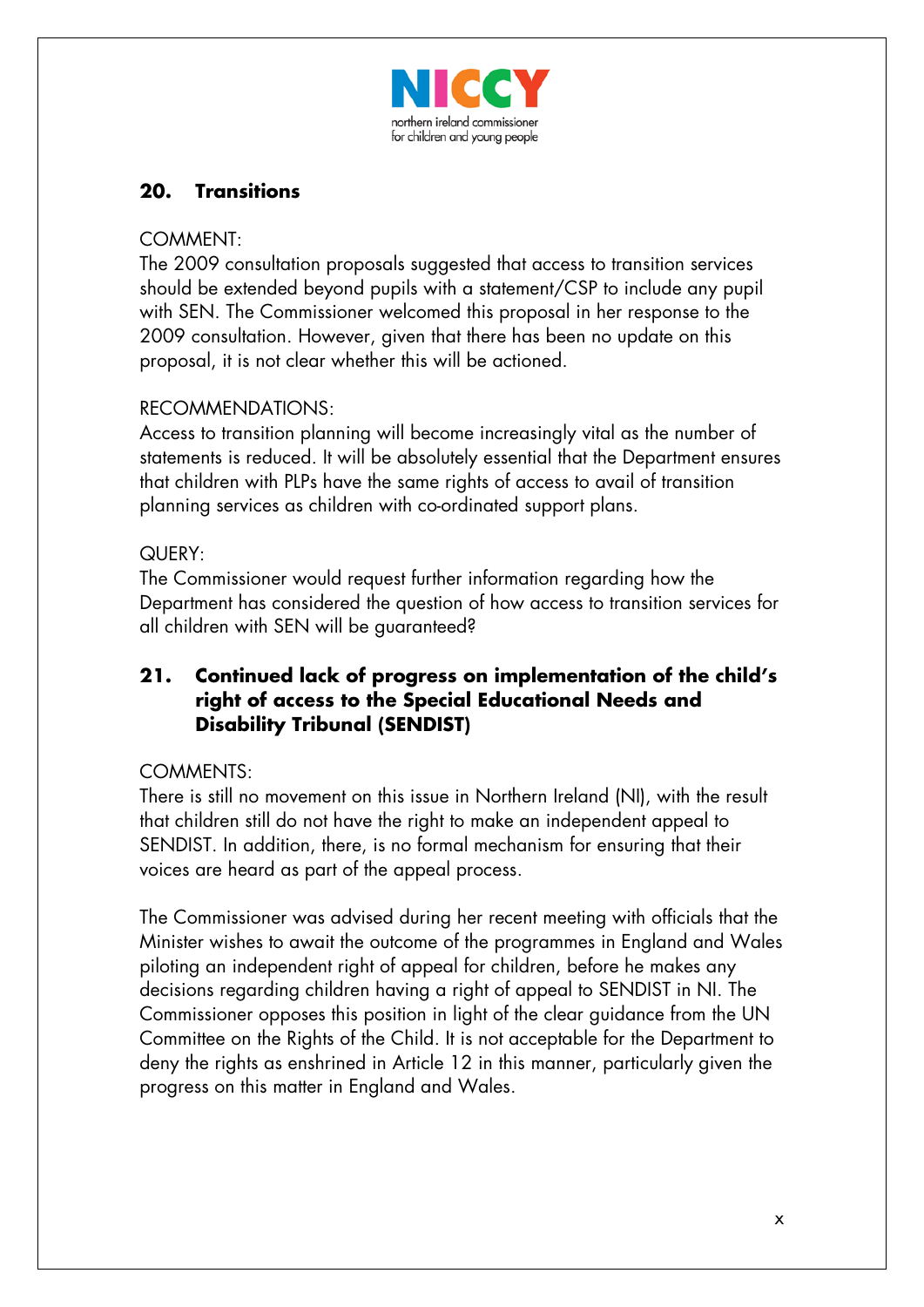## 20. Transitions

COMMENT:
The 2009 consultation proposals suggested that access to transition services should be extended beyond pupils with a statement/CSP to include any pupil with SEN. The Commissioner welcomed this proposal in her response to the 2009 consultation. However, given that there has been no update on this proposal, it is not clear whether this will be actioned.

RECOMMENDATIONS:
Access to transition planning will become increasingly vital as the number of statements is reduced. It will be absolutely essential that the Department ensures that children with PLPs have the same rights of access to avail of transition planning services as children with co-ordinated support plans.

QUERY:
The Commissioner would request further information regarding how the Department has considered the question of how access to transition services for all children with SEN will be guaranteed?

## 21. Continued lack of progress on implementation of the child's right of access to the Special Educational Needs and Disability Tribunal (SENDIST)

COMMENTS:
There is still no movement on this issue in Northern Ireland (NI), with the result that children still do not have the right to make an independent appeal to SENDIST. In addition, there, is no formal mechanism for ensuring that their voices are heard as part of the appeal process.

The Commissioner was advised during her recent meeting with officials that the Minister wishes to await the outcome of the programmes in England and Wales piloting an independent right of appeal for children, before he makes any decisions regarding children having a right of appeal to SENDIST in NI. The Commissioner opposes this position in light of the clear guidance from the UN Committee on the Rights of the Child. It is not acceptable for the Department to deny the rights as enshrined in Article 12 in this manner, particularly given the progress on this matter in England and Wales.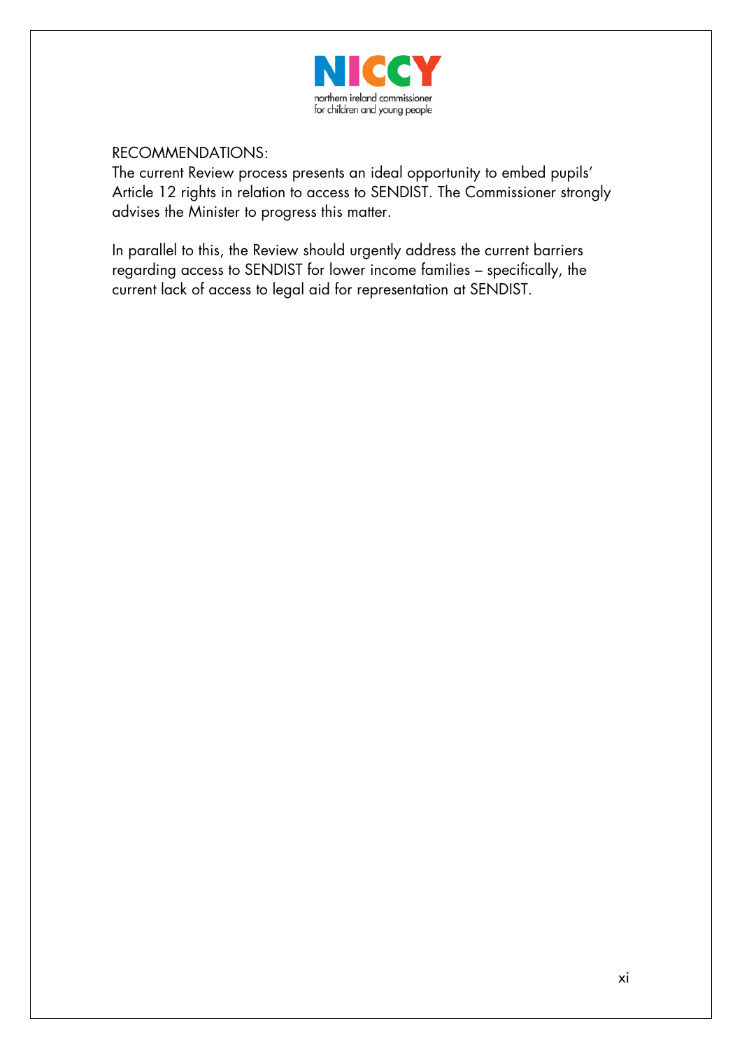RECOMMENDATIONS:

The current Review process presents an ideal opportunity to embed pupils' Article 12 rights in relation to access to SENDIST. The Commissioner strongly advises the Minister to progress this matter.

In parallel to this, the Review should urgently address the current barriers regarding access to SENDIST for lower income families – specifically, the current lack of access to legal aid for representation at SENDIST.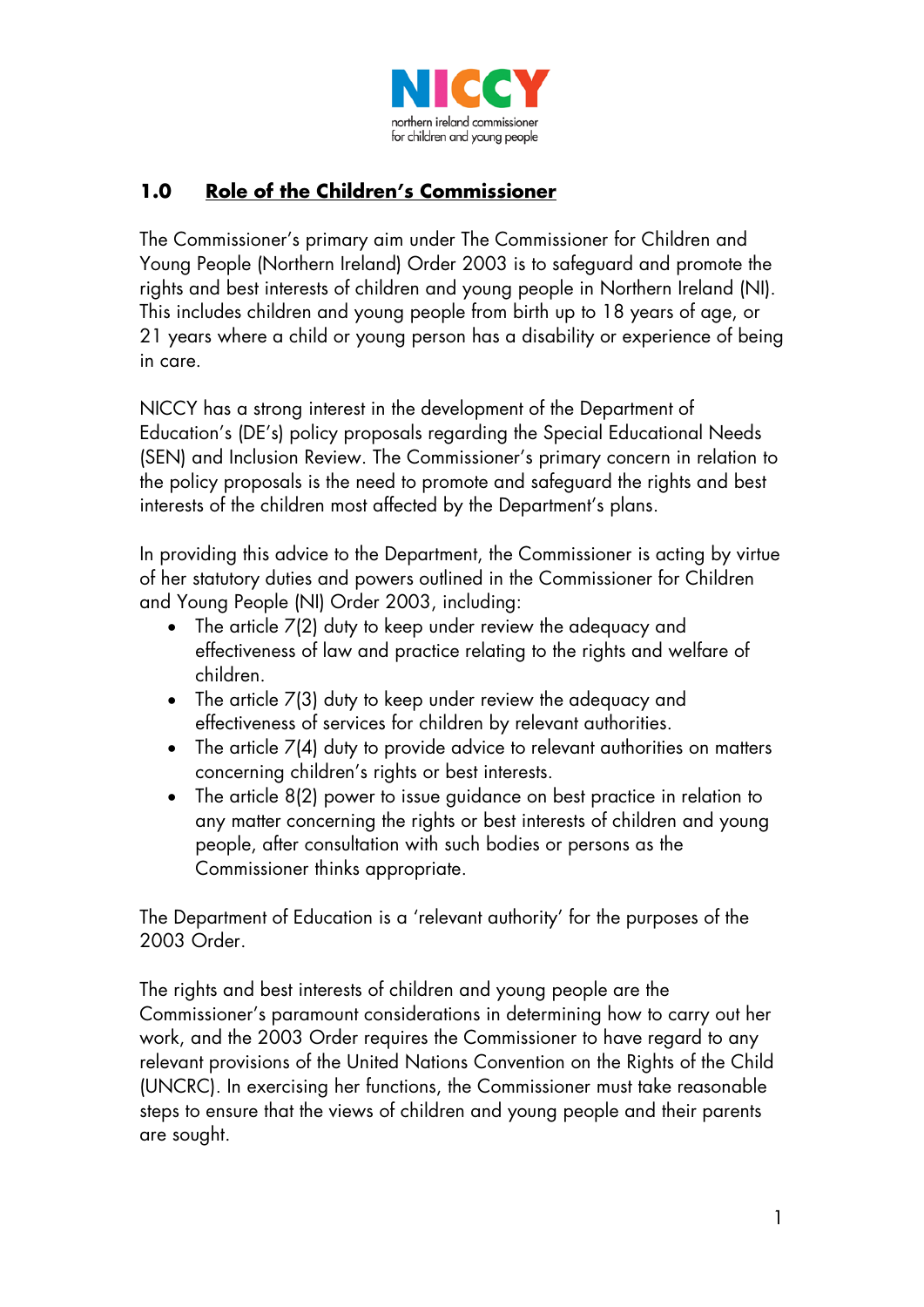## 1.0 Role of the Children's Commissioner

The Commissioner's primary aim under The Commissioner for Children and Young People (Northern Ireland) Order 2003 is to safeguard and promote the rights and best interests of children and young people in Northern Ireland (NI). This includes children and young people from birth up to 18 years of age, or 21 years where a child or young person has a disability or experience of being in care.

NICCY has a strong interest in the development of the Department of Education's (DE's) policy proposals regarding the Special Educational Needs (SEN) and Inclusion Review. The Commissioner's primary concern in relation to the policy proposals is the need to promote and safeguard the rights and best interests of the children most affected by the Department's plans.

In providing this advice to the Department, the Commissioner is acting by virtue of her statutory duties and powers outlined in the Commissioner for Children and Young People (NI) Order 2003, including:

- The article 7(2) duty to keep under review the adequacy and effectiveness of law and practice relating to the rights and welfare of children.
- The article 7(3) duty to keep under review the adequacy and effectiveness of services for children by relevant authorities.
- The article 7(4) duty to provide advice to relevant authorities on matters concerning children's rights or best interests.
- The article 8(2) power to issue guidance on best practice in relation to any matter concerning the rights or best interests of children and young people, after consultation with such bodies or persons as the Commissioner thinks appropriate.

The Department of Education is a 'relevant authority' for the purposes of the 2003 Order.

The rights and best interests of children and young people are the Commissioner's paramount considerations in determining how to carry out her work, and the 2003 Order requires the Commissioner to have regard to any relevant provisions of the United Nations Convention on the Rights of the Child (UNCRC). In exercising her functions, the Commissioner must take reasonable steps to ensure that the views of children and young people and their parents are sought.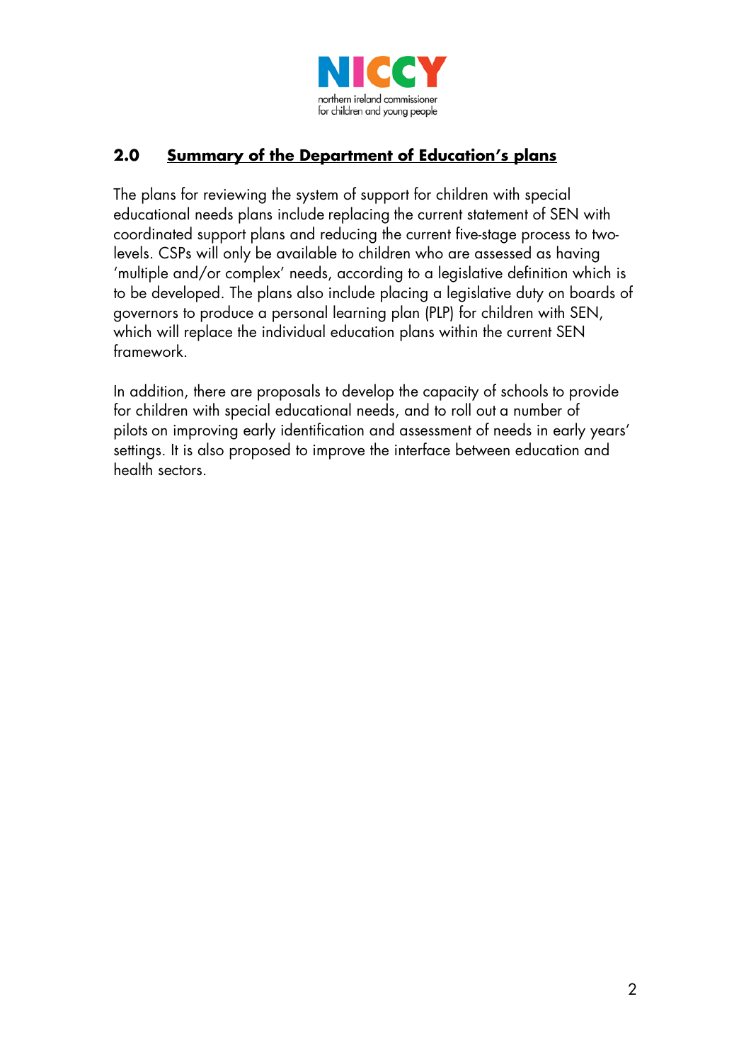## 2.0 **Summary of the Department of Education's plans**

The plans for reviewing the system of support for children with special educational needs plans include replacing the current statement of SEN with coordinated support plans and reducing the current five-stage process to two-levels. CSPs will only be available to children who are assessed as having 'multiple and/or complex' needs, according to a legislative definition which is to be developed. The plans also include placing a legislative duty on boards of governors to produce a personal learning plan (PLP) for children with SEN, which will replace the individual education plans within the current SEN framework.

In addition, there are proposals to develop the capacity of schools to provide for children with special educational needs, and to roll out a number of pilots on improving early identification and assessment of needs in early years' settings. It is also proposed to improve the interface between education and health sectors.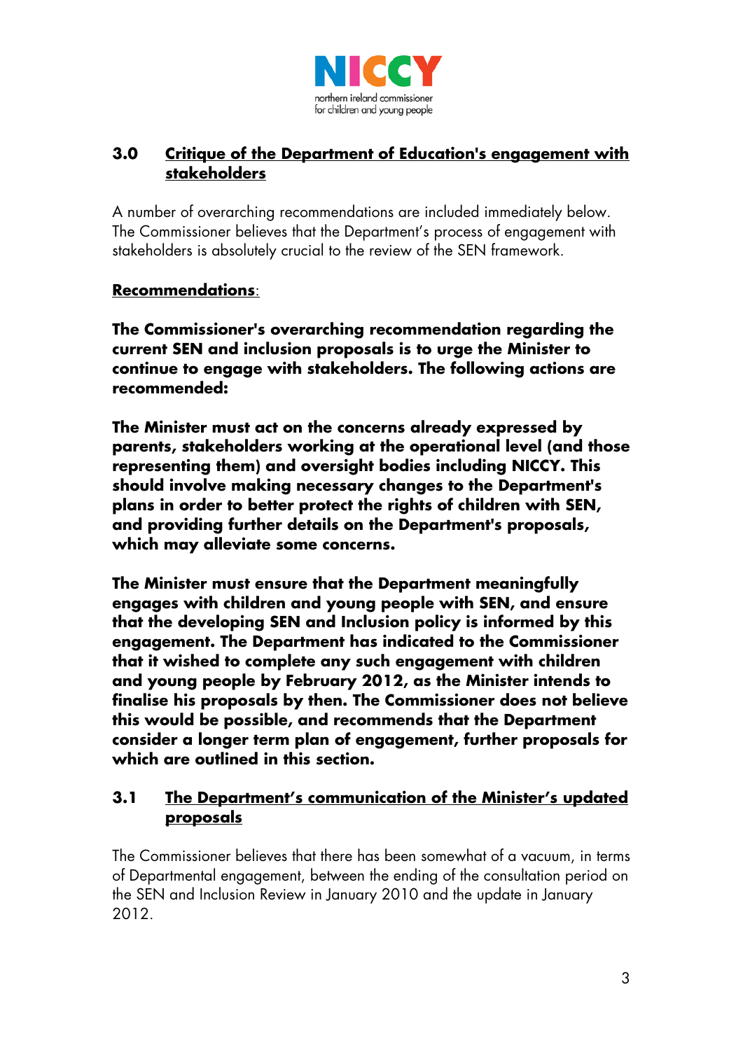## 3.0 Critique of the Department of Education's engagement with stakeholders

A number of overarching recommendations are included immediately below. The Commissioner believes that the Department's process of engagement with stakeholders is absolutely crucial to the review of the SEN framework.

**Recommendations**:

**The Commissioner's overarching recommendation regarding the current SEN and inclusion proposals is to urge the Minister to continue to engage with stakeholders. The following actions are recommended:**

**The Minister must act on the concerns already expressed by parents, stakeholders working at the operational level (and those representing them) and oversight bodies including NICCY. This should involve making necessary changes to the Department's plans in order to better protect the rights of children with SEN, and providing further details on the Department's proposals, which may alleviate some concerns.**

**The Minister must ensure that the Department meaningfully engages with children and young people with SEN, and ensure that the developing SEN and Inclusion policy is informed by this engagement. The Department has indicated to the Commissioner that it wished to complete any such engagement with children and young people by February 2012, as the Minister intends to finalise his proposals by then. The Commissioner does not believe this would be possible, and recommends that the Department consider a longer term plan of engagement, further proposals for which are outlined in this section.**

### 3.1 The Department's communication of the Minister's updated proposals

The Commissioner believes that there has been somewhat of a vacuum, in terms of Departmental engagement, between the ending of the consultation period on the SEN and Inclusion Review in January 2010 and the update in January 2012.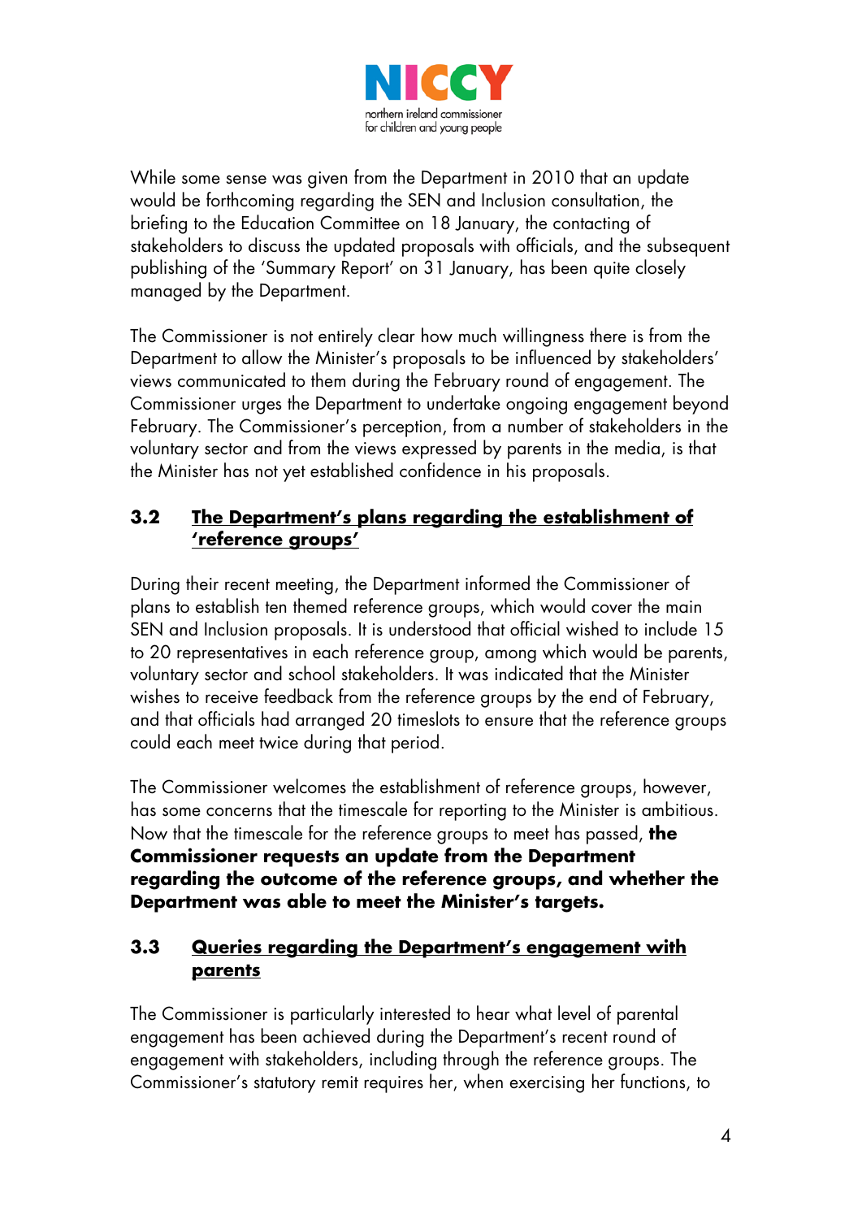While some sense was given from the Department in 2010 that an update would be forthcoming regarding the SEN and Inclusion consultation, the briefing to the Education Committee on 18 January, the contacting of stakeholders to discuss the updated proposals with officials, and the subsequent publishing of the 'Summary Report' on 31 January, has been quite closely managed by the Department.

The Commissioner is not entirely clear how much willingness there is from the Department to allow the Minister's proposals to be influenced by stakeholders' views communicated to them during the February round of engagement. The Commissioner urges the Department to undertake ongoing engagement beyond February. The Commissioner's perception, from a number of stakeholders in the voluntary sector and from the views expressed by parents in the media, is that the Minister has not yet established confidence in his proposals.

### 3.2 The Department's plans regarding the establishment of 'reference groups'

During their recent meeting, the Department informed the Commissioner of plans to establish ten themed reference groups, which would cover the main SEN and Inclusion proposals. It is understood that official wished to include 15 to 20 representatives in each reference group, among which would be parents, voluntary sector and school stakeholders. It was indicated that the Minister wishes to receive feedback from the reference groups by the end of February, and that officials had arranged 20 timeslots to ensure that the reference groups could each meet twice during that period.

The Commissioner welcomes the establishment of reference groups, however, has some concerns that the timescale for reporting to the Minister is ambitious. Now that the timescale for the reference groups to meet has passed, **the Commissioner requests an update from the Department regarding the outcome of the reference groups, and whether the Department was able to meet the Minister's targets.**

### 3.3 Queries regarding the Department's engagement with parents

The Commissioner is particularly interested to hear what level of parental engagement has been achieved during the Department's recent round of engagement with stakeholders, including through the reference groups. The Commissioner's statutory remit requires her, when exercising her functions, to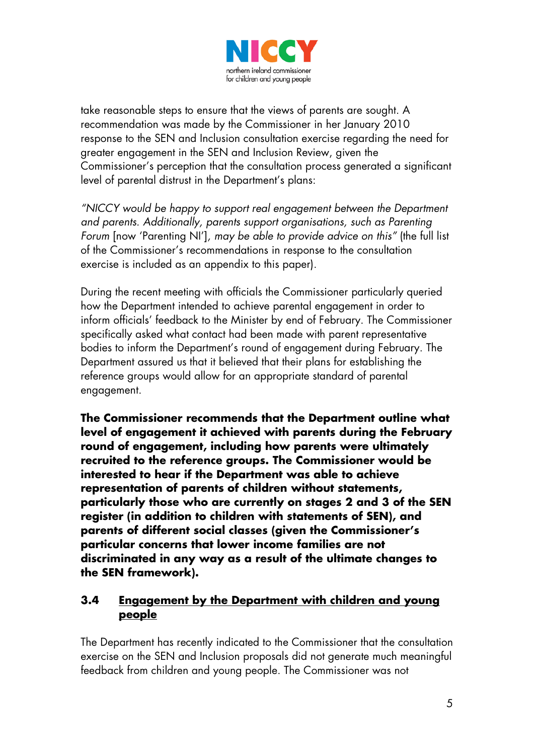take reasonable steps to ensure that the views of parents are sought. A recommendation was made by the Commissioner in her January 2010 response to the SEN and Inclusion consultation exercise regarding the need for greater engagement in the SEN and Inclusion Review, given the Commissioner's perception that the consultation process generated a significant level of parental distrust in the Department's plans:

*"NICCY would be happy to support real engagement between the Department and parents. Additionally, parents support organisations, such as Parenting Forum* [now 'Parenting NI'], *may be able to provide advice on this"* (the full list of the Commissioner's recommendations in response to the consultation exercise is included as an appendix to this paper).

During the recent meeting with officials the Commissioner particularly queried how the Department intended to achieve parental engagement in order to inform officials' feedback to the Minister by end of February. The Commissioner specifically asked what contact had been made with parent representative bodies to inform the Department's round of engagement during February. The Department assured us that it believed that their plans for establishing the reference groups would allow for an appropriate standard of parental engagement.

**The Commissioner recommends that the Department outline what level of engagement it achieved with parents during the February round of engagement, including how parents were ultimately recruited to the reference groups. The Commissioner would be interested to hear if the Department was able to achieve representation of parents of children without statements, particularly those who are currently on stages 2 and 3 of the SEN register (in addition to children with statements of SEN), and parents of different social classes (given the Commissioner's particular concerns that lower income families are not discriminated in any way as a result of the ultimate changes to the SEN framework).**

### 3.4 Engagement by the Department with children and young people

The Department has recently indicated to the Commissioner that the consultation exercise on the SEN and Inclusion proposals did not generate much meaningful feedback from children and young people. The Commissioner was not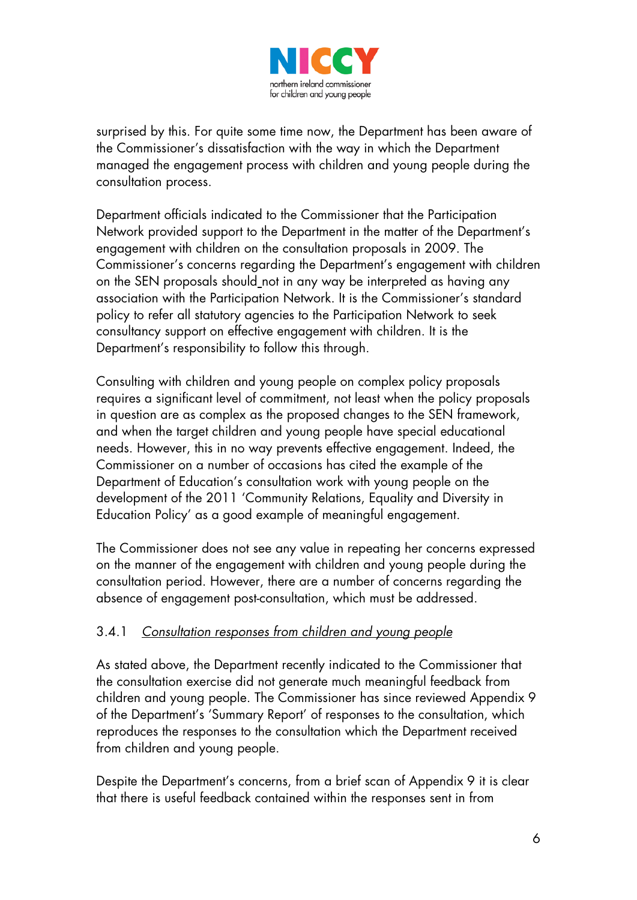surprised by this. For quite some time now, the Department has been aware of the Commissioner's dissatisfaction with the way in which the Department managed the engagement process with children and young people during the consultation process.

Department officials indicated to the Commissioner that the Participation Network provided support to the Department in the matter of the Department's engagement with children on the consultation proposals in 2009. The Commissioner's concerns regarding the Department's engagement with children on the SEN proposals should not in any way be interpreted as having any association with the Participation Network. It is the Commissioner's standard policy to refer all statutory agencies to the Participation Network to seek consultancy support on effective engagement with children. It is the Department's responsibility to follow this through.

Consulting with children and young people on complex policy proposals requires a significant level of commitment, not least when the policy proposals in question are as complex as the proposed changes to the SEN framework, and when the target children and young people have special educational needs. However, this in no way prevents effective engagement. Indeed, the Commissioner on a number of occasions has cited the example of the Department of Education's consultation work with young people on the development of the 2011 'Community Relations, Equality and Diversity in Education Policy' as a good example of meaningful engagement.

The Commissioner does not see any value in repeating her concerns expressed on the manner of the engagement with children and young people during the consultation period. However, there are a number of concerns regarding the absence of engagement post-consultation, which must be addressed.

### 3.4.1 *Consultation responses from children and young people*

As stated above, the Department recently indicated to the Commissioner that the consultation exercise did not generate much meaningful feedback from children and young people. The Commissioner has since reviewed Appendix 9 of the Department's 'Summary Report' of responses to the consultation, which reproduces the responses to the consultation which the Department received from children and young people.

Despite the Department's concerns, from a brief scan of Appendix 9 it is clear that there is useful feedback contained within the responses sent in from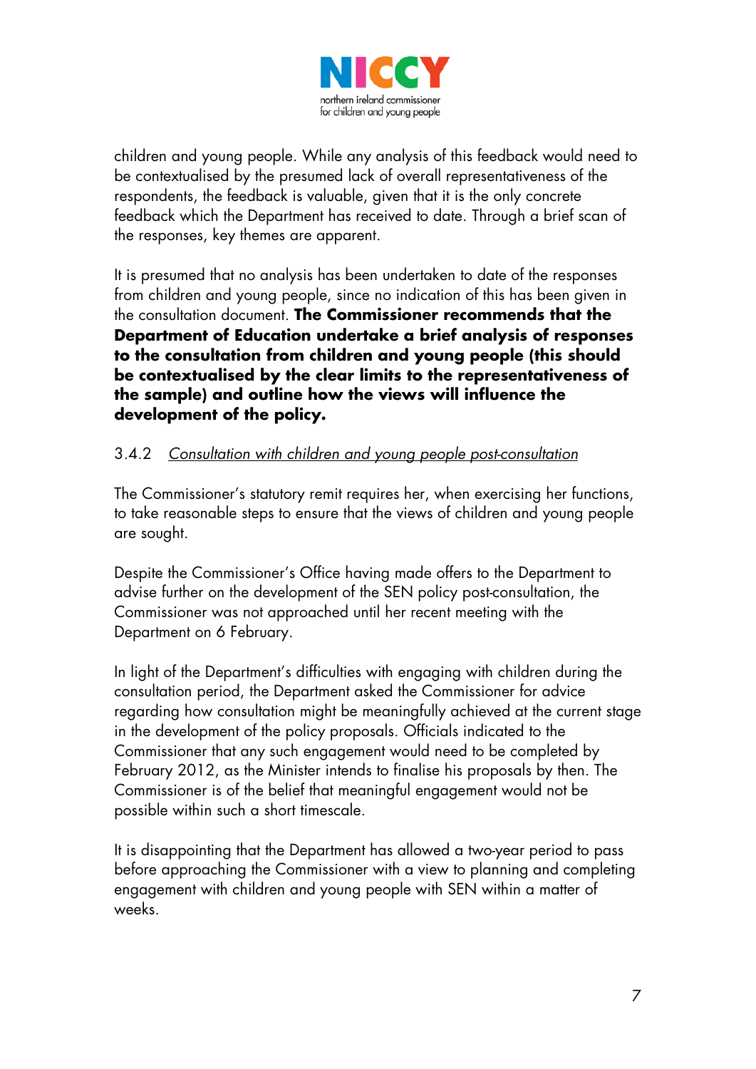children and young people. While any analysis of this feedback would need to be contextualised by the presumed lack of overall representativeness of the respondents, the feedback is valuable, given that it is the only concrete feedback which the Department has received to date. Through a brief scan of the responses, key themes are apparent.

It is presumed that no analysis has been undertaken to date of the responses from children and young people, since no indication of this has been given in the consultation document. **The Commissioner recommends that the Department of Education undertake a brief analysis of responses to the consultation from children and young people (this should be contextualised by the clear limits to the representativeness of the sample) and outline how the views will influence the development of the policy.**

3.4.2 *Consultation with children and young people post-consultation*

The Commissioner's statutory remit requires her, when exercising her functions, to take reasonable steps to ensure that the views of children and young people are sought.

Despite the Commissioner's Office having made offers to the Department to advise further on the development of the SEN policy post-consultation, the Commissioner was not approached until her recent meeting with the Department on 6 February.

In light of the Department's difficulties with engaging with children during the consultation period, the Department asked the Commissioner for advice regarding how consultation might be meaningfully achieved at the current stage in the development of the policy proposals. Officials indicated to the Commissioner that any such engagement would need to be completed by February 2012, as the Minister intends to finalise his proposals by then. The Commissioner is of the belief that meaningful engagement would not be possible within such a short timescale.

It is disappointing that the Department has allowed a two-year period to pass before approaching the Commissioner with a view to planning and completing engagement with children and young people with SEN within a matter of weeks.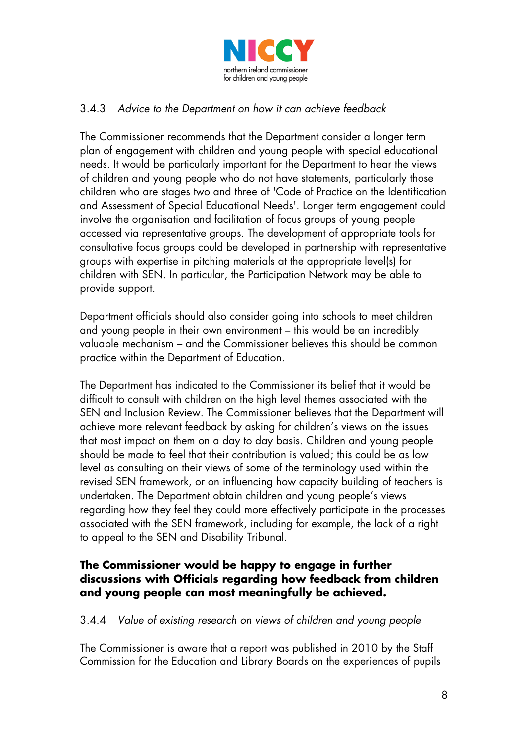### 3.4.3 *Advice to the Department on how it can achieve feedback*

The Commissioner recommends that the Department consider a longer term plan of engagement with children and young people with special educational needs. It would be particularly important for the Department to hear the views of children and young people who do not have statements, particularly those children who are stages two and three of 'Code of Practice on the Identification and Assessment of Special Educational Needs'. Longer term engagement could involve the organisation and facilitation of focus groups of young people accessed via representative groups. The development of appropriate tools for consultative focus groups could be developed in partnership with representative groups with expertise in pitching materials at the appropriate level(s) for children with SEN. In particular, the Participation Network may be able to provide support.

Department officials should also consider going into schools to meet children and young people in their own environment – this would be an incredibly valuable mechanism – and the Commissioner believes this should be common practice within the Department of Education.

The Department has indicated to the Commissioner its belief that it would be difficult to consult with children on the high level themes associated with the SEN and Inclusion Review. The Commissioner believes that the Department will achieve more relevant feedback by asking for children's views on the issues that most impact on them on a day to day basis. Children and young people should be made to feel that their contribution is valued; this could be as low level as consulting on their views of some of the terminology used within the revised SEN framework, or on influencing how capacity building of teachers is undertaken. The Department obtain children and young people's views regarding how they feel they could more effectively participate in the processes associated with the SEN framework, including for example, the lack of a right to appeal to the SEN and Disability Tribunal.

**The Commissioner would be happy to engage in further discussions with Officials regarding how feedback from children and young people can most meaningfully be achieved.**

### 3.4.4 *Value of existing research on views of children and young people*

The Commissioner is aware that a report was published in 2010 by the Staff Commission for the Education and Library Boards on the experiences of pupils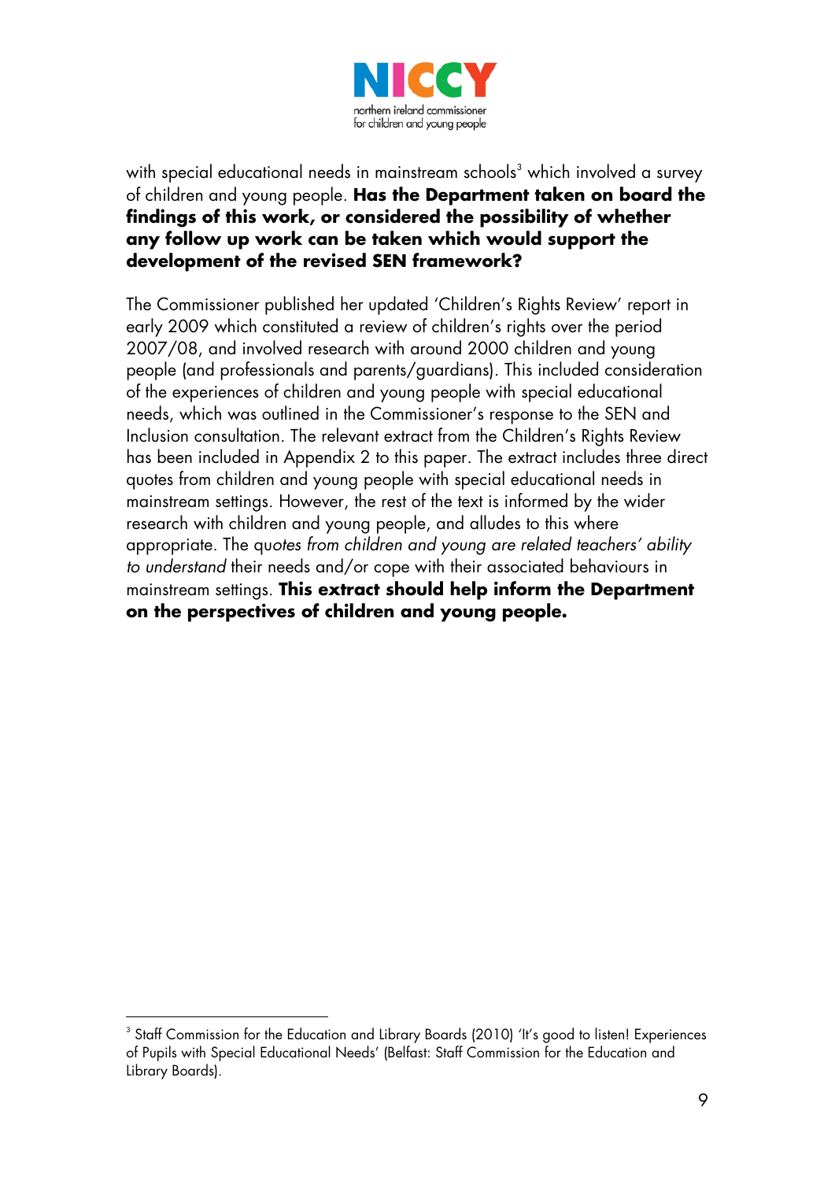with special educational needs in mainstream schools[3] which involved a survey of children and young people. **Has the Department taken on board the findings of this work, or considered the possibility of whether any follow up work can be taken which would support the development of the revised SEN framework?**

The Commissioner published her updated 'Children's Rights Review' report in early 2009 which constituted a review of children's rights over the period 2007/08, and involved research with around 2000 children and young people (and professionals and parents/guardians). This included consideration of the experiences of children and young people with special educational needs, which was outlined in the Commissioner's response to the SEN and Inclusion consultation. The relevant extract from the Children's Rights Review has been included in Appendix 2 to this paper. The extract includes three direct quotes from children and young people with special educational needs in mainstream settings. However, the rest of the text is informed by the wider research with children and young people, and alludes to this where appropriate. The qu*otes from children and young are related teachers' ability to understand* their needs and/or cope with their associated behaviours in mainstream settings. **This extract should help inform the Department on the perspectives of children and young people.**

[3] Staff Commission for the Education and Library Boards (2010) 'It's good to listen! Experiences of Pupils with Special Educational Needs' (Belfast: Staff Commission for the Education and Library Boards).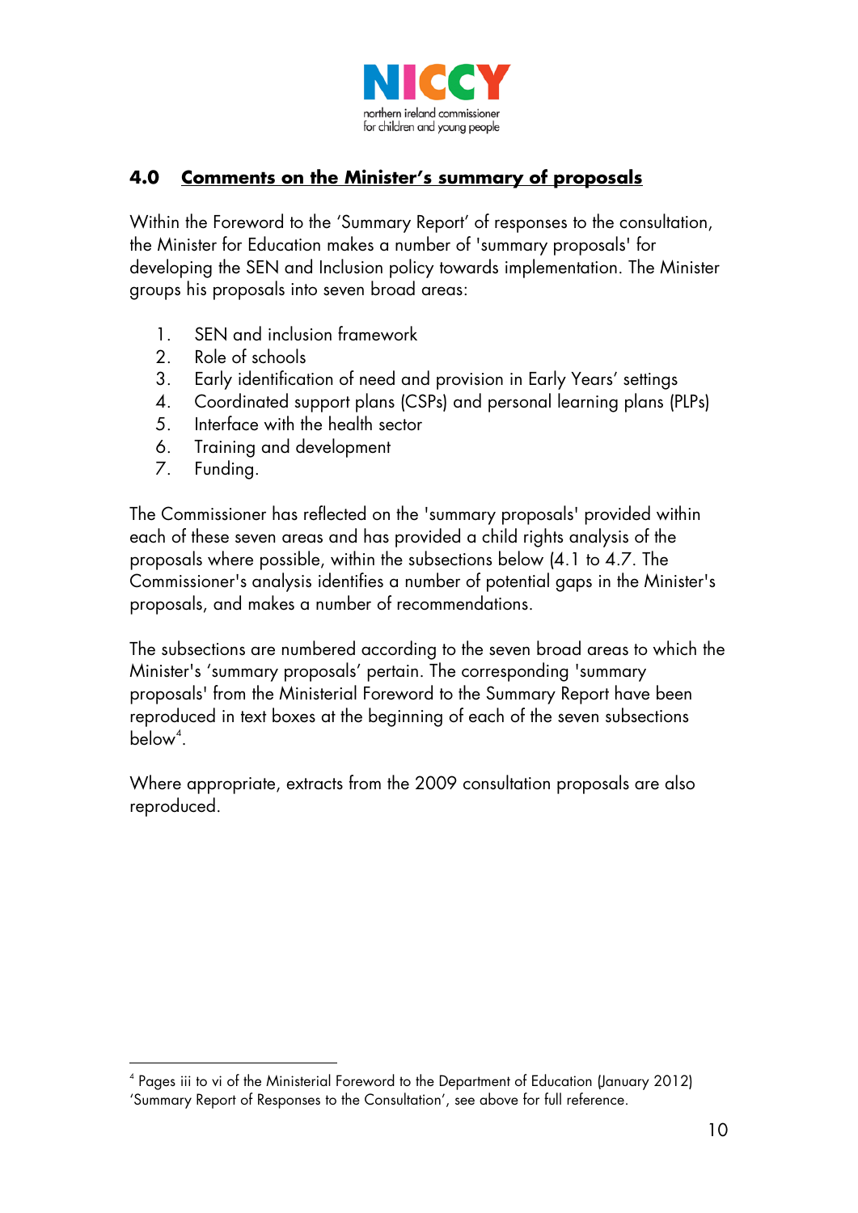## 4.0 Comments on the Minister's summary of proposals

Within the Foreword to the 'Summary Report' of responses to the consultation, the Minister for Education makes a number of 'summary proposals' for developing the SEN and Inclusion policy towards implementation. The Minister groups his proposals into seven broad areas:

1. SEN and inclusion framework
2. Role of schools
3. Early identification of need and provision in Early Years' settings
4. Coordinated support plans (CSPs) and personal learning plans (PLPs)
5. Interface with the health sector
6. Training and development
7. Funding.

The Commissioner has reflected on the 'summary proposals' provided within each of these seven areas and has provided a child rights analysis of the proposals where possible, within the subsections below (4.1 to 4.7. The Commissioner's analysis identifies a number of potential gaps in the Minister's proposals, and makes a number of recommendations.

The subsections are numbered according to the seven broad areas to which the Minister's 'summary proposals' pertain. The corresponding 'summary proposals' from the Ministerial Foreword to the Summary Report have been reproduced in text boxes at the beginning of each of the seven subsections below[4].

Where appropriate, extracts from the 2009 consultation proposals are also reproduced.

[4] Pages iii to vi of the Ministerial Foreword to the Department of Education (January 2012) 'Summary Report of Responses to the Consultation', see above for full reference.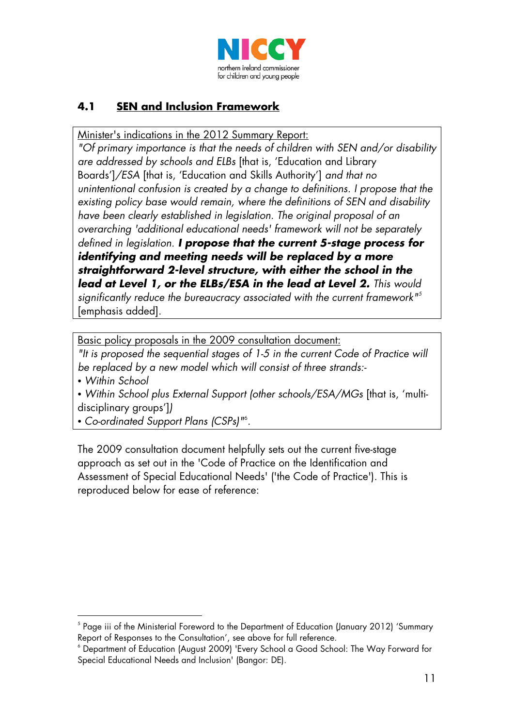## 4.1 SEN and Inclusion Framework

Minister's indications in the 2012 Summary Report:

*"Of primary importance is that the needs of children with SEN and/or disability are addressed by schools and ELBs* [that is, 'Education and Library Boards']*/ESA* [that is, 'Education and Skills Authority'] *and that no unintentional confusion is created by a change to definitions. I propose that the existing policy base would remain, where the definitions of SEN and disability have been clearly established in legislation. The original proposal of an overarching 'additional educational needs' framework will not be separately defined in legislation.* ***I propose that the current 5-stage process for identifying and meeting needs will be replaced by a more straightforward 2-level structure, with either the school in the lead at Level 1, or the ELBs/ESA in the lead at Level 2.*** *This would significantly reduce the bureaucracy associated with the current framework"*[5] [emphasis added].

Basic policy proposals in the 2009 consultation document:

*"It is proposed the sequential stages of 1-5 in the current Code of Practice will be replaced by a new model which will consist of three strands:-*

- *Within School*
- *Within School plus External Support (other schools/ESA/MGs* [that is, 'multi-disciplinary groups']*)*
- *Co-ordinated Support Plans (CSPs)"*[6].

The 2009 consultation document helpfully sets out the current five-stage approach as set out in the 'Code of Practice on the Identification and Assessment of Special Educational Needs' ('the Code of Practice'). This is reproduced below for ease of reference:

[5] Page iii of the Ministerial Foreword to the Department of Education (January 2012) 'Summary Report of Responses to the Consultation', see above for full reference.

[6] Department of Education (August 2009) 'Every School a Good School: The Way Forward for Special Educational Needs and Inclusion' (Bangor: DE).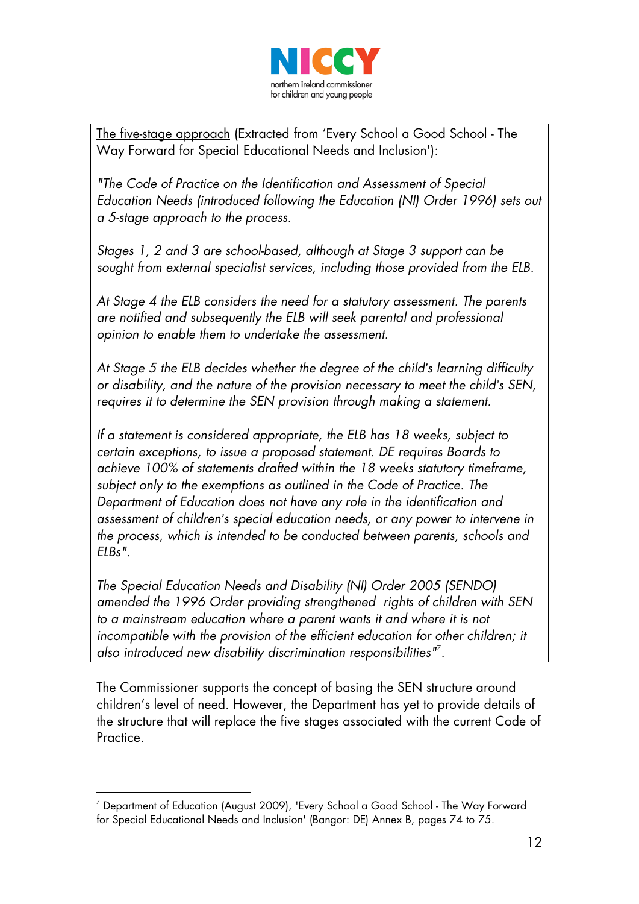The five-stage approach (Extracted from 'Every School a Good School - The Way Forward for Special Educational Needs and Inclusion'):

*"The Code of Practice on the Identification and Assessment of Special Education Needs (introduced following the Education (NI) Order 1996) sets out a 5-stage approach to the process.*

*Stages 1, 2 and 3 are school-based, although at Stage 3 support can be sought from external specialist services, including those provided from the ELB.*

*At Stage 4 the ELB considers the need for a statutory assessment. The parents are notified and subsequently the ELB will seek parental and professional opinion to enable them to undertake the assessment.*

*At Stage 5 the ELB decides whether the degree of the child's learning difficulty or disability, and the nature of the provision necessary to meet the child's SEN, requires it to determine the SEN provision through making a statement.*

*If a statement is considered appropriate, the ELB has 18 weeks, subject to certain exceptions, to issue a proposed statement. DE requires Boards to achieve 100% of statements drafted within the 18 weeks statutory timeframe, subject only to the exemptions as outlined in the Code of Practice. The Department of Education does not have any role in the identification and assessment of children's special education needs, or any power to intervene in the process, which is intended to be conducted between parents, schools and ELBs".*

*The Special Education Needs and Disability (NI) Order 2005 (SENDO) amended the 1996 Order providing strengthened rights of children with SEN to a mainstream education where a parent wants it and where it is not incompatible with the provision of the efficient education for other children; it also introduced new disability discrimination responsibilities"*[7].

The Commissioner supports the concept of basing the SEN structure around children's level of need. However, the Department has yet to provide details of the structure that will replace the five stages associated with the current Code of Practice.

[7] Department of Education (August 2009), 'Every School a Good School - The Way Forward for Special Educational Needs and Inclusion' (Bangor: DE) Annex B, pages 74 to 75.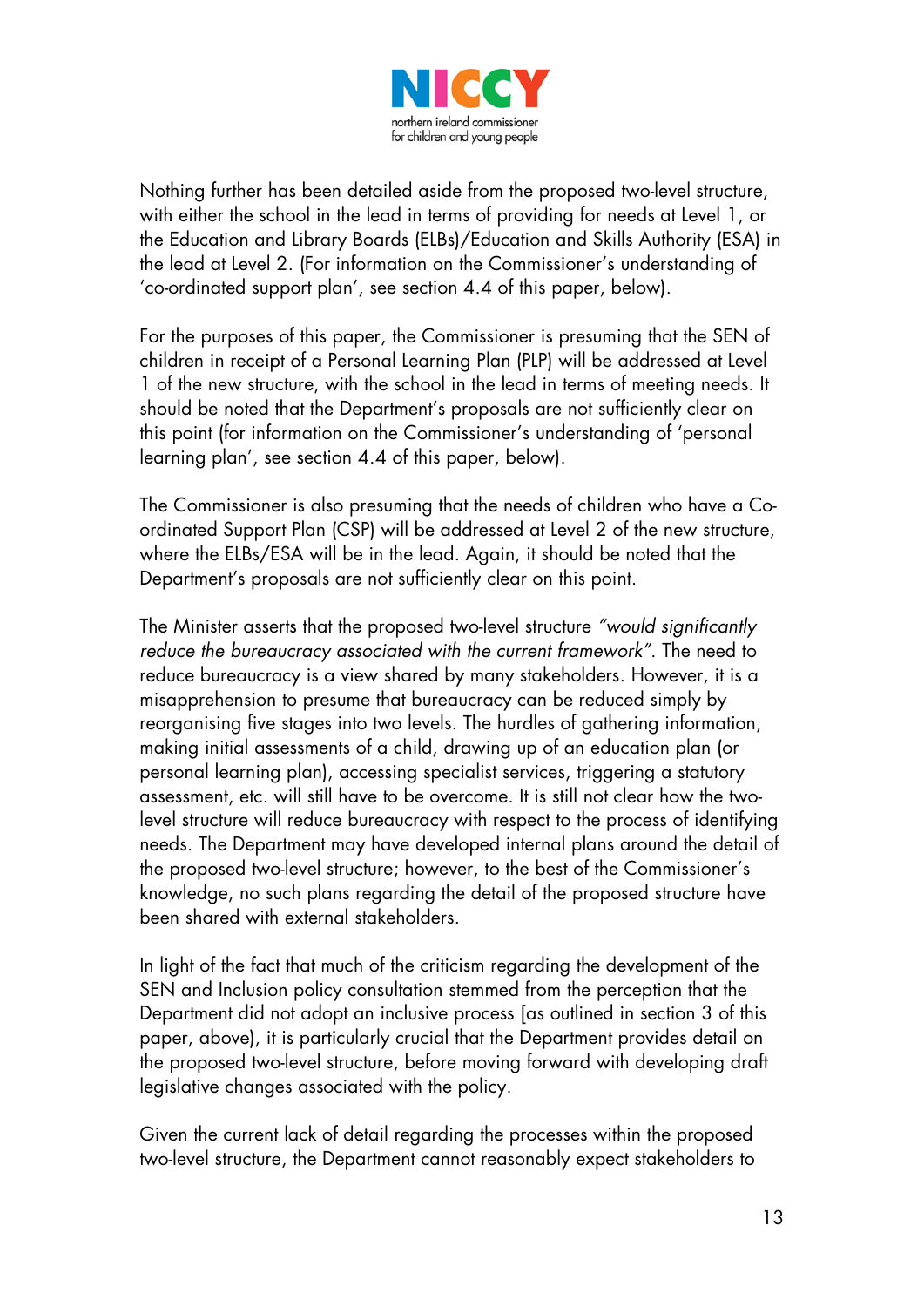Nothing further has been detailed aside from the proposed two-level structure, with either the school in the lead in terms of providing for needs at Level 1, or the Education and Library Boards (ELBs)/Education and Skills Authority (ESA) in the lead at Level 2. (For information on the Commissioner's understanding of 'co-ordinated support plan', see section 4.4 of this paper, below).

For the purposes of this paper, the Commissioner is presuming that the SEN of children in receipt of a Personal Learning Plan (PLP) will be addressed at Level 1 of the new structure, with the school in the lead in terms of meeting needs. It should be noted that the Department's proposals are not sufficiently clear on this point (for information on the Commissioner's understanding of 'personal learning plan', see section 4.4 of this paper, below).

The Commissioner is also presuming that the needs of children who have a Co-ordinated Support Plan (CSP) will be addressed at Level 2 of the new structure, where the ELBs/ESA will be in the lead. Again, it should be noted that the Department's proposals are not sufficiently clear on this point.

The Minister asserts that the proposed two-level structure *"would significantly reduce the bureaucracy associated with the current framework"*. The need to reduce bureaucracy is a view shared by many stakeholders. However, it is a misapprehension to presume that bureaucracy can be reduced simply by reorganising five stages into two levels. The hurdles of gathering information, making initial assessments of a child, drawing up of an education plan (or personal learning plan), accessing specialist services, triggering a statutory assessment, etc. will still have to be overcome. It is still not clear how the two-level structure will reduce bureaucracy with respect to the process of identifying needs. The Department may have developed internal plans around the detail of the proposed two-level structure; however, to the best of the Commissioner's knowledge, no such plans regarding the detail of the proposed structure have been shared with external stakeholders.

In light of the fact that much of the criticism regarding the development of the SEN and Inclusion policy consultation stemmed from the perception that the Department did not adopt an inclusive process [as outlined in section 3 of this paper, above), it is particularly crucial that the Department provides detail on the proposed two-level structure, before moving forward with developing draft legislative changes associated with the policy.

Given the current lack of detail regarding the processes within the proposed two-level structure, the Department cannot reasonably expect stakeholders to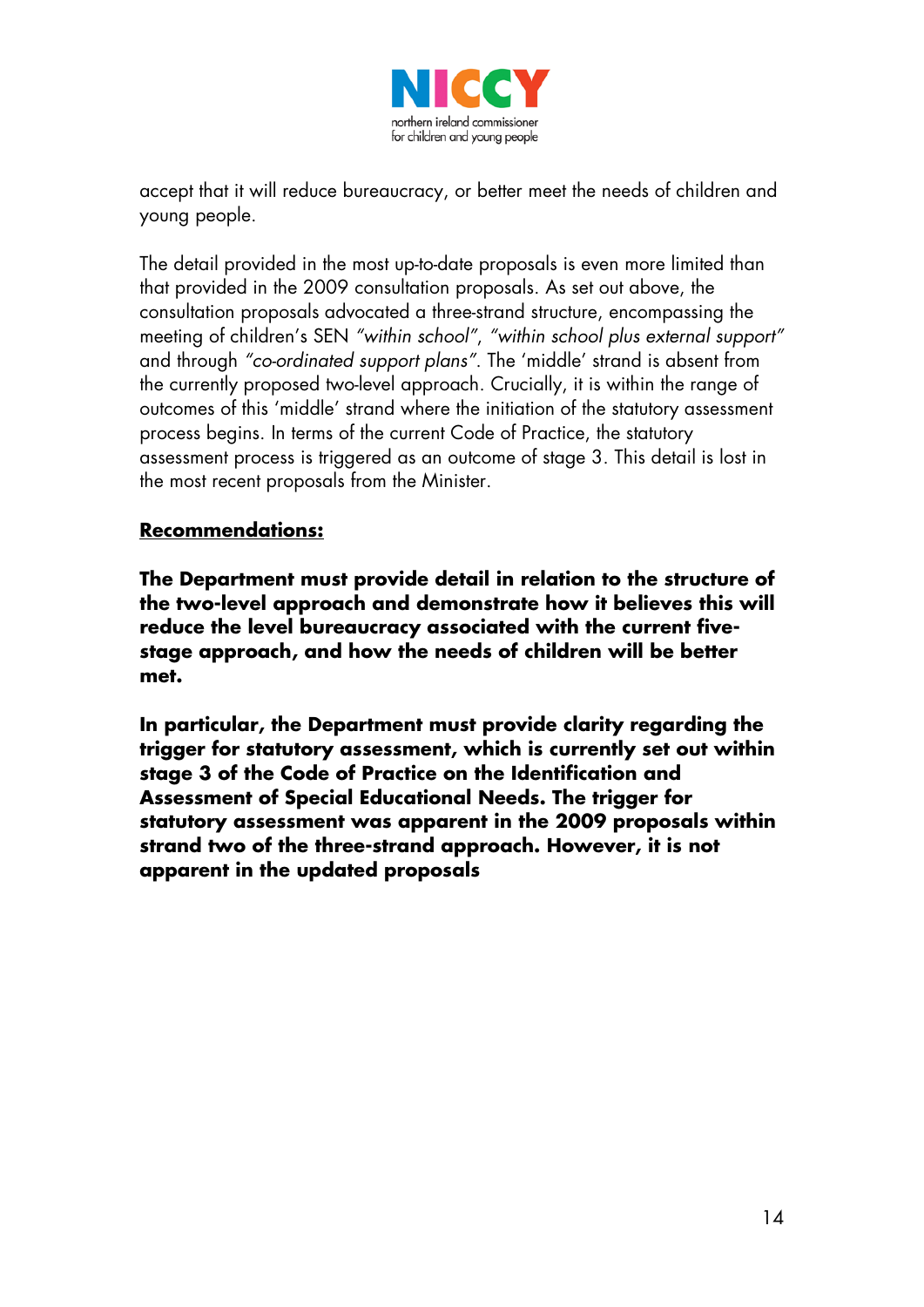accept that it will reduce bureaucracy, or better meet the needs of children and young people.

The detail provided in the most up-to-date proposals is even more limited than that provided in the 2009 consultation proposals. As set out above, the consultation proposals advocated a three-strand structure, encompassing the meeting of children's SEN *"within school"*, *"within school plus external support"* and through *"co-ordinated support plans"*. The 'middle' strand is absent from the currently proposed two-level approach. Crucially, it is within the range of outcomes of this 'middle' strand where the initiation of the statutory assessment process begins. In terms of the current Code of Practice, the statutory assessment process is triggered as an outcome of stage 3. This detail is lost in the most recent proposals from the Minister.

**Recommendations:**

**The Department must provide detail in relation to the structure of the two-level approach and demonstrate how it believes this will reduce the level bureaucracy associated with the current five-stage approach, and how the needs of children will be better met.**

**In particular, the Department must provide clarity regarding the trigger for statutory assessment, which is currently set out within stage 3 of the Code of Practice on the Identification and Assessment of Special Educational Needs. The trigger for statutory assessment was apparent in the 2009 proposals within strand two of the three-strand approach. However, it is not apparent in the updated proposals**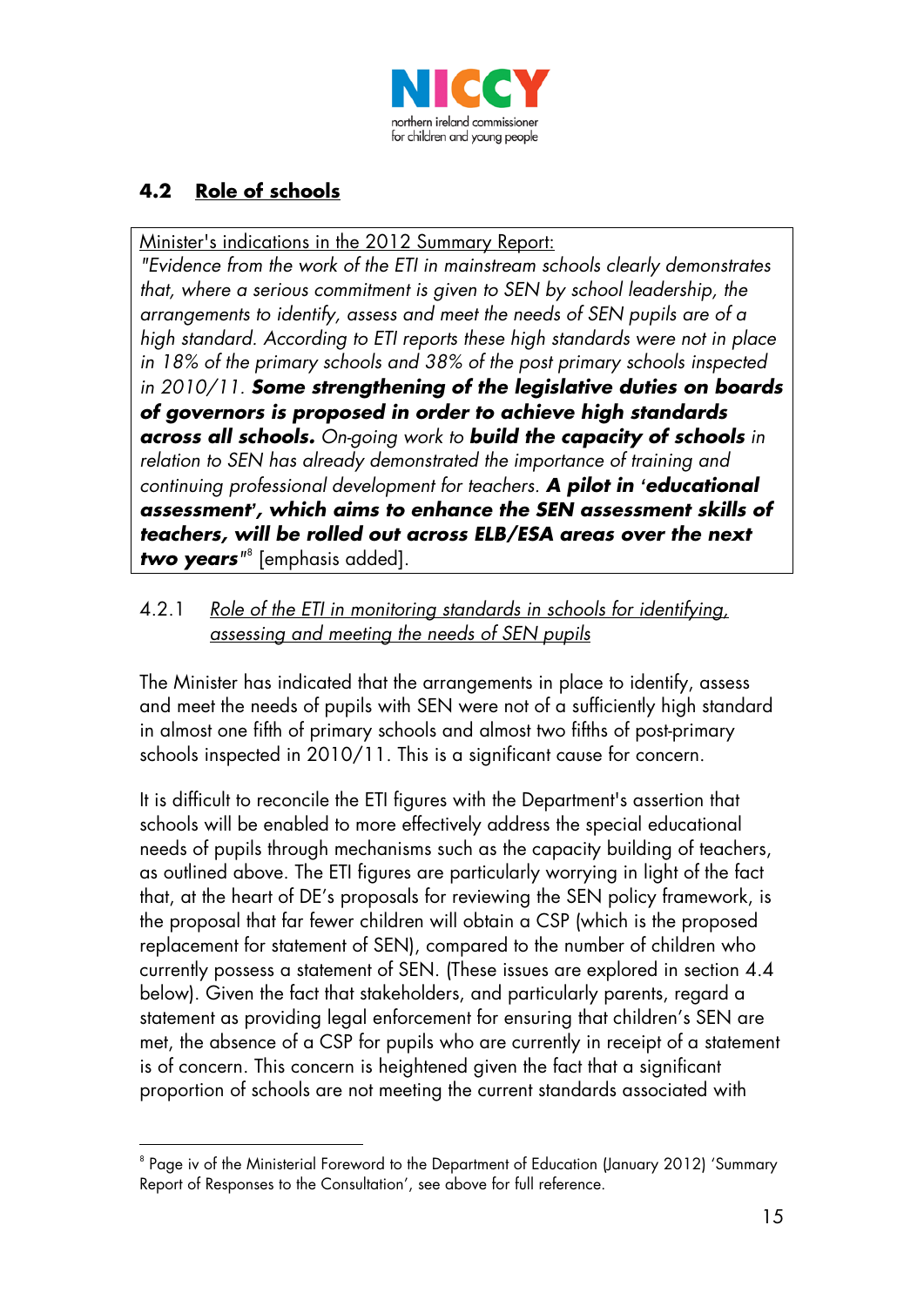## 4.2 Role of schools

> <u>Minister's indications in the 2012 Summary Report:</u>
> *"Evidence from the work of the ETI in mainstream schools clearly demonstrates that, where a serious commitment is given to SEN by school leadership, the arrangements to identify, assess and meet the needs of SEN pupils are of a high standard. According to ETI reports these high standards were not in place in 18% of the primary schools and 38% of the post primary schools inspected in 2010/11.* ***Some strengthening of the legislative duties on boards of governors is proposed in order to achieve high standards across all schools.*** *On-going work to* ***build the capacity of schools*** *in relation to SEN has already demonstrated the importance of training and continuing professional development for teachers.* ***A pilot in 'educational assessment', which aims to enhance the SEN assessment skills of teachers, will be rolled out across ELB/ESA areas over the next two years****"*[8] [emphasis added].

### 4.2.1 *Role of the ETI in monitoring standards in schools for identifying, assessing and meeting the needs of SEN pupils*

The Minister has indicated that the arrangements in place to identify, assess and meet the needs of pupils with SEN were not of a sufficiently high standard in almost one fifth of primary schools and almost two fifths of post-primary schools inspected in 2010/11. This is a significant cause for concern.

It is difficult to reconcile the ETI figures with the Department's assertion that schools will be enabled to more effectively address the special educational needs of pupils through mechanisms such as the capacity building of teachers, as outlined above. The ETI figures are particularly worrying in light of the fact that, at the heart of DE's proposals for reviewing the SEN policy framework, is the proposal that far fewer children will obtain a CSP (which is the proposed replacement for statement of SEN), compared to the number of children who currently possess a statement of SEN. (These issues are explored in section 4.4 below). Given the fact that stakeholders, and particularly parents, regard a statement as providing legal enforcement for ensuring that children's SEN are met, the absence of a CSP for pupils who are currently in receipt of a statement is of concern. This concern is heightened given the fact that a significant proportion of schools are not meeting the current standards associated with

---

[8] Page iv of the Ministerial Foreword to the Department of Education (January 2012) 'Summary Report of Responses to the Consultation', see above for full reference.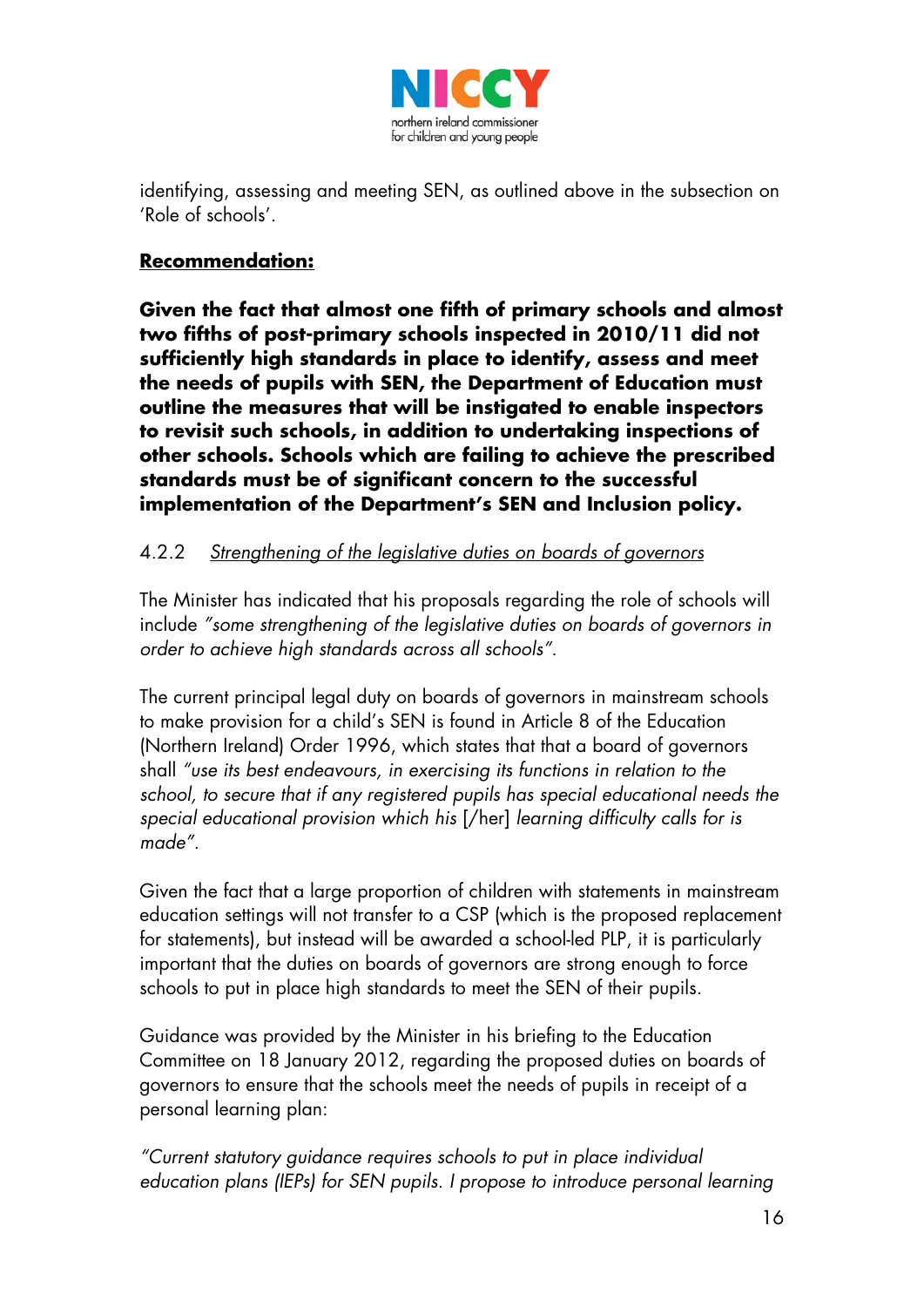identifying, assessing and meeting SEN, as outlined above in the subsection on 'Role of schools'.

**<u>Recommendation:</u>**

**Given the fact that almost one fifth of primary schools and almost two fifths of post-primary schools inspected in 2010/11 did not sufficiently high standards in place to identify, assess and meet the needs of pupils with SEN, the Department of Education must outline the measures that will be instigated to enable inspectors to revisit such schools, in addition to undertaking inspections of other schools. Schools which are failing to achieve the prescribed standards must be of significant concern to the successful implementation of the Department's SEN and Inclusion policy.**

### 4.2.2 *Strengthening of the legislative duties on boards of governors*

The Minister has indicated that his proposals regarding the role of schools will include *"some strengthening of the legislative duties on boards of governors in order to achieve high standards across all schools"*.

The current principal legal duty on boards of governors in mainstream schools to make provision for a child's SEN is found in Article 8 of the Education (Northern Ireland) Order 1996, which states that that a board of governors shall *"use its best endeavours, in exercising its functions in relation to the school, to secure that if any registered pupils has special educational needs the special educational provision which his* [/her] *learning difficulty calls for is made"*.

Given the fact that a large proportion of children with statements in mainstream education settings will not transfer to a CSP (which is the proposed replacement for statements), but instead will be awarded a school-led PLP, it is particularly important that the duties on boards of governors are strong enough to force schools to put in place high standards to meet the SEN of their pupils.

Guidance was provided by the Minister in his briefing to the Education Committee on 18 January 2012, regarding the proposed duties on boards of governors to ensure that the schools meet the needs of pupils in receipt of a personal learning plan:

*"Current statutory guidance requires schools to put in place individual education plans (IEPs) for SEN pupils. I propose to introduce personal learning*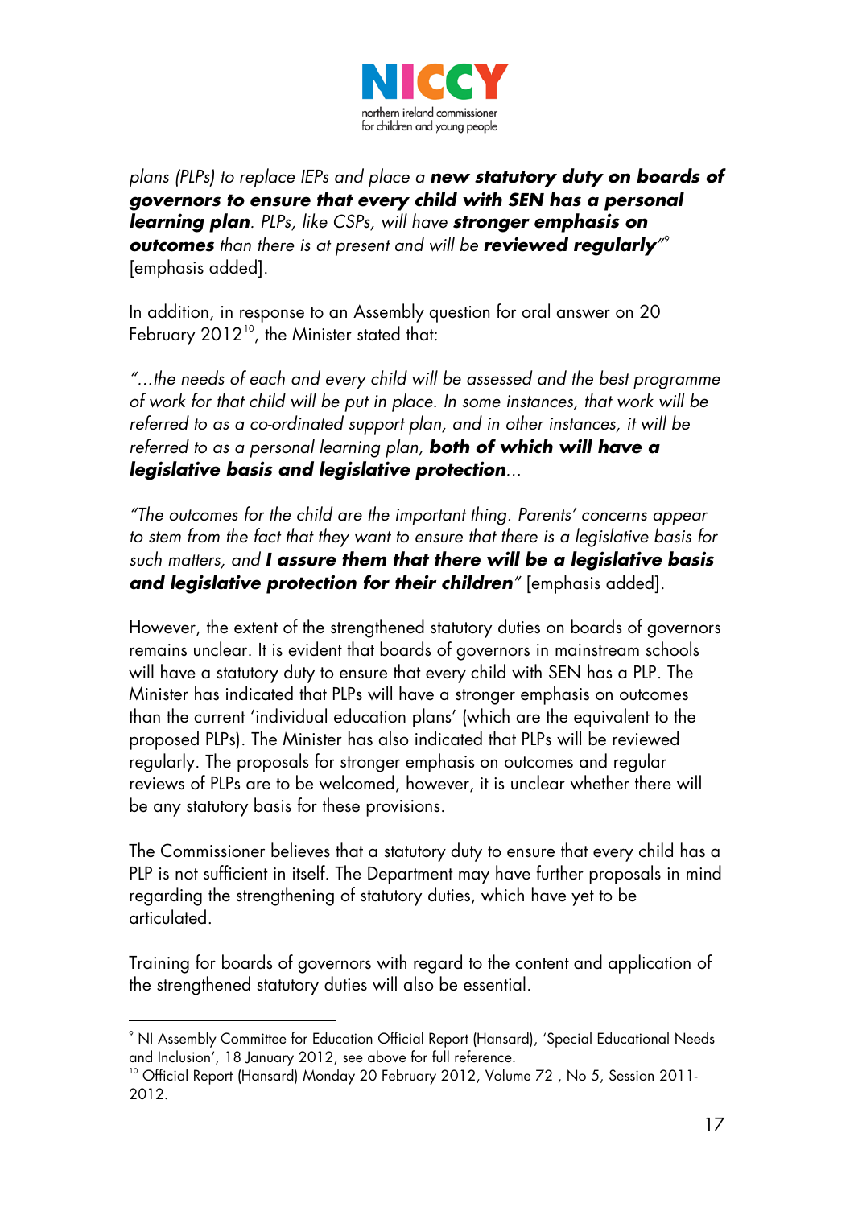*plans (PLPs) to replace IEPs and place a **new statutory duty on boards of governors to ensure that every child with SEN has a personal learning plan**. PLPs, like CSPs, will have **stronger emphasis on outcomes** than there is at present and will be **reviewed regularly**"*[9] [emphasis added].

In addition, in response to an Assembly question for oral answer on 20 February 2012[10], the Minister stated that:

*"…the needs of each and every child will be assessed and the best programme of work for that child will be put in place. In some instances, that work will be referred to as a co-ordinated support plan, and in other instances, it will be referred to as a personal learning plan, **both of which will have a legislative basis and legislative protection**…*

*"The outcomes for the child are the important thing. Parents' concerns appear to stem from the fact that they want to ensure that there is a legislative basis for such matters, and **I assure them that there will be a legislative basis and legislative protection for their children**"* [emphasis added].

However, the extent of the strengthened statutory duties on boards of governors remains unclear. It is evident that boards of governors in mainstream schools will have a statutory duty to ensure that every child with SEN has a PLP. The Minister has indicated that PLPs will have a stronger emphasis on outcomes than the current 'individual education plans' (which are the equivalent to the proposed PLPs). The Minister has also indicated that PLPs will be reviewed regularly. The proposals for stronger emphasis on outcomes and regular reviews of PLPs are to be welcomed, however, it is unclear whether there will be any statutory basis for these provisions.

The Commissioner believes that a statutory duty to ensure that every child has a PLP is not sufficient in itself. The Department may have further proposals in mind regarding the strengthening of statutory duties, which have yet to be articulated.

Training for boards of governors with regard to the content and application of the strengthened statutory duties will also be essential.

[9] NI Assembly Committee for Education Official Report (Hansard), 'Special Educational Needs and Inclusion', 18 January 2012, see above for full reference.

[10] Official Report (Hansard) Monday 20 February 2012, Volume 72 , No 5, Session 2011-2012.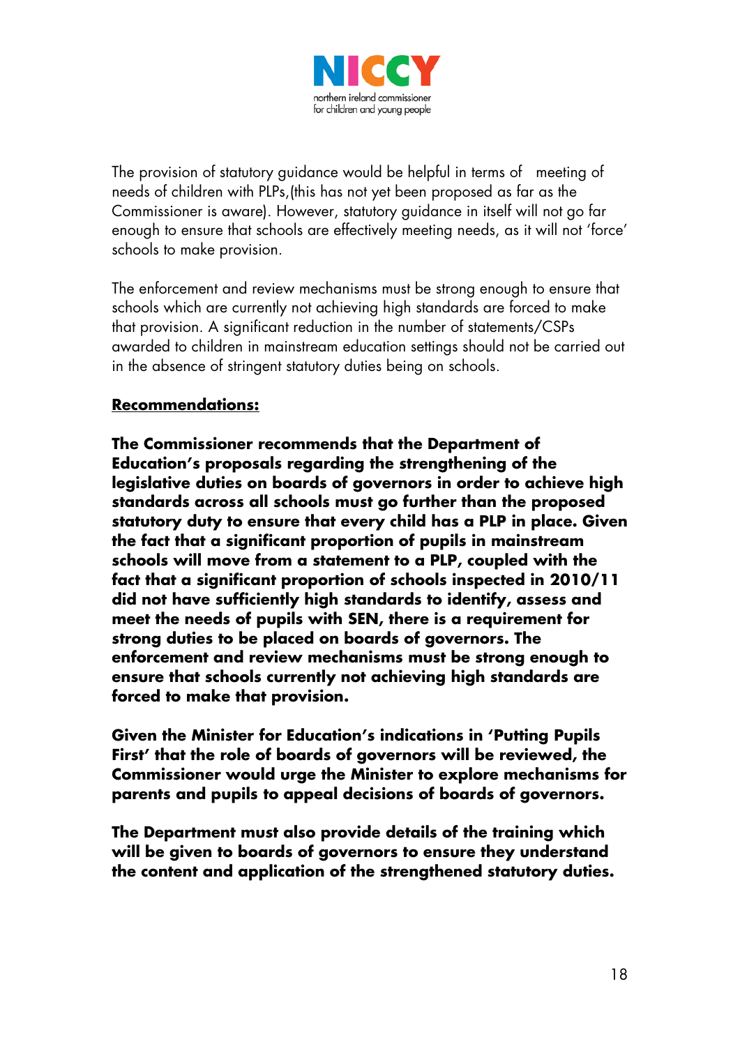The provision of statutory guidance would be helpful in terms of meeting of needs of children with PLPs,(this has not yet been proposed as far as the Commissioner is aware). However, statutory guidance in itself will not go far enough to ensure that schools are effectively meeting needs, as it will not 'force' schools to make provision.

The enforcement and review mechanisms must be strong enough to ensure that schools which are currently not achieving high standards are forced to make that provision. A significant reduction in the number of statements/CSPs awarded to children in mainstream education settings should not be carried out in the absence of stringent statutory duties being on schools.

**Recommendations:**

**The Commissioner recommends that the Department of Education's proposals regarding the strengthening of the legislative duties on boards of governors in order to achieve high standards across all schools must go further than the proposed statutory duty to ensure that every child has a PLP in place. Given the fact that a significant proportion of pupils in mainstream schools will move from a statement to a PLP, coupled with the fact that a significant proportion of schools inspected in 2010/11 did not have sufficiently high standards to identify, assess and meet the needs of pupils with SEN, there is a requirement for strong duties to be placed on boards of governors. The enforcement and review mechanisms must be strong enough to ensure that schools currently not achieving high standards are forced to make that provision.**

**Given the Minister for Education's indications in 'Putting Pupils First' that the role of boards of governors will be reviewed, the Commissioner would urge the Minister to explore mechanisms for parents and pupils to appeal decisions of boards of governors.**

**The Department must also provide details of the training which will be given to boards of governors to ensure they understand the content and application of the strengthened statutory duties.**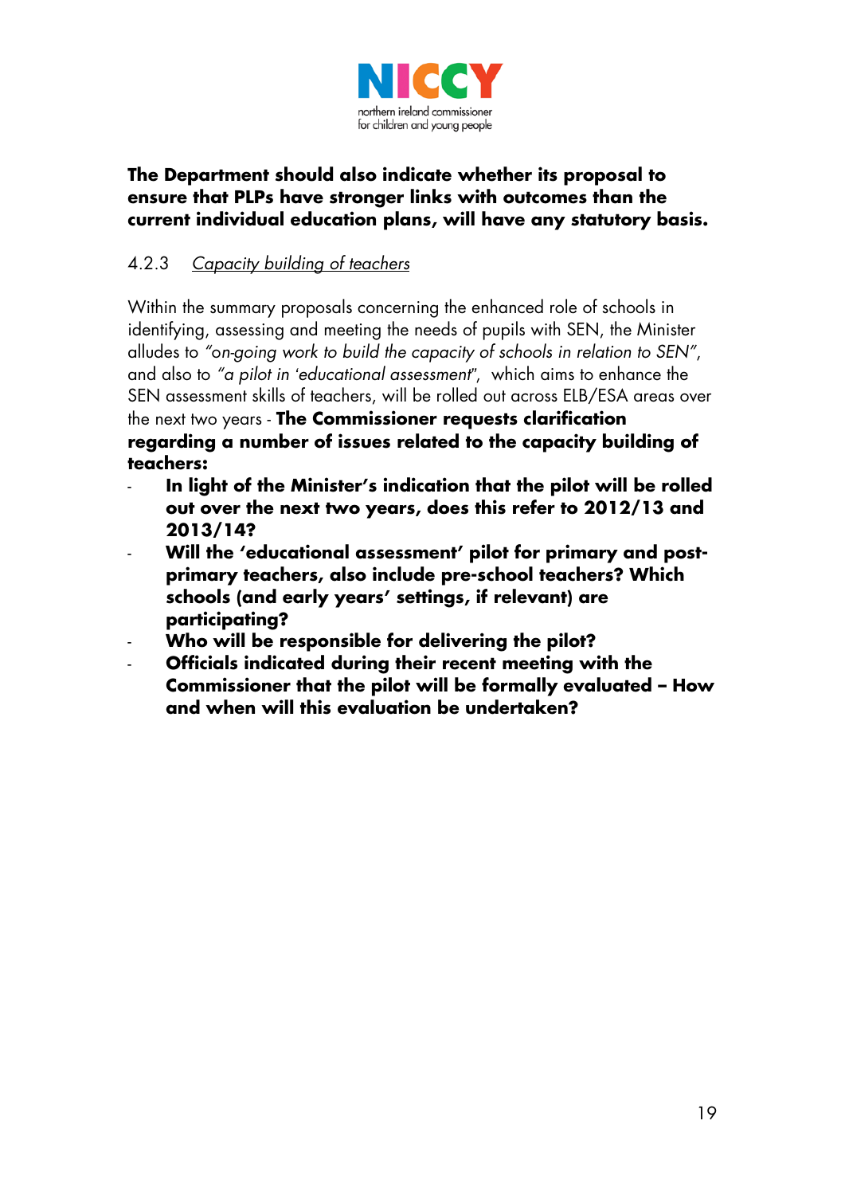**The Department should also indicate whether its proposal to ensure that PLPs have stronger links with outcomes than the current individual education plans, will have any statutory basis.**

4.2.3 <u>*Capacity building of teachers*</u>

Within the summary proposals concerning the enhanced role of schools in identifying, assessing and meeting the needs of pupils with SEN, the Minister alludes to *"on-going work to build the capacity of schools in relation to SEN"*, and also to *"a pilot in 'educational assessment*", which aims to enhance the SEN assessment skills of teachers, will be rolled out across ELB/ESA areas over the next two years - **The Commissioner requests clarification regarding a number of issues related to the capacity building of teachers:**

- **In light of the Minister's indication that the pilot will be rolled out over the next two years, does this refer to 2012/13 and 2013/14?**
- **Will the 'educational assessment' pilot for primary and post-primary teachers, also include pre-school teachers? Which schools (and early years' settings, if relevant) are participating?**
- **Who will be responsible for delivering the pilot?**
- **Officials indicated during their recent meeting with the Commissioner that the pilot will be formally evaluated – How and when will this evaluation be undertaken?**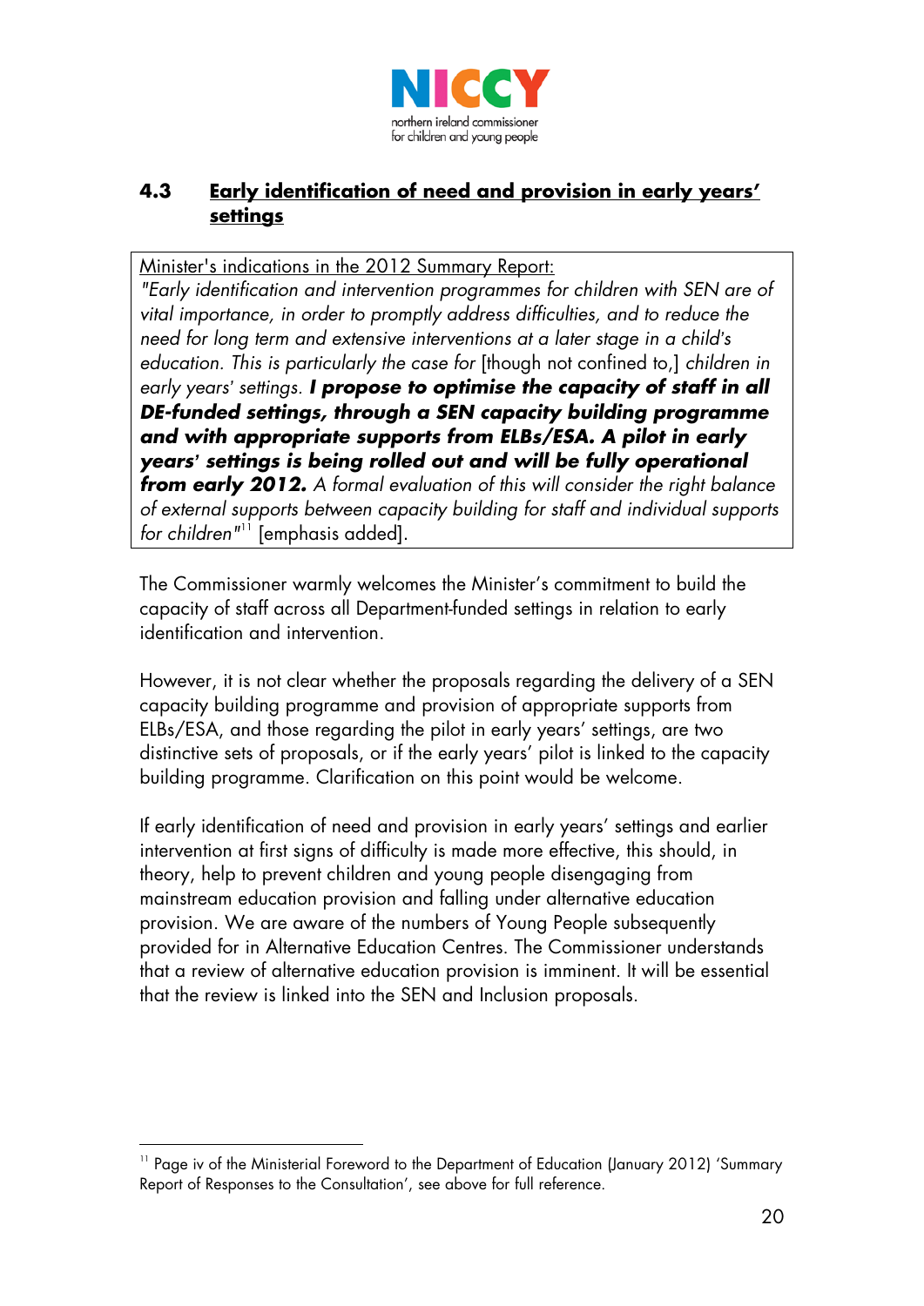## 4.3 Early identification of need and provision in early years' settings

Minister's indications in the 2012 Summary Report:
*"Early identification and intervention programmes for children with SEN are of vital importance, in order to promptly address difficulties, and to reduce the need for long term and extensive interventions at a later stage in a child's education. This is particularly the case for* [though not confined to,] *children in early years' settings.* ***I propose to optimise the capacity of staff in all DE-funded settings, through a SEN capacity building programme and with appropriate supports from ELBs/ESA. A pilot in early years' settings is being rolled out and will be fully operational from early 2012.*** *A formal evaluation of this will consider the right balance of external supports between capacity building for staff and individual supports for children"*[11] [emphasis added].

The Commissioner warmly welcomes the Minister's commitment to build the capacity of staff across all Department-funded settings in relation to early identification and intervention.

However, it is not clear whether the proposals regarding the delivery of a SEN capacity building programme and provision of appropriate supports from ELBs/ESA, and those regarding the pilot in early years' settings, are two distinctive sets of proposals, or if the early years' pilot is linked to the capacity building programme. Clarification on this point would be welcome.

If early identification of need and provision in early years' settings and earlier intervention at first signs of difficulty is made more effective, this should, in theory, help to prevent children and young people disengaging from mainstream education provision and falling under alternative education provision. We are aware of the numbers of Young People subsequently provided for in Alternative Education Centres. The Commissioner understands that a review of alternative education provision is imminent. It will be essential that the review is linked into the SEN and Inclusion proposals.

---

[11] Page iv of the Ministerial Foreword to the Department of Education (January 2012) 'Summary Report of Responses to the Consultation', see above for full reference.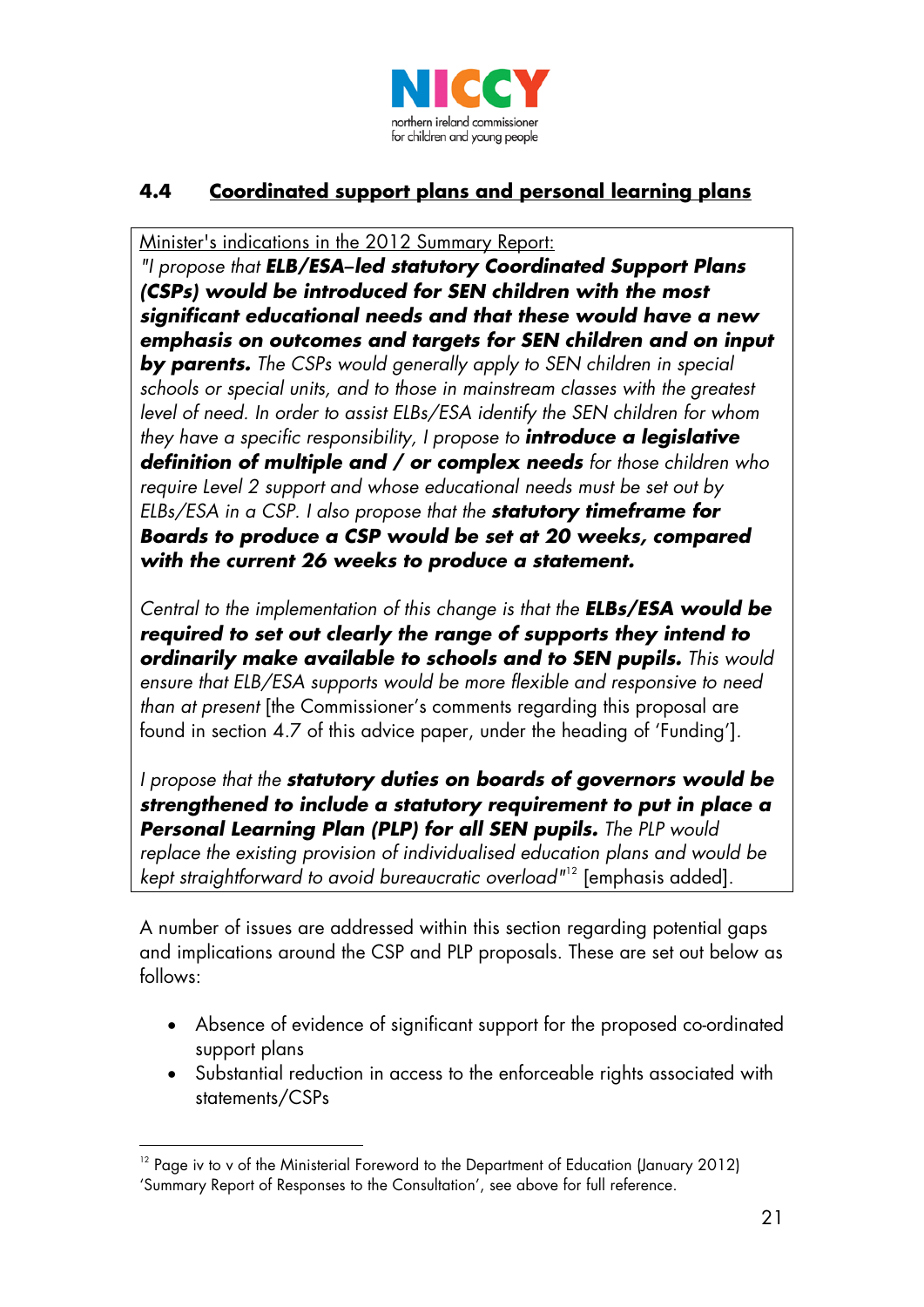## 4.4 Coordinated support plans and personal learning plans

Minister's indications in the 2012 Summary Report:

*"I propose that* ***ELB/ESA–led statutory Coordinated Support Plans (CSPs) would be introduced for SEN children with the most significant educational needs and that these would have a new emphasis on outcomes and targets for SEN children and on input by parents.*** *The CSPs would generally apply to SEN children in special schools or special units, and to those in mainstream classes with the greatest level of need. In order to assist ELBs/ESA identify the SEN children for whom they have a specific responsibility, I propose to* ***introduce a legislative definition of multiple and / or complex needs*** *for those children who require Level 2 support and whose educational needs must be set out by ELBs/ESA in a CSP. I also propose that the* ***statutory timeframe for Boards to produce a CSP would be set at 20 weeks, compared with the current 26 weeks to produce a statement.***

*Central to the implementation of this change is that the* ***ELBs/ESA would be required to set out clearly the range of supports they intend to ordinarily make available to schools and to SEN pupils.*** *This would ensure that ELB/ESA supports would be more flexible and responsive to need than at present* [the Commissioner's comments regarding this proposal are found in section 4.7 of this advice paper, under the heading of 'Funding'].

*I propose that the* ***statutory duties on boards of governors would be strengthened to include a statutory requirement to put in place a Personal Learning Plan (PLP) for all SEN pupils.*** *The PLP would replace the existing provision of individualised education plans and would be kept straightforward to avoid bureaucratic overload"*[12] [emphasis added].

A number of issues are addressed within this section regarding potential gaps and implications around the CSP and PLP proposals. These are set out below as follows:

- Absence of evidence of significant support for the proposed co-ordinated support plans
- Substantial reduction in access to the enforceable rights associated with statements/CSPs

[12] Page iv to v of the Ministerial Foreword to the Department of Education (January 2012) 'Summary Report of Responses to the Consultation', see above for full reference.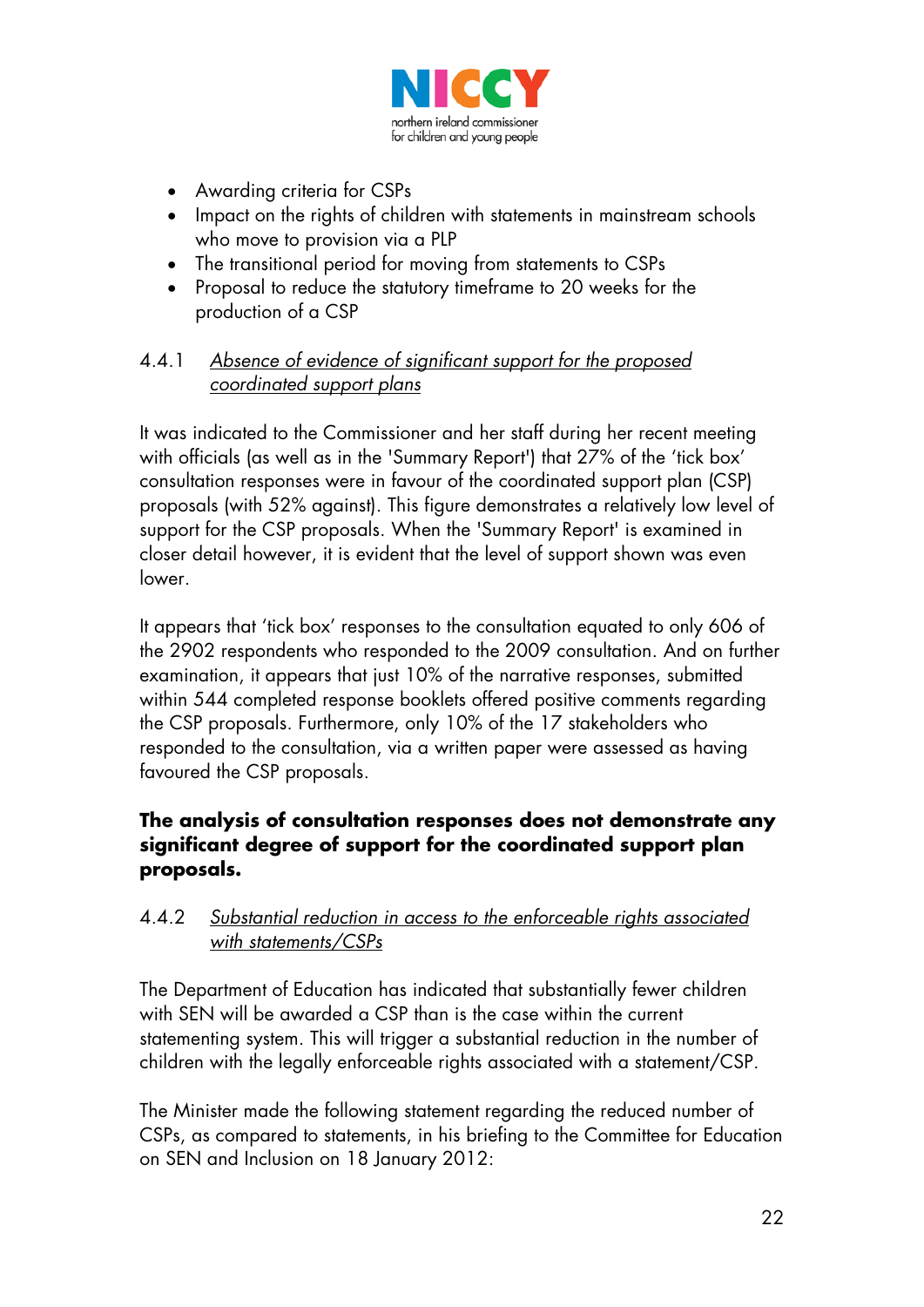- Awarding criteria for CSPs
- Impact on the rights of children with statements in mainstream schools who move to provision via a PLP
- The transitional period for moving from statements to CSPs
- Proposal to reduce the statutory timeframe to 20 weeks for the production of a CSP

#### 4.4.1 *Absence of evidence of significant support for the proposed coordinated support plans*

It was indicated to the Commissioner and her staff during her recent meeting with officials (as well as in the 'Summary Report') that 27% of the 'tick box' consultation responses were in favour of the coordinated support plan (CSP) proposals (with 52% against). This figure demonstrates a relatively low level of support for the CSP proposals. When the 'Summary Report' is examined in closer detail however, it is evident that the level of support shown was even lower.

It appears that 'tick box' responses to the consultation equated to only 606 of the 2902 respondents who responded to the 2009 consultation. And on further examination, it appears that just 10% of the narrative responses, submitted within 544 completed response booklets offered positive comments regarding the CSP proposals. Furthermore, only 10% of the 17 stakeholders who responded to the consultation, via a written paper were assessed as having favoured the CSP proposals.

**The analysis of consultation responses does not demonstrate any significant degree of support for the coordinated support plan proposals.**

#### 4.4.2 *Substantial reduction in access to the enforceable rights associated with statements/CSPs*

The Department of Education has indicated that substantially fewer children with SEN will be awarded a CSP than is the case within the current statementing system. This will trigger a substantial reduction in the number of children with the legally enforceable rights associated with a statement/CSP.

The Minister made the following statement regarding the reduced number of CSPs, as compared to statements, in his briefing to the Committee for Education on SEN and Inclusion on 18 January 2012: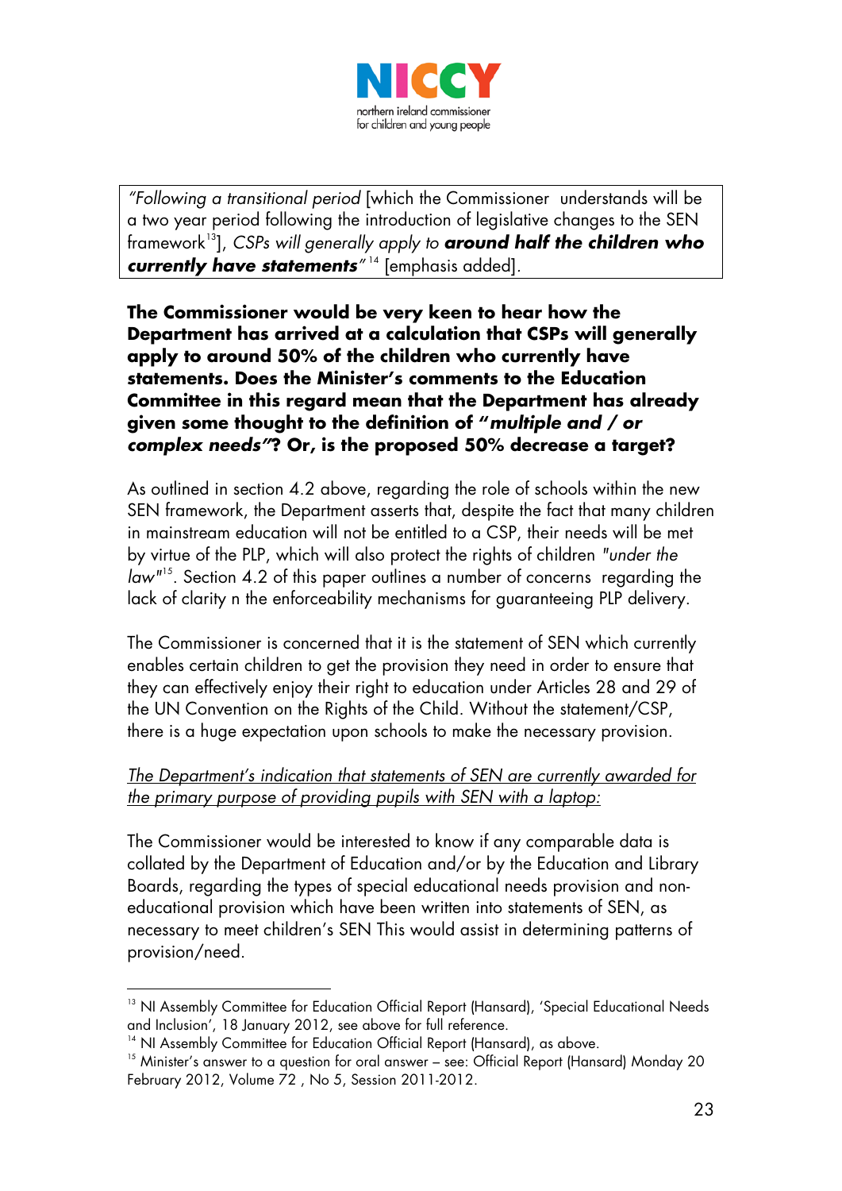> *"Following a transitional period* [which the Commissioner understands will be a two year period following the introduction of legislative changes to the SEN framework[13]], *CSPs will generally apply to* ***around half the children who currently have statements****"*[14] [emphasis added].

**The Commissioner would be very keen to hear how the Department has arrived at a calculation that CSPs will generally apply to around 50% of the children who currently have statements. Does the Minister's comments to the Education Committee in this regard mean that the Department has already given some thought to the definition of "*multiple and / or complex needs*"? Or, is the proposed 50% decrease a target?**

As outlined in section 4.2 above, regarding the role of schools within the new SEN framework, the Department asserts that, despite the fact that many children in mainstream education will not be entitled to a CSP, their needs will be met by virtue of the PLP, which will also protect the rights of children *"under the law"*[15]. Section 4.2 of this paper outlines a number of concerns regarding the lack of clarity n the enforceability mechanisms for guaranteeing PLP delivery.

The Commissioner is concerned that it is the statement of SEN which currently enables certain children to get the provision they need in order to ensure that they can effectively enjoy their right to education under Articles 28 and 29 of the UN Convention on the Rights of the Child. Without the statement/CSP, there is a huge expectation upon schools to make the necessary provision.

*The Department's indication that statements of SEN are currently awarded for the primary purpose of providing pupils with SEN with a laptop:*

The Commissioner would be interested to know if any comparable data is collated by the Department of Education and/or by the Education and Library Boards, regarding the types of special educational needs provision and non-educational provision which have been written into statements of SEN, as necessary to meet children's SEN This would assist in determining patterns of provision/need.

---

[13] NI Assembly Committee for Education Official Report (Hansard), 'Special Educational Needs and Inclusion', 18 January 2012, see above for full reference.

[14] NI Assembly Committee for Education Official Report (Hansard), as above.

[15] Minister's answer to a question for oral answer – see: Official Report (Hansard) Monday 20 February 2012, Volume 72 , No 5, Session 2011-2012.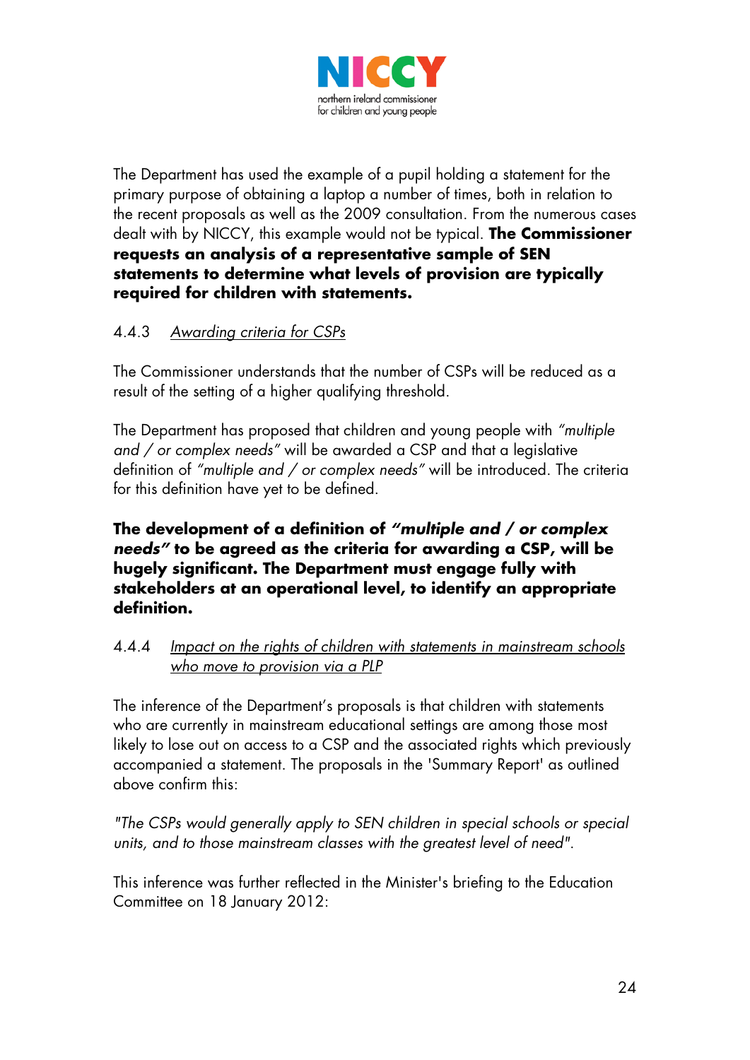The Department has used the example of a pupil holding a statement for the primary purpose of obtaining a laptop a number of times, both in relation to the recent proposals as well as the 2009 consultation. From the numerous cases dealt with by NICCY, this example would not be typical. **The Commissioner requests an analysis of a representative sample of SEN statements to determine what levels of provision are typically required for children with statements.**

4.4.3 *Awarding criteria for CSPs*

The Commissioner understands that the number of CSPs will be reduced as a result of the setting of a higher qualifying threshold.

The Department has proposed that children and young people with *"multiple and / or complex needs"* will be awarded a CSP and that a legislative definition of *"multiple and / or complex needs"* will be introduced. The criteria for this definition have yet to be defined.

**The development of a definition of *"multiple and / or complex needs"* to be agreed as the criteria for awarding a CSP, will be hugely significant. The Department must engage fully with stakeholders at an operational level, to identify an appropriate definition.**

4.4.4 *Impact on the rights of children with statements in mainstream schools who move to provision via a PLP*

The inference of the Department's proposals is that children with statements who are currently in mainstream educational settings are among those most likely to lose out on access to a CSP and the associated rights which previously accompanied a statement. The proposals in the 'Summary Report' as outlined above confirm this:

*"The CSPs would generally apply to SEN children in special schools or special units, and to those mainstream classes with the greatest level of need".*

This inference was further reflected in the Minister's briefing to the Education Committee on 18 January 2012: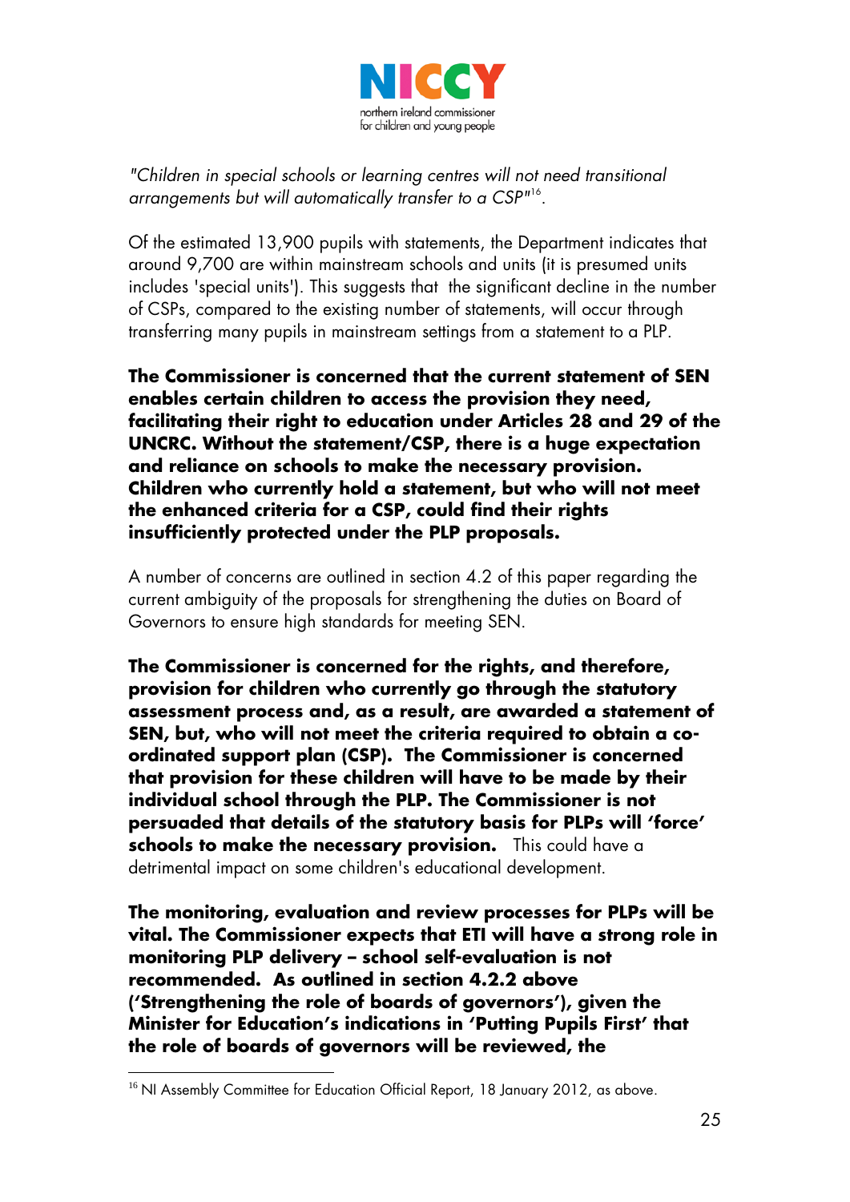*"Children in special schools or learning centres will not need transitional arrangements but will automatically transfer to a CSP"*[16].

Of the estimated 13,900 pupils with statements, the Department indicates that around 9,700 are within mainstream schools and units (it is presumed units includes 'special units'). This suggests that the significant decline in the number of CSPs, compared to the existing number of statements, will occur through transferring many pupils in mainstream settings from a statement to a PLP.

**The Commissioner is concerned that the current statement of SEN enables certain children to access the provision they need, facilitating their right to education under Articles 28 and 29 of the UNCRC. Without the statement/CSP, there is a huge expectation and reliance on schools to make the necessary provision. Children who currently hold a statement, but who will not meet the enhanced criteria for a CSP, could find their rights insufficiently protected under the PLP proposals.**

A number of concerns are outlined in section 4.2 of this paper regarding the current ambiguity of the proposals for strengthening the duties on Board of Governors to ensure high standards for meeting SEN.

**The Commissioner is concerned for the rights, and therefore, provision for children who currently go through the statutory assessment process and, as a result, are awarded a statement of SEN, but, who will not meet the criteria required to obtain a co-ordinated support plan (CSP). The Commissioner is concerned that provision for these children will have to be made by their individual school through the PLP. The Commissioner is not persuaded that details of the statutory basis for PLPs will 'force' schools to make the necessary provision.** This could have a detrimental impact on some children's educational development.

**The monitoring, evaluation and review processes for PLPs will be vital. The Commissioner expects that ETI will have a strong role in monitoring PLP delivery – school self-evaluation is not recommended. As outlined in section 4.2.2 above ('Strengthening the role of boards of governors'), given the Minister for Education's indications in 'Putting Pupils First' that the role of boards of governors will be reviewed, the**

[16] NI Assembly Committee for Education Official Report, 18 January 2012, as above.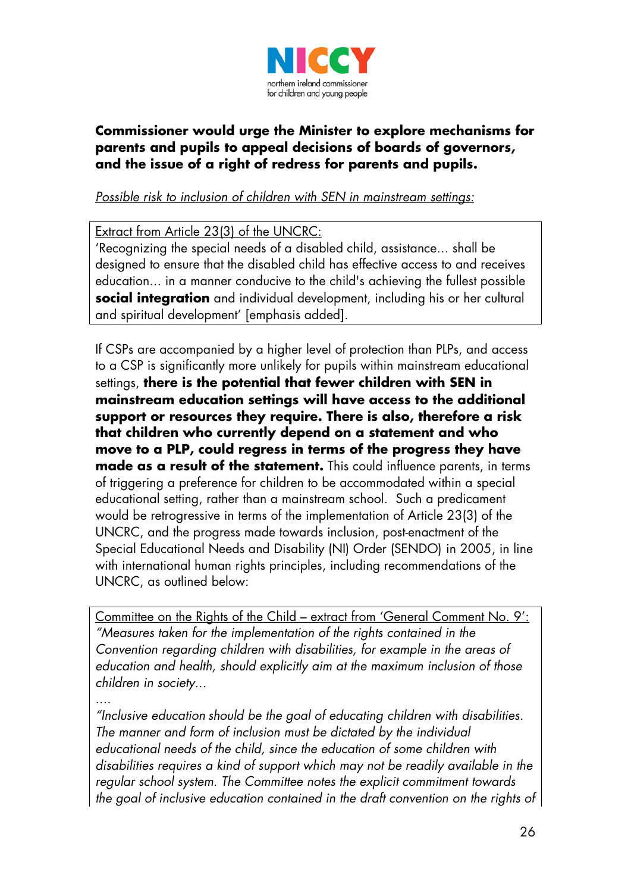**Commissioner would urge the Minister to explore mechanisms for parents and pupils to appeal decisions of boards of governors, and the issue of a right of redress for parents and pupils.**

*Possible risk to inclusion of children with SEN in mainstream settings:*

> Extract from Article 23(3) of the UNCRC:
> 'Recognizing the special needs of a disabled child, assistance… shall be designed to ensure that the disabled child has effective access to and receives education… in a manner conducive to the child's achieving the fullest possible **social integration** and individual development, including his or her cultural and spiritual development' [emphasis added].

If CSPs are accompanied by a higher level of protection than PLPs, and access to a CSP is significantly more unlikely for pupils within mainstream educational settings, **there is the potential that fewer children with SEN in mainstream education settings will have access to the additional support or resources they require. There is also, therefore a risk that children who currently depend on a statement and who move to a PLP, could regress in terms of the progress they have made as a result of the statement.** This could influence parents, in terms of triggering a preference for children to be accommodated within a special educational setting, rather than a mainstream school. Such a predicament would be retrogressive in terms of the implementation of Article 23(3) of the UNCRC, and the progress made towards inclusion, post-enactment of the Special Educational Needs and Disability (NI) Order (SENDO) in 2005, in line with international human rights principles, including recommendations of the UNCRC, as outlined below:

> Committee on the Rights of the Child – extract from 'General Comment No. 9':
> *"Measures taken for the implementation of the rights contained in the Convention regarding children with disabilities, for example in the areas of education and health, should explicitly aim at the maximum inclusion of those children in society…*
> *….*
> *"Inclusive education should be the goal of educating children with disabilities. The manner and form of inclusion must be dictated by the individual educational needs of the child, since the education of some children with disabilities requires a kind of support which may not be readily available in the regular school system. The Committee notes the explicit commitment towards the goal of inclusive education contained in the draft convention on the rights of*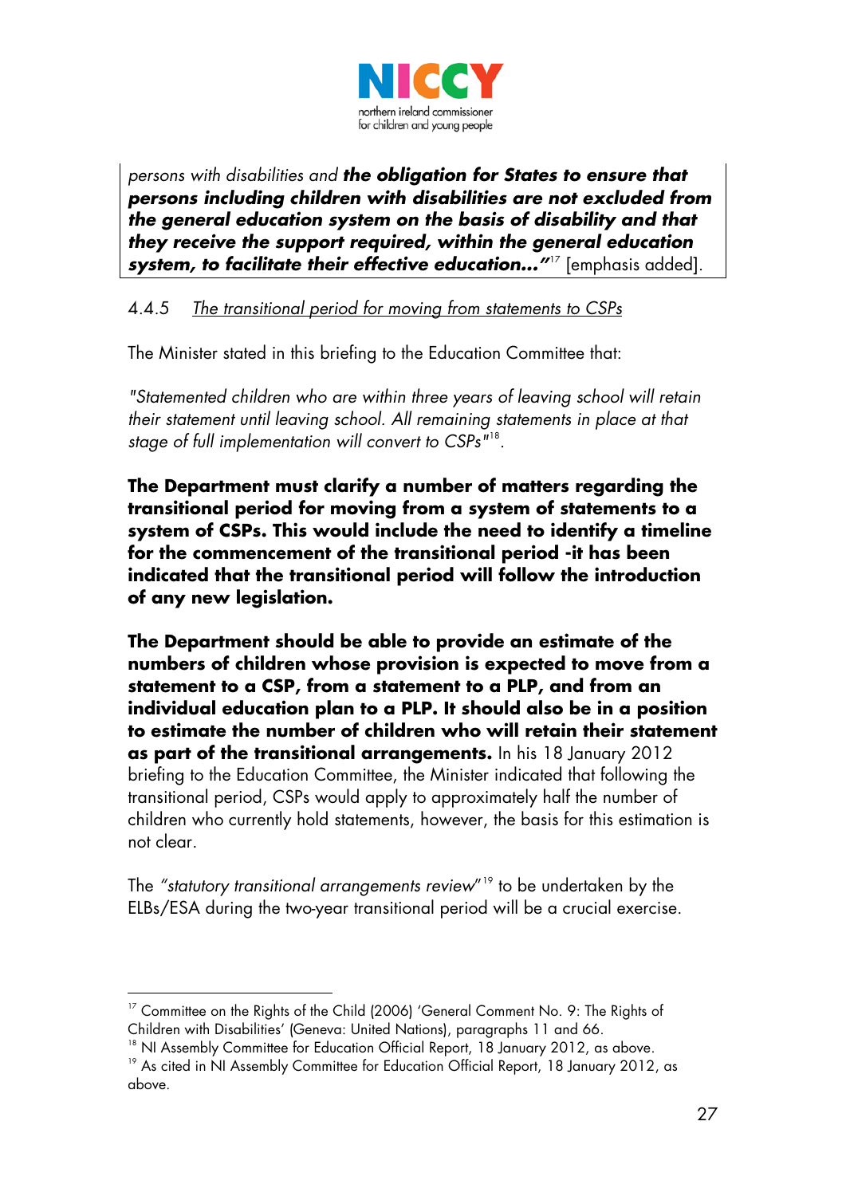> *persons with disabilities and* ***the obligation for States to ensure that persons including children with disabilities are not excluded from the general education system on the basis of disability and that they receive the support required, within the general education system, to facilitate their effective education…"***[17] [emphasis added].

4.4.5 <u>*The transitional period for moving from statements to CSPs*</u>

The Minister stated in this briefing to the Education Committee that:

*"Statemented children who are within three years of leaving school will retain their statement until leaving school. All remaining statements in place at that stage of full implementation will convert to CSPs"*[18].

**The Department must clarify a number of matters regarding the transitional period for moving from a system of statements to a system of CSPs. This would include the need to identify a timeline for the commencement of the transitional period -it has been indicated that the transitional period will follow the introduction of any new legislation.**

**The Department should be able to provide an estimate of the numbers of children whose provision is expected to move from a statement to a CSP, from a statement to a PLP, and from an individual education plan to a PLP. It should also be in a position to estimate the number of children who will retain their statement as part of the transitional arrangements.** In his 18 January 2012 briefing to the Education Committee, the Minister indicated that following the transitional period, CSPs would apply to approximately half the number of children who currently hold statements, however, the basis for this estimation is not clear.

The *"statutory transitional arrangements review"*[19] to be undertaken by the ELBs/ESA during the two-year transitional period will be a crucial exercise.

---

[17] Committee on the Rights of the Child (2006) 'General Comment No. 9: The Rights of Children with Disabilities' (Geneva: United Nations), paragraphs 11 and 66.

[18] NI Assembly Committee for Education Official Report, 18 January 2012, as above.

[19] As cited in NI Assembly Committee for Education Official Report, 18 January 2012, as above.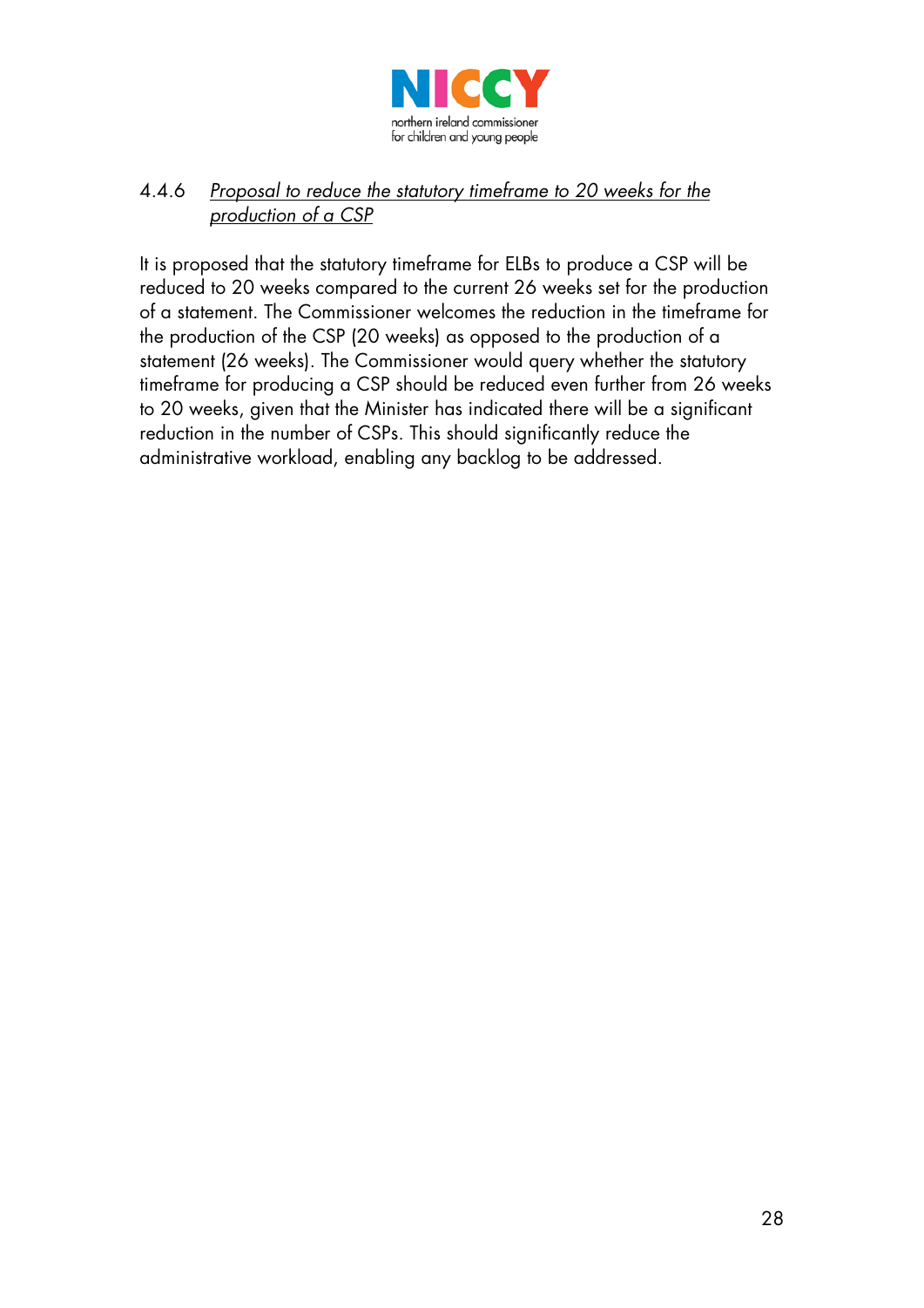#### 4.4.6 *Proposal to reduce the statutory timeframe to 20 weeks for the production of a CSP*

It is proposed that the statutory timeframe for ELBs to produce a CSP will be reduced to 20 weeks compared to the current 26 weeks set for the production of a statement. The Commissioner welcomes the reduction in the timeframe for the production of the CSP (20 weeks) as opposed to the production of a statement (26 weeks). The Commissioner would query whether the statutory timeframe for producing a CSP should be reduced even further from 26 weeks to 20 weeks, given that the Minister has indicated there will be a significant reduction in the number of CSPs. This should significantly reduce the administrative workload, enabling any backlog to be addressed.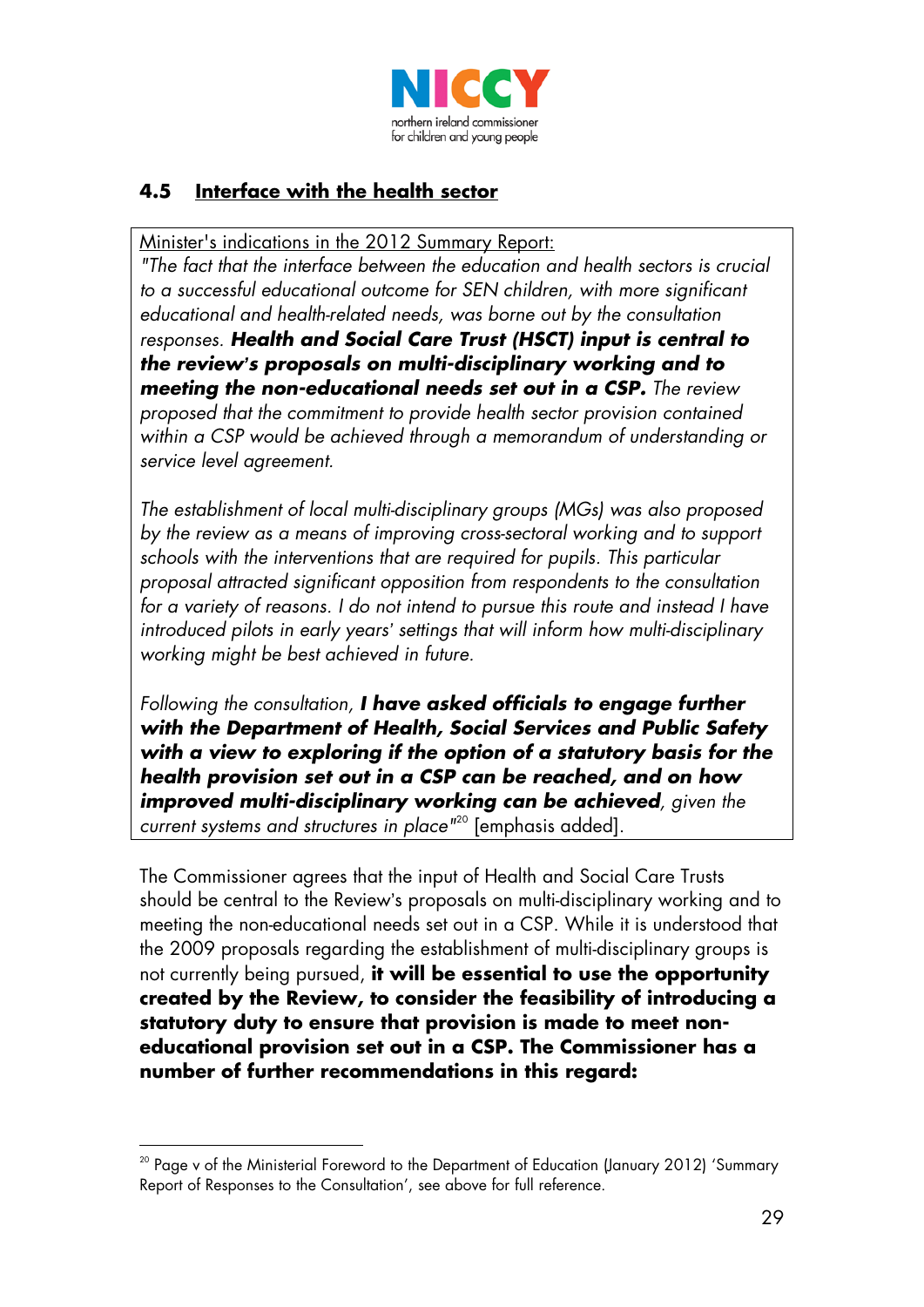## 4.5 Interface with the health sector

Minister's indications in the 2012 Summary Report:

*"The fact that the interface between the education and health sectors is crucial to a successful educational outcome for SEN children, with more significant educational and health-related needs, was borne out by the consultation responses.* ***Health and Social Care Trust (HSCT) input is central to the review's proposals on multi-disciplinary working and to meeting the non-educational needs set out in a CSP.*** *The review proposed that the commitment to provide health sector provision contained within a CSP would be achieved through a memorandum of understanding or service level agreement.*

*The establishment of local multi-disciplinary groups (MGs) was also proposed by the review as a means of improving cross-sectoral working and to support schools with the interventions that are required for pupils. This particular proposal attracted significant opposition from respondents to the consultation for a variety of reasons. I do not intend to pursue this route and instead I have introduced pilots in early years' settings that will inform how multi-disciplinary working might be best achieved in future.*

*Following the consultation,* ***I have asked officials to engage further with the Department of Health, Social Services and Public Safety with a view to exploring if the option of a statutory basis for the health provision set out in a CSP can be reached, and on how improved multi-disciplinary working can be achieved****, given the current systems and structures in place"*[20] [emphasis added].

The Commissioner agrees that the input of Health and Social Care Trusts should be central to the Review's proposals on multi-disciplinary working and to meeting the non-educational needs set out in a CSP. While it is understood that the 2009 proposals regarding the establishment of multi-disciplinary groups is not currently being pursued, **it will be essential to use the opportunity created by the Review, to consider the feasibility of introducing a statutory duty to ensure that provision is made to meet non-educational provision set out in a CSP. The Commissioner has a number of further recommendations in this regard:**

[20] Page v of the Ministerial Foreword to the Department of Education (January 2012) 'Summary Report of Responses to the Consultation', see above for full reference.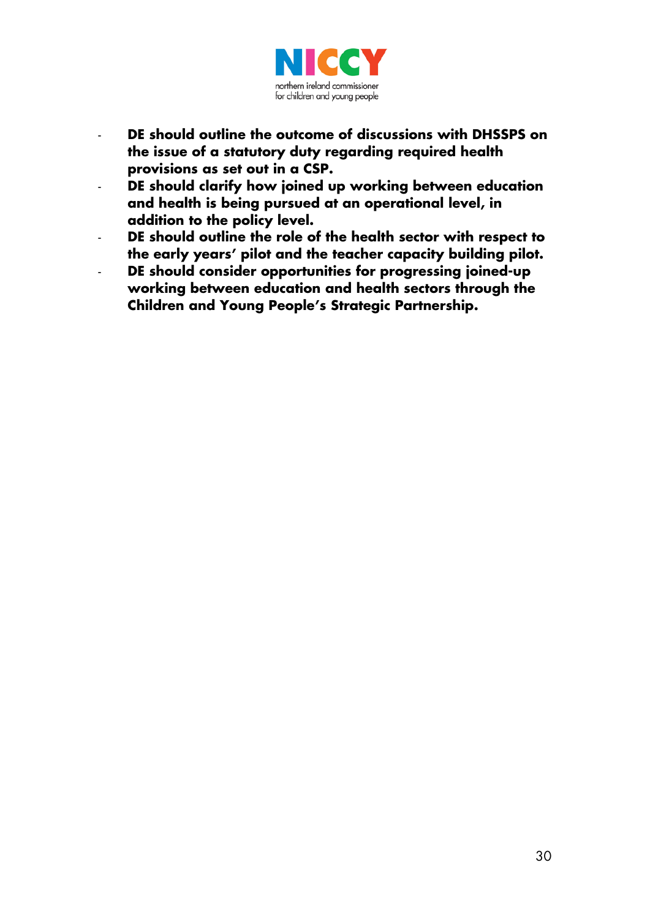- **DE should outline the outcome of discussions with DHSSPS on the issue of a statutory duty regarding required health provisions as set out in a CSP.**
- **DE should clarify how joined up working between education and health is being pursued at an operational level, in addition to the policy level.**
- **DE should outline the role of the health sector with respect to the early years' pilot and the teacher capacity building pilot.**
- **DE should consider opportunities for progressing joined-up working between education and health sectors through the Children and Young People's Strategic Partnership.**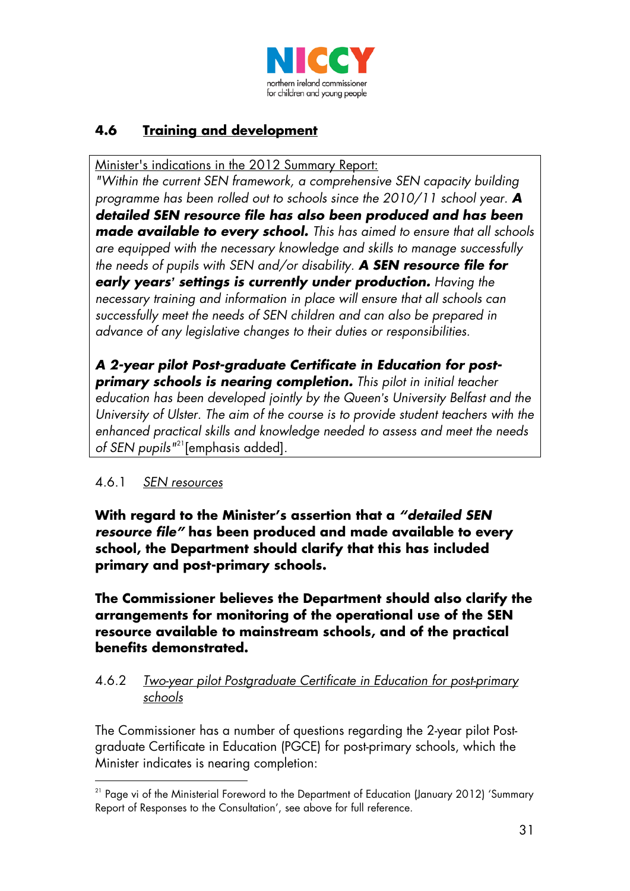## 4.6 Training and development

Minister's indications in the 2012 Summary Report:

*"Within the current SEN framework, a comprehensive SEN capacity building programme has been rolled out to schools since the 2010/11 school year.* ***A detailed SEN resource file has also been produced and has been made available to every school.*** *This has aimed to ensure that all schools are equipped with the necessary knowledge and skills to manage successfully the needs of pupils with SEN and/or disability.* ***A SEN resource file for early years' settings is currently under production.*** *Having the necessary training and information in place will ensure that all schools can successfully meet the needs of SEN children and can also be prepared in advance of any legislative changes to their duties or responsibilities.*

***A 2-year pilot Post-graduate Certificate in Education for post-primary schools is nearing completion.*** *This pilot in initial teacher education has been developed jointly by the Queen's University Belfast and the University of Ulster. The aim of the course is to provide student teachers with the enhanced practical skills and knowledge needed to assess and meet the needs of SEN pupils"*[21] [emphasis added].

### 4.6.1 *SEN resources*

**With regard to the Minister's assertion that a *"detailed SEN resource file"* has been produced and made available to every school, the Department should clarify that this has included primary and post-primary schools.**

**The Commissioner believes the Department should also clarify the arrangements for monitoring of the operational use of the SEN resource available to mainstream schools, and of the practical benefits demonstrated.**

### 4.6.2 *Two-year pilot Postgraduate Certificate in Education for post-primary schools*

The Commissioner has a number of questions regarding the 2-year pilot Post-graduate Certificate in Education (PGCE) for post-primary schools, which the Minister indicates is nearing completion:

[21] Page vi of the Ministerial Foreword to the Department of Education (January 2012) 'Summary Report of Responses to the Consultation', see above for full reference.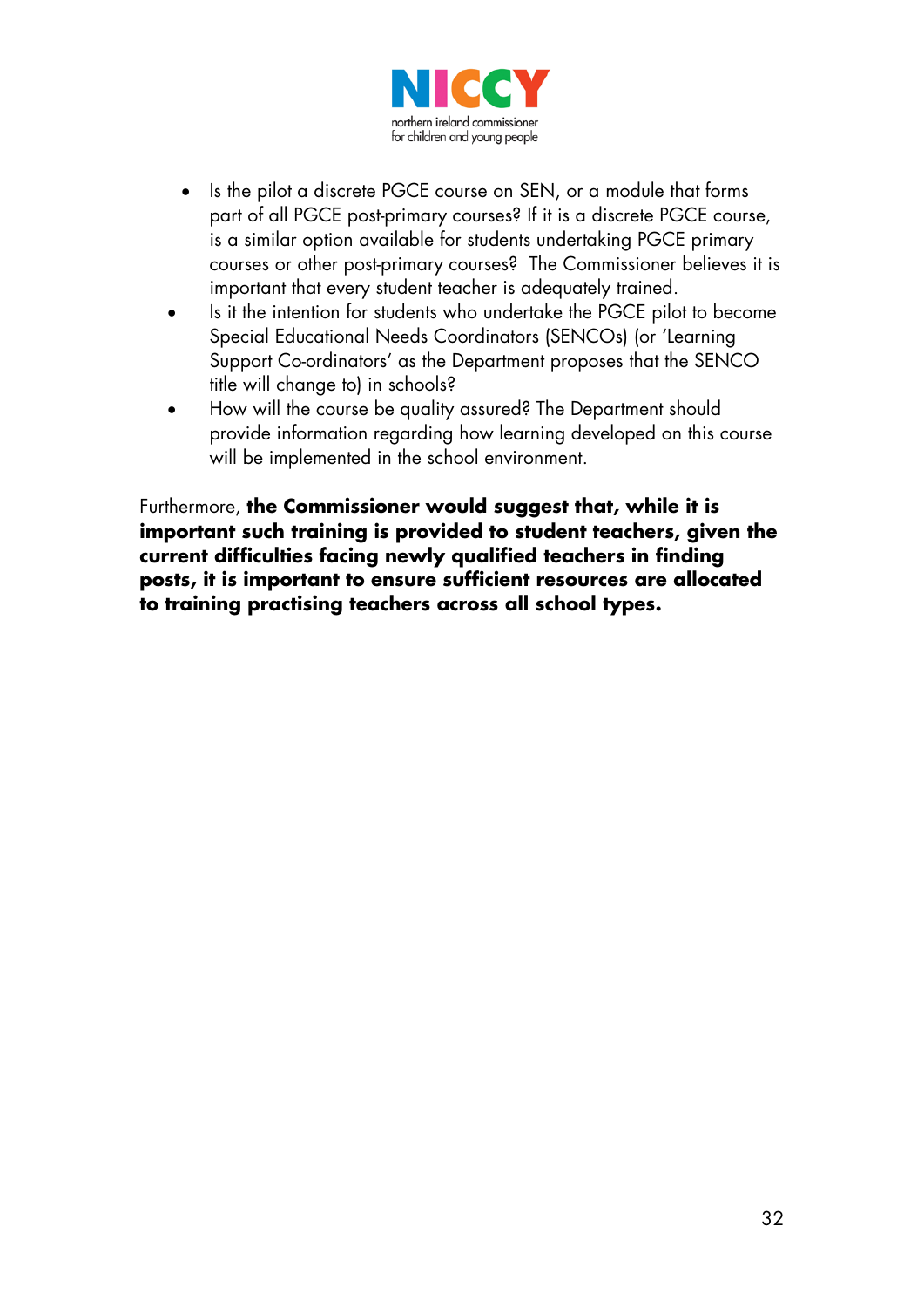- Is the pilot a discrete PGCE course on SEN, or a module that forms part of all PGCE post-primary courses? If it is a discrete PGCE course, is a similar option available for students undertaking PGCE primary courses or other post-primary courses? The Commissioner believes it is important that every student teacher is adequately trained.
- Is it the intention for students who undertake the PGCE pilot to become Special Educational Needs Coordinators (SENCOs) (or 'Learning Support Co-ordinators' as the Department proposes that the SENCO title will change to) in schools?
- How will the course be quality assured? The Department should provide information regarding how learning developed on this course will be implemented in the school environment.

Furthermore, **the Commissioner would suggest that, while it is important such training is provided to student teachers, given the current difficulties facing newly qualified teachers in finding posts, it is important to ensure sufficient resources are allocated to training practising teachers across all school types.**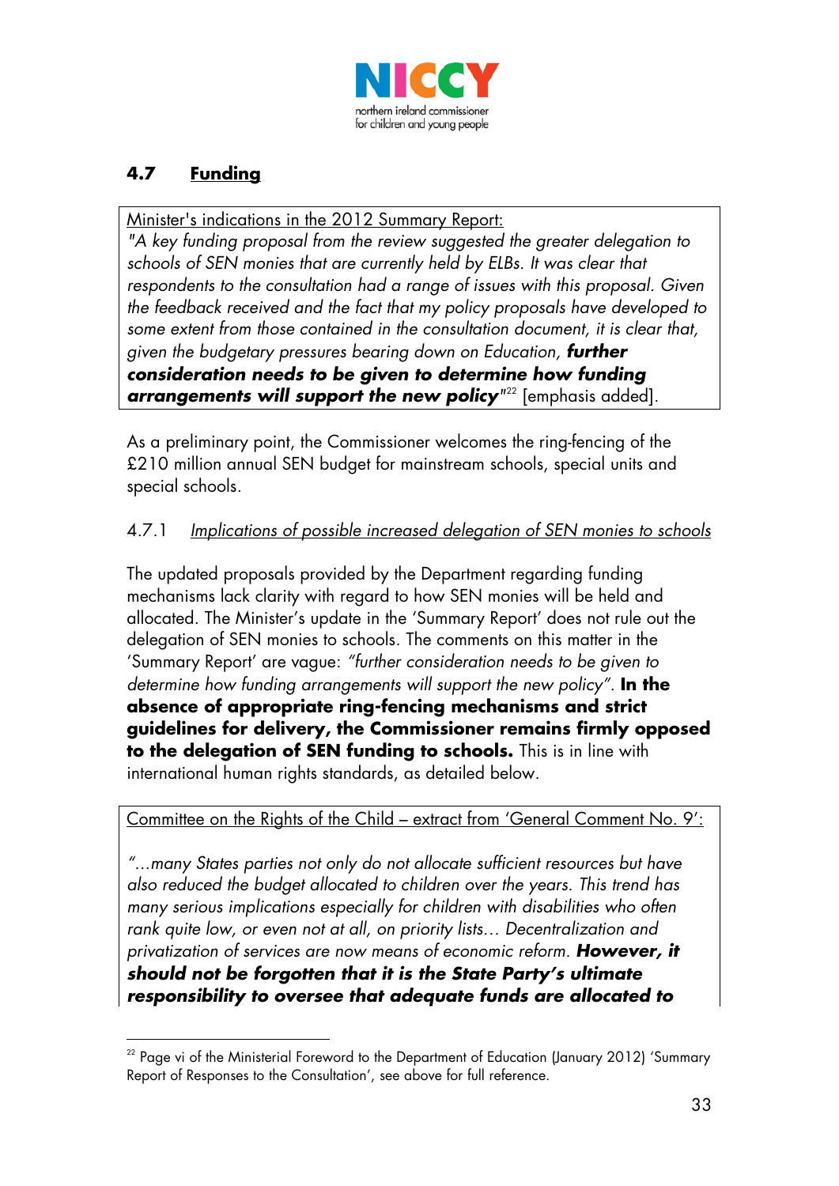## 4.7 Funding

Minister's indications in the 2012 Summary Report:

*"A key funding proposal from the review suggested the greater delegation to schools of SEN monies that are currently held by ELBs. It was clear that respondents to the consultation had a range of issues with this proposal. Given the feedback received and the fact that my policy proposals have developed to some extent from those contained in the consultation document, it is clear that, given the budgetary pressures bearing down on Education,* ***further consideration needs to be given to determine how funding arrangements will support the new policy****"*[22] [emphasis added].

As a preliminary point, the Commissioner welcomes the ring-fencing of the £210 million annual SEN budget for mainstream schools, special units and special schools.

### 4.7.1 *Implications of possible increased delegation of SEN monies to schools*

The updated proposals provided by the Department regarding funding mechanisms lack clarity with regard to how SEN monies will be held and allocated. The Minister's update in the 'Summary Report' does not rule out the delegation of SEN monies to schools. The comments on this matter in the 'Summary Report' are vague: *"further consideration needs to be given to determine how funding arrangements will support the new policy".* **In the absence of appropriate ring-fencing mechanisms and strict guidelines for delivery, the Commissioner remains firmly opposed to the delegation of SEN funding to schools.** This is in line with international human rights standards, as detailed below.

Committee on the Rights of the Child – extract from 'General Comment No. 9':

*"...many States parties not only do not allocate sufficient resources but have also reduced the budget allocated to children over the years. This trend has many serious implications especially for children with disabilities who often rank quite low, or even not at all, on priority lists... Decentralization and privatization of services are now means of economic reform.* ***However, it should not be forgotten that it is the State Party's ultimate responsibility to oversee that adequate funds are allocated to***

[22] Page vi of the Ministerial Foreword to the Department of Education (January 2012) 'Summary Report of Responses to the Consultation', see above for full reference.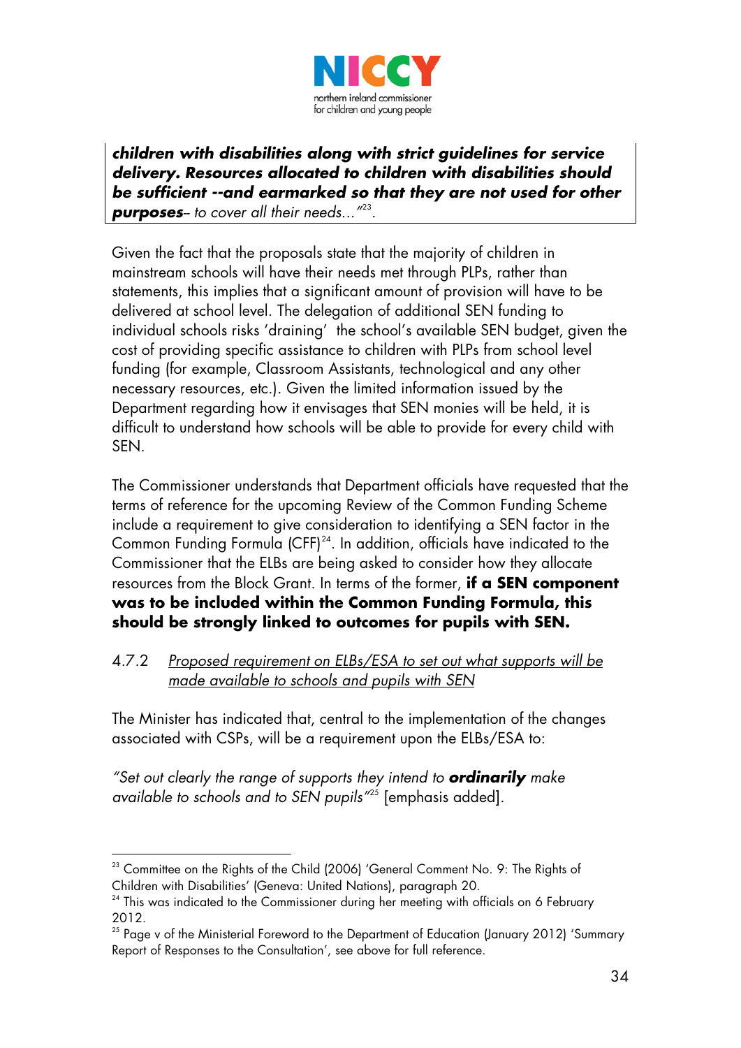***children with disabilities along with strict guidelines for service delivery. Resources allocated to children with disabilities should be sufficient --and earmarked so that they are not used for other purposes**– to cover all their needs…"*[23].

Given the fact that the proposals state that the majority of children in mainstream schools will have their needs met through PLPs, rather than statements, this implies that a significant amount of provision will have to be delivered at school level. The delegation of additional SEN funding to individual schools risks 'draining' the school's available SEN budget, given the cost of providing specific assistance to children with PLPs from school level funding (for example, Classroom Assistants, technological and any other necessary resources, etc.). Given the limited information issued by the Department regarding how it envisages that SEN monies will be held, it is difficult to understand how schools will be able to provide for every child with SEN.

The Commissioner understands that Department officials have requested that the terms of reference for the upcoming Review of the Common Funding Scheme include a requirement to give consideration to identifying a SEN factor in the Common Funding Formula (CFF)[24]. In addition, officials have indicated to the Commissioner that the ELBs are being asked to consider how they allocate resources from the Block Grant. In terms of the former, **if a SEN component was to be included within the Common Funding Formula, this should be strongly linked to outcomes for pupils with SEN.**

4.7.2 *Proposed requirement on ELBs/ESA to set out what supports will be made available to schools and pupils with SEN*

The Minister has indicated that, central to the implementation of the changes associated with CSPs, will be a requirement upon the ELBs/ESA to:

*"Set out clearly the range of supports they intend to **ordinarily** make available to schools and to SEN pupils"*[25] [emphasis added].

---

[23] Committee on the Rights of the Child (2006) 'General Comment No. 9: The Rights of Children with Disabilities' (Geneva: United Nations), paragraph 20.

[24] This was indicated to the Commissioner during her meeting with officials on 6 February 2012.

[25] Page v of the Ministerial Foreword to the Department of Education (January 2012) 'Summary Report of Responses to the Consultation', see above for full reference.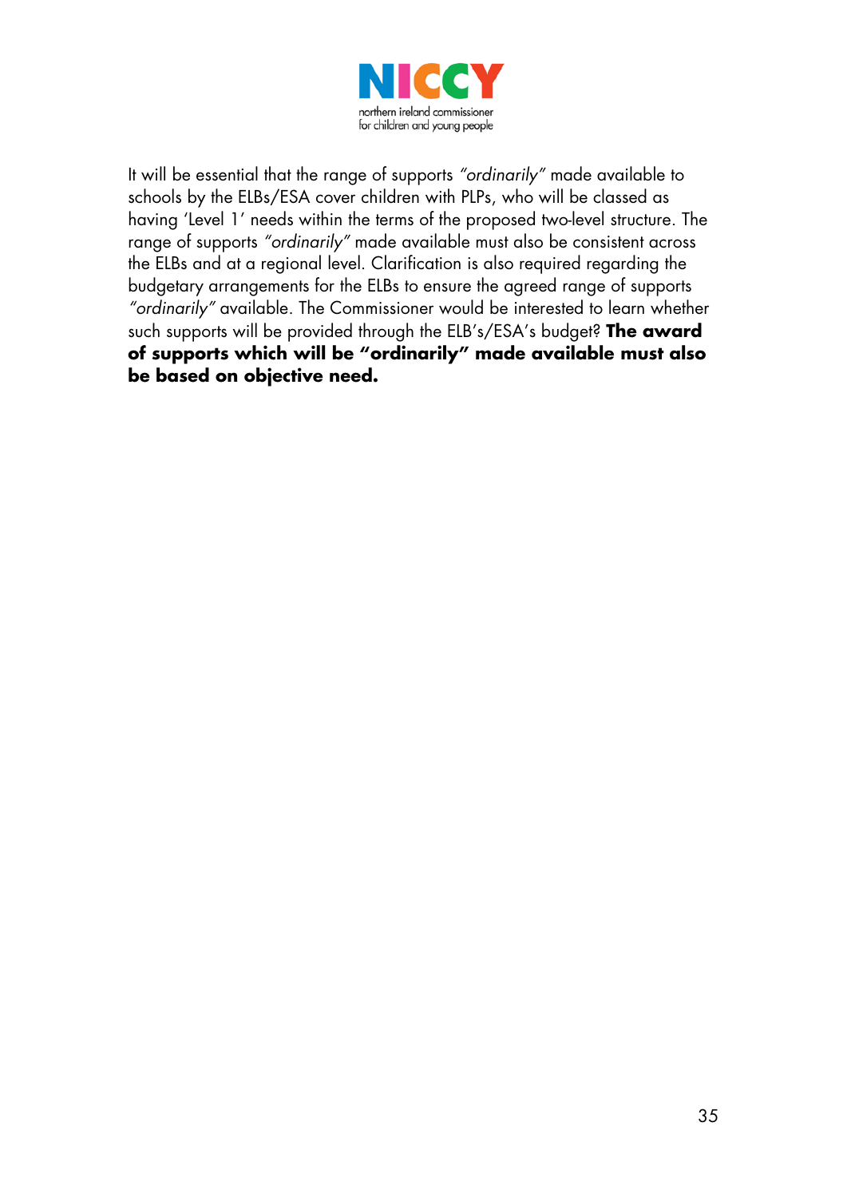It will be essential that the range of supports *"ordinarily"* made available to schools by the ELBs/ESA cover children with PLPs, who will be classed as having 'Level 1' needs within the terms of the proposed two-level structure. The range of supports *"ordinarily"* made available must also be consistent across the ELBs and at a regional level. Clarification is also required regarding the budgetary arrangements for the ELBs to ensure the agreed range of supports *"ordinarily"* available. The Commissioner would be interested to learn whether such supports will be provided through the ELB's/ESA's budget? **The award of supports which will be "ordinarily" made available must also be based on objective need.**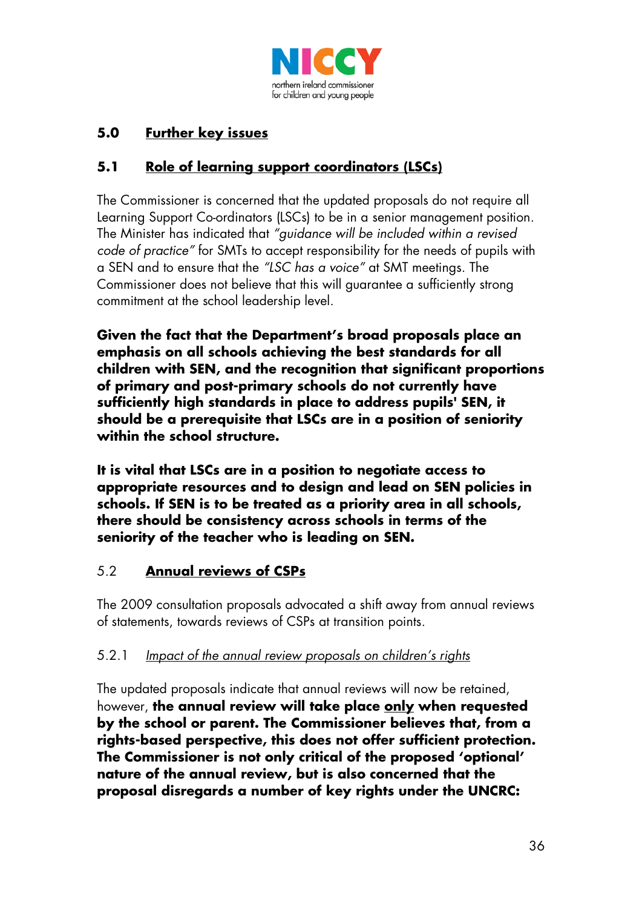## 5.0 Further key issues

### 5.1 Role of learning support coordinators (LSCs)

The Commissioner is concerned that the updated proposals do not require all Learning Support Co-ordinators (LSCs) to be in a senior management position. The Minister has indicated that *"guidance will be included within a revised code of practice"* for SMTs to accept responsibility for the needs of pupils with a SEN and to ensure that the *"LSC has a voice"* at SMT meetings. The Commissioner does not believe that this will guarantee a sufficiently strong commitment at the school leadership level.

**Given the fact that the Department's broad proposals place an emphasis on all schools achieving the best standards for all children with SEN, and the recognition that significant proportions of primary and post-primary schools do not currently have sufficiently high standards in place to address pupils' SEN, it should be a prerequisite that LSCs are in a position of seniority within the school structure.**

**It is vital that LSCs are in a position to negotiate access to appropriate resources and to design and lead on SEN policies in schools. If SEN is to be treated as a priority area in all schools, there should be consistency across schools in terms of the seniority of the teacher who is leading on SEN.**

### 5.2 Annual reviews of CSPs

The 2009 consultation proposals advocated a shift away from annual reviews of statements, towards reviews of CSPs at transition points.

#### 5.2.1 *Impact of the annual review proposals on children's rights*

The updated proposals indicate that annual reviews will now be retained, however, **the annual review will take place only when requested by the school or parent. The Commissioner believes that, from a rights-based perspective, this does not offer sufficient protection. The Commissioner is not only critical of the proposed 'optional' nature of the annual review, but is also concerned that the proposal disregards a number of key rights under the UNCRC:**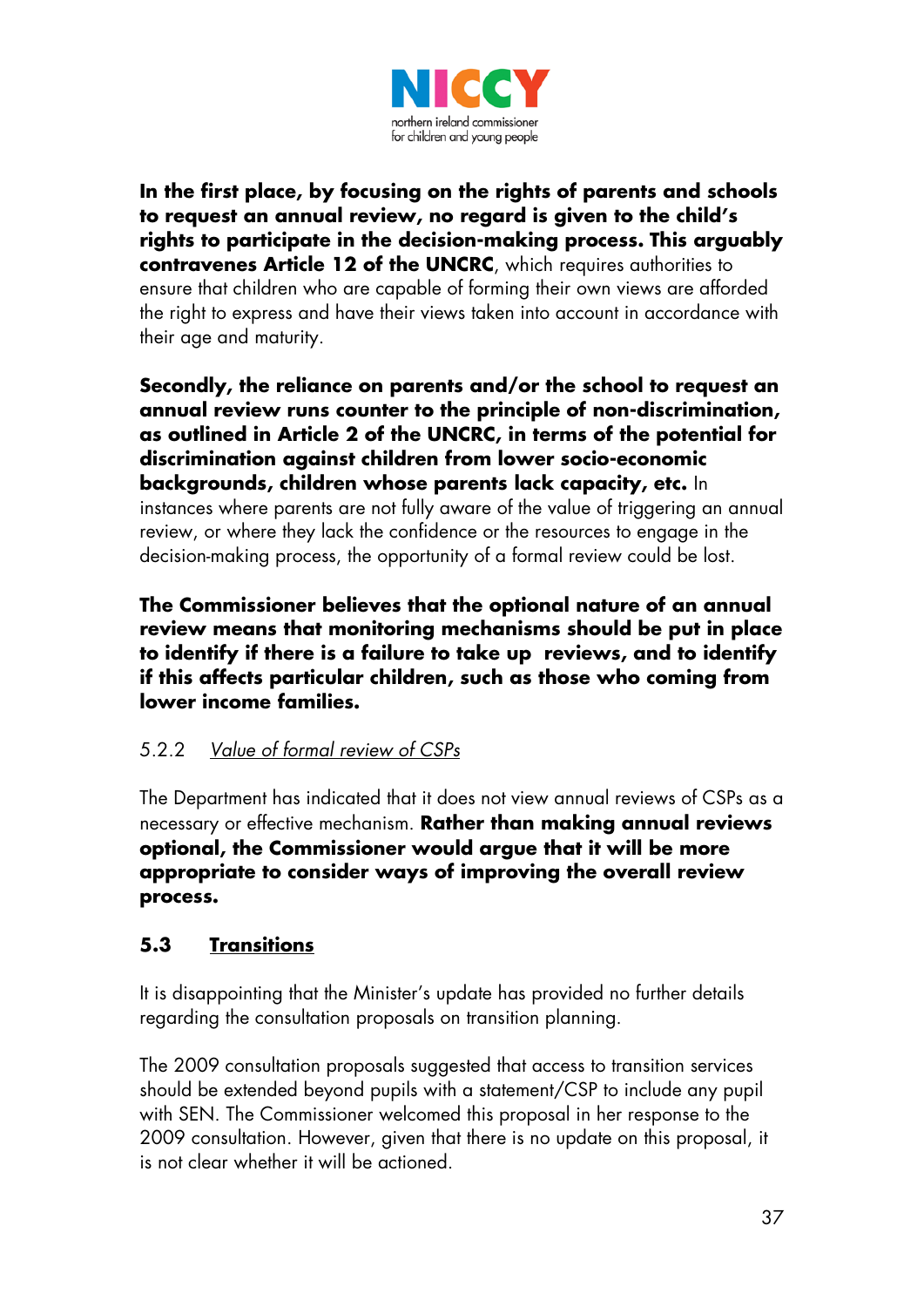**In the first place, by focusing on the rights of parents and schools to request an annual review, no regard is given to the child's rights to participate in the decision-making process. This arguably contravenes Article 12 of the UNCRC**, which requires authorities to ensure that children who are capable of forming their own views are afforded the right to express and have their views taken into account in accordance with their age and maturity.

**Secondly, the reliance on parents and/or the school to request an annual review runs counter to the principle of non-discrimination, as outlined in Article 2 of the UNCRC, in terms of the potential for discrimination against children from lower socio-economic backgrounds, children whose parents lack capacity, etc.** In instances where parents are not fully aware of the value of triggering an annual review, or where they lack the confidence or the resources to engage in the decision-making process, the opportunity of a formal review could be lost.

**The Commissioner believes that the optional nature of an annual review means that monitoring mechanisms should be put in place to identify if there is a failure to take up reviews, and to identify if this affects particular children, such as those who coming from lower income families.**

#### 5.2.2 *Value of formal review of CSPs*

The Department has indicated that it does not view annual reviews of CSPs as a necessary or effective mechanism. **Rather than making annual reviews optional, the Commissioner would argue that it will be more appropriate to consider ways of improving the overall review process.**

### 5.3 Transitions

It is disappointing that the Minister's update has provided no further details regarding the consultation proposals on transition planning.

The 2009 consultation proposals suggested that access to transition services should be extended beyond pupils with a statement/CSP to include any pupil with SEN. The Commissioner welcomed this proposal in her response to the 2009 consultation. However, given that there is no update on this proposal, it is not clear whether it will be actioned.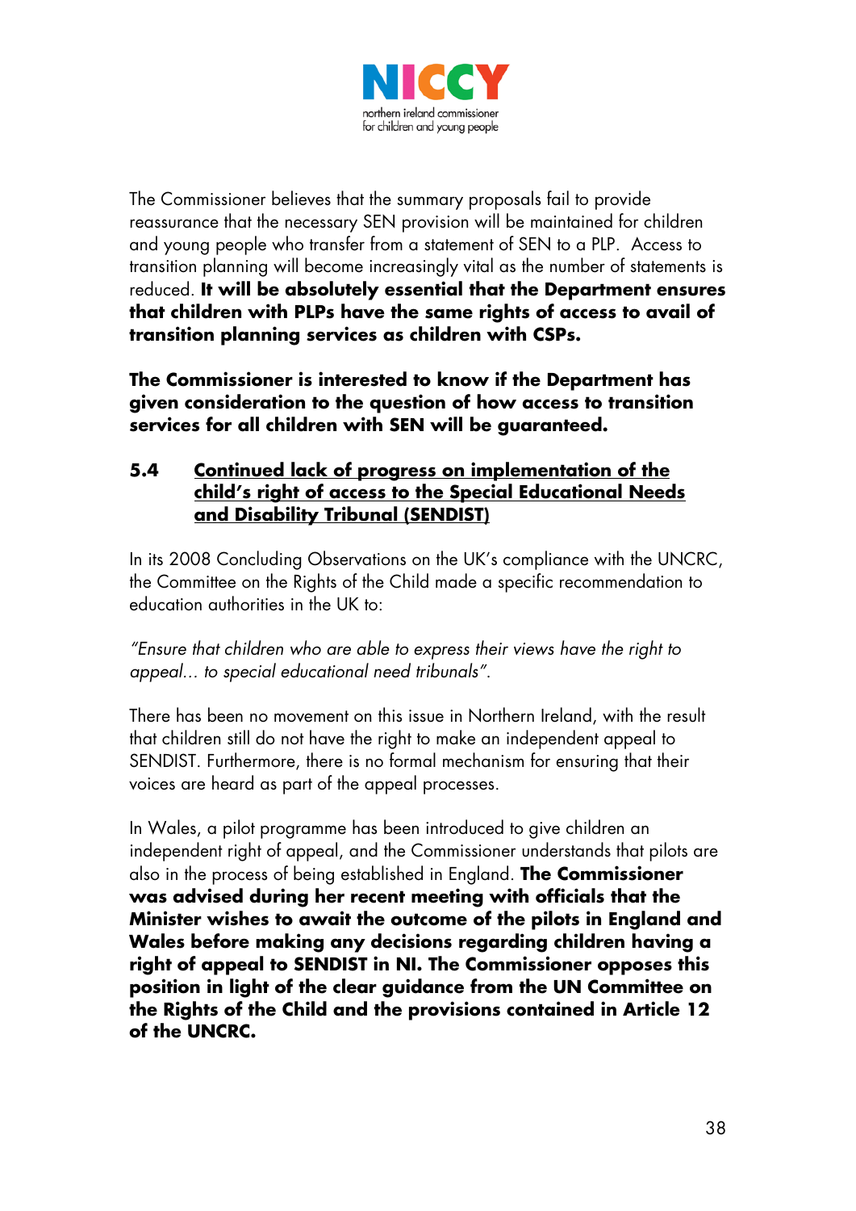The Commissioner believes that the summary proposals fail to provide reassurance that the necessary SEN provision will be maintained for children and young people who transfer from a statement of SEN to a PLP. Access to transition planning will become increasingly vital as the number of statements is reduced. **It will be absolutely essential that the Department ensures that children with PLPs have the same rights of access to avail of transition planning services as children with CSPs.**

**The Commissioner is interested to know if the Department has given consideration to the question of how access to transition services for all children with SEN will be guaranteed.**

### 5.4 Continued lack of progress on implementation of the child's right of access to the Special Educational Needs and Disability Tribunal (SENDIST)

In its 2008 Concluding Observations on the UK's compliance with the UNCRC, the Committee on the Rights of the Child made a specific recommendation to education authorities in the UK to:

*"Ensure that children who are able to express their views have the right to appeal… to special educational need tribunals".*

There has been no movement on this issue in Northern Ireland, with the result that children still do not have the right to make an independent appeal to SENDIST. Furthermore, there is no formal mechanism for ensuring that their voices are heard as part of the appeal processes.

In Wales, a pilot programme has been introduced to give children an independent right of appeal, and the Commissioner understands that pilots are also in the process of being established in England. **The Commissioner was advised during her recent meeting with officials that the Minister wishes to await the outcome of the pilots in England and Wales before making any decisions regarding children having a right of appeal to SENDIST in NI. The Commissioner opposes this position in light of the clear guidance from the UN Committee on the Rights of the Child and the provisions contained in Article 12 of the UNCRC.**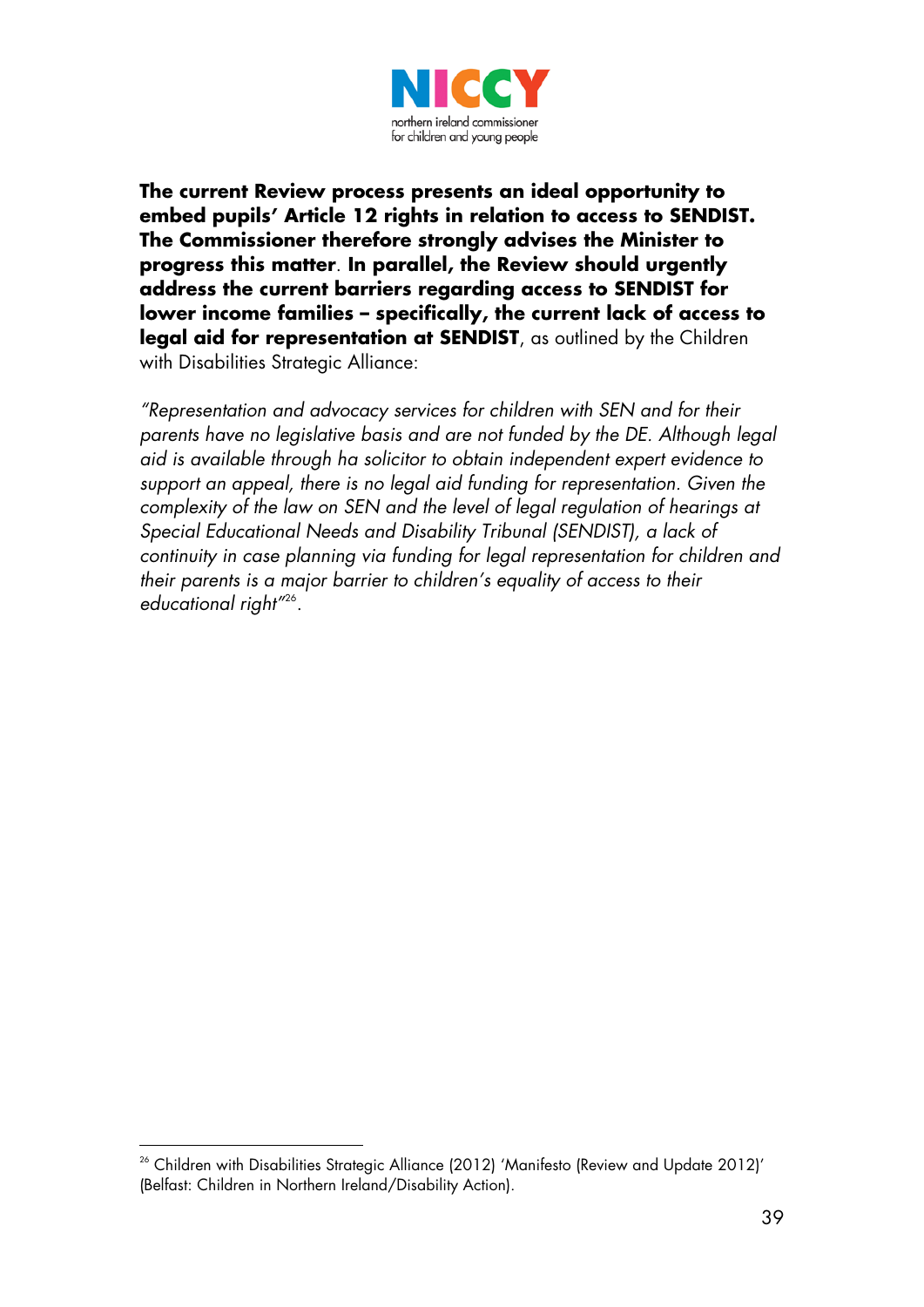**The current Review process presents an ideal opportunity to embed pupils' Article 12 rights in relation to access to SENDIST. The Commissioner therefore strongly advises the Minister to progress this matter**. **In parallel, the Review should urgently address the current barriers regarding access to SENDIST for lower income families – specifically, the current lack of access to legal aid for representation at SENDIST**, as outlined by the Children with Disabilities Strategic Alliance:

*"Representation and advocacy services for children with SEN and for their parents have no legislative basis and are not funded by the DE. Although legal aid is available through ha solicitor to obtain independent expert evidence to support an appeal, there is no legal aid funding for representation. Given the complexity of the law on SEN and the level of legal regulation of hearings at Special Educational Needs and Disability Tribunal (SENDIST), a lack of continuity in case planning via funding for legal representation for children and their parents is a major barrier to children's equality of access to their educational right"*[26].

[26] Children with Disabilities Strategic Alliance (2012) 'Manifesto (Review and Update 2012)' (Belfast: Children in Northern Ireland/Disability Action).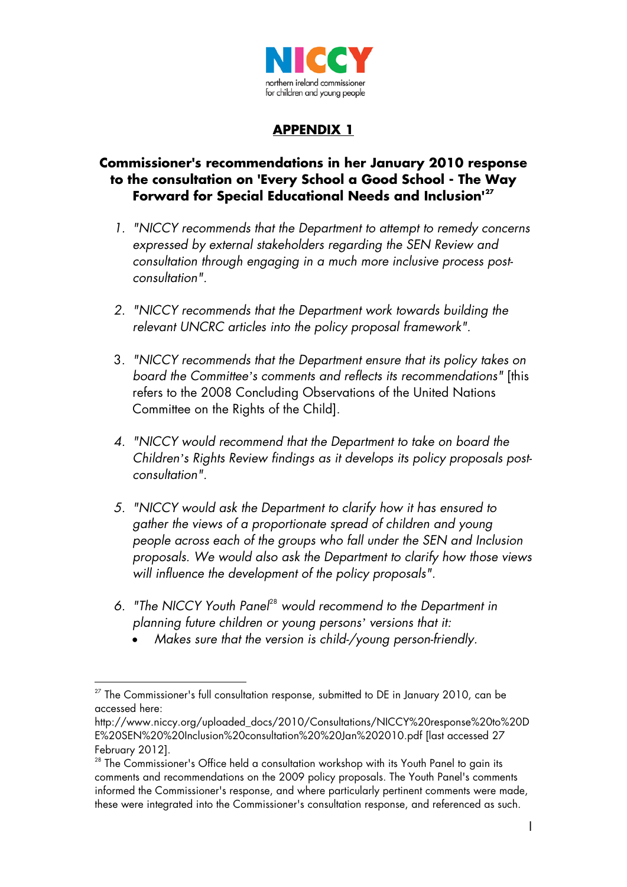## APPENDIX 1

### Commissioner's recommendations in her January 2010 response to the consultation on 'Every School a Good School - The Way Forward for Special Educational Needs and Inclusion'[27]

1. *"NICCY recommends that the Department to attempt to remedy concerns expressed by external stakeholders regarding the SEN Review and consultation through engaging in a much more inclusive process post-consultation".*

2. *"NICCY recommends that the Department work towards building the relevant UNCRC articles into the policy proposal framework".*

3. *"NICCY recommends that the Department ensure that its policy takes on board the Committee's comments and reflects its recommendations"* [this refers to the 2008 Concluding Observations of the United Nations Committee on the Rights of the Child].

4. *"NICCY would recommend that the Department to take on board the Children's Rights Review findings as it develops its policy proposals post-consultation".*

5. *"NICCY would ask the Department to clarify how it has ensured to gather the views of a proportionate spread of children and young people across each of the groups who fall under the SEN and Inclusion proposals. We would also ask the Department to clarify how those views will influence the development of the policy proposals".*

6. *"The NICCY Youth Panel*[28] *would recommend to the Department in planning future children or young persons' versions that it:*
   - *Makes sure that the version is child-/young person-friendly.*

---

[27] The Commissioner's full consultation response, submitted to DE in January 2010, can be accessed here: http://www.niccy.org/uploaded_docs/2010/Consultations/NICCY%20response%20to%20DE%20SEN%20%20Inclusion%20consultation%20%20Jan%202010.pdf [last accessed 27 February 2012].

[28] The Commissioner's Office held a consultation workshop with its Youth Panel to gain its comments and recommendations on the 2009 policy proposals. The Youth Panel's comments informed the Commissioner's response, and where particularly pertinent comments were made, these were integrated into the Commissioner's consultation response, and referenced as such.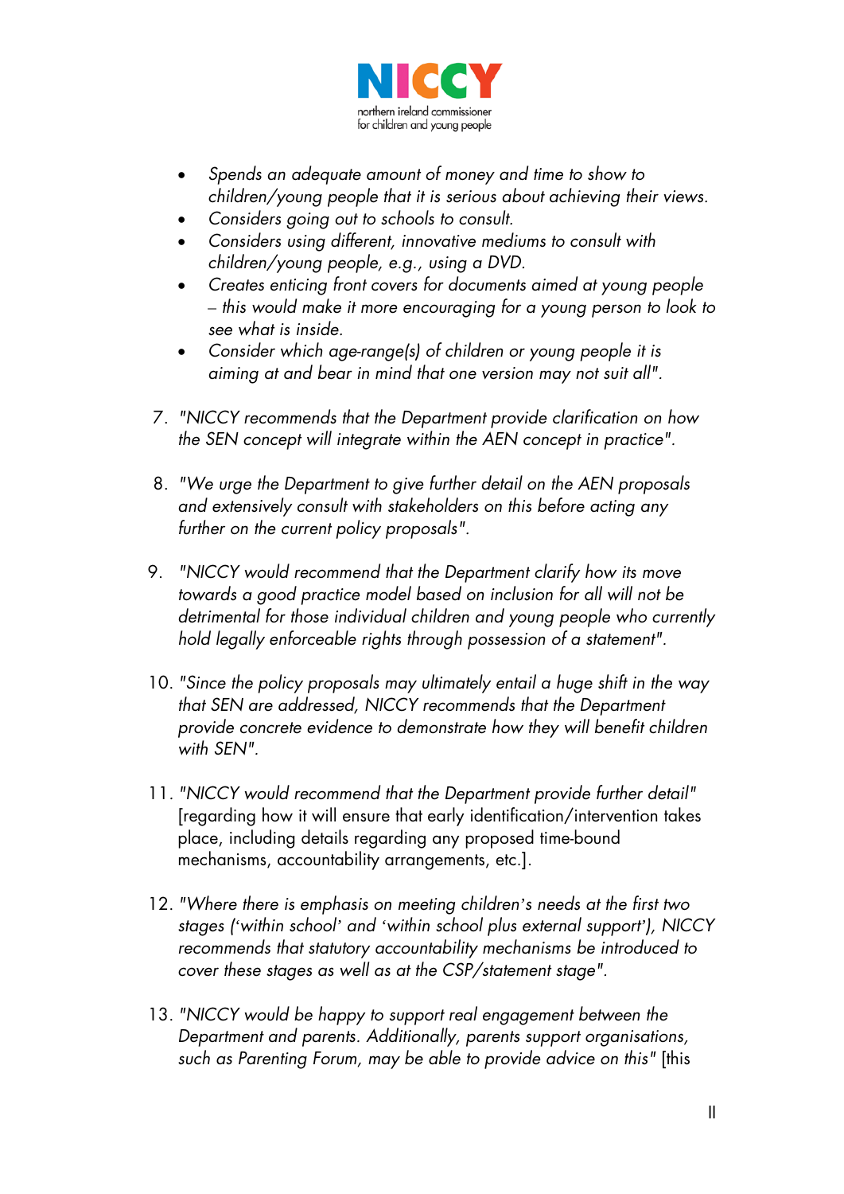- *Spends an adequate amount of money and time to show to children/young people that it is serious about achieving their views.*
- *Considers going out to schools to consult.*
- *Considers using different, innovative mediums to consult with children/young people, e.g., using a DVD.*
- *Creates enticing front covers for documents aimed at young people – this would make it more encouraging for a young person to look to see what is inside.*
- *Consider which age-range(s) of children or young people it is aiming at and bear in mind that one version may not suit all".*

7. *"NICCY recommends that the Department provide clarification on how the SEN concept will integrate within the AEN concept in practice".*

8. *"We urge the Department to give further detail on the AEN proposals and extensively consult with stakeholders on this before acting any further on the current policy proposals".*

9. *"NICCY would recommend that the Department clarify how its move towards a good practice model based on inclusion for all will not be detrimental for those individual children and young people who currently hold legally enforceable rights through possession of a statement".*

10. *"Since the policy proposals may ultimately entail a huge shift in the way that SEN are addressed, NICCY recommends that the Department provide concrete evidence to demonstrate how they will benefit children with SEN".*

11. *"NICCY would recommend that the Department provide further detail"* [regarding how it will ensure that early identification/intervention takes place, including details regarding any proposed time-bound mechanisms, accountability arrangements, etc.].

12. *"Where there is emphasis on meeting children's needs at the first two stages ('within school' and 'within school plus external support'), NICCY recommends that statutory accountability mechanisms be introduced to cover these stages as well as at the CSP/statement stage".*

13. *"NICCY would be happy to support real engagement between the Department and parents. Additionally, parents support organisations, such as Parenting Forum, may be able to provide advice on this"* [this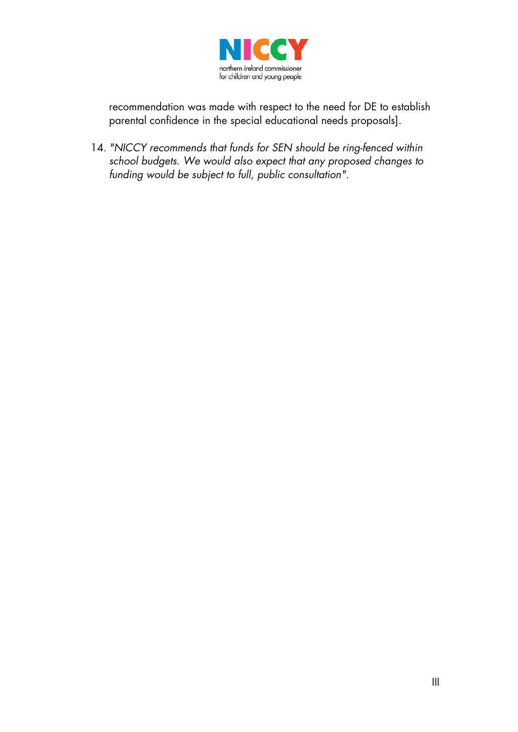recommendation was made with respect to the need for DE to establish parental confidence in the special educational needs proposals].

14. *"NICCY recommends that funds for SEN should be ring-fenced within school budgets. We would also expect that any proposed changes to funding would be subject to full, public consultation".*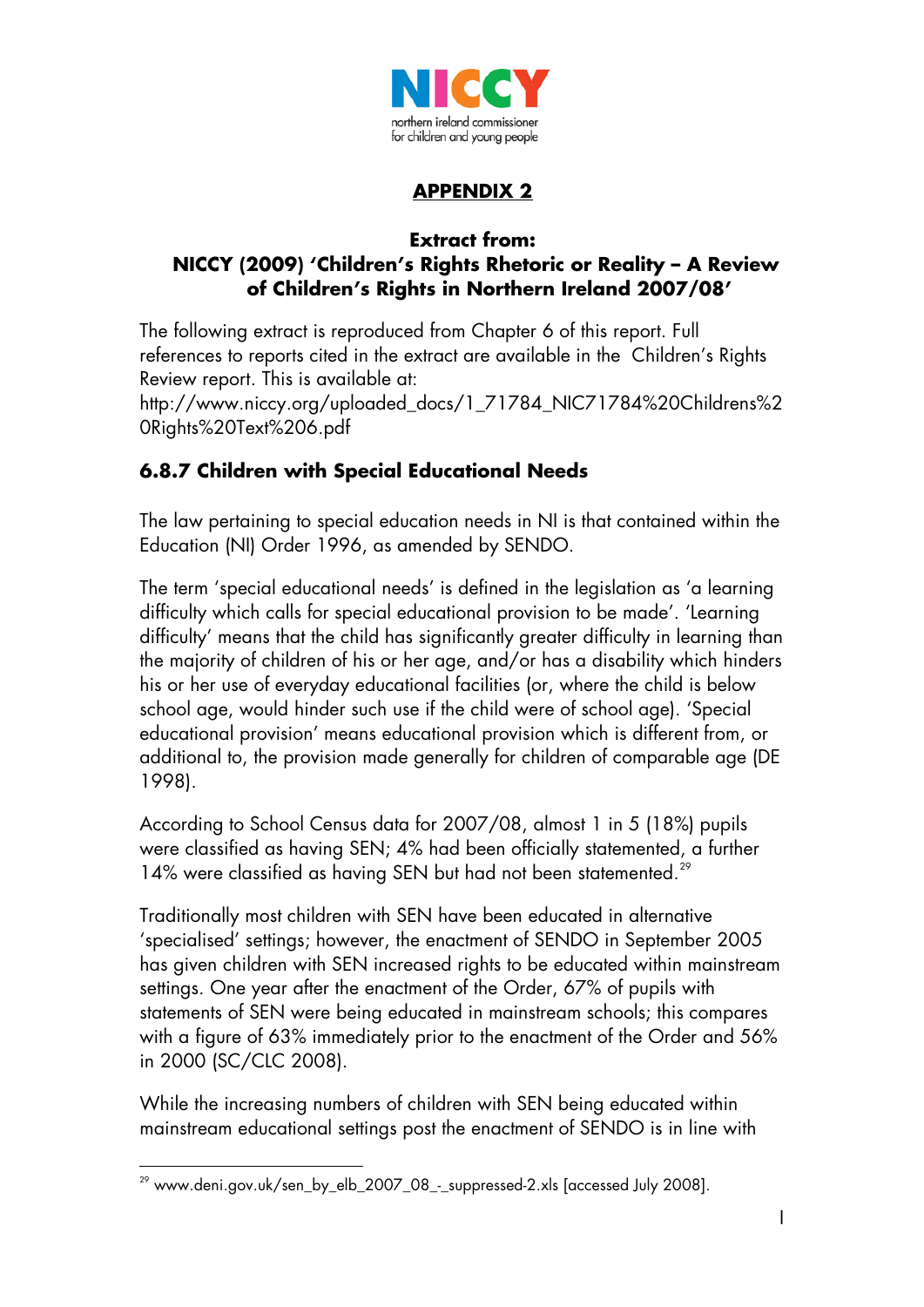**NICCY**
northern ireland commissioner for children and young people

## APPENDIX 2

### Extract from: NICCY (2009) 'Children's Rights Rhetoric or Reality – A Review of Children's Rights in Northern Ireland 2007/08'

The following extract is reproduced from Chapter 6 of this report. Full references to reports cited in the extract are available in the Children's Rights Review report. This is available at: http://www.niccy.org/uploaded_docs/1_71784_NIC71784%20Childrens%20Rights%20Text%206.pdf

### 6.8.7 Children with Special Educational Needs

The law pertaining to special education needs in NI is that contained within the Education (NI) Order 1996, as amended by SENDO.

The term 'special educational needs' is defined in the legislation as 'a learning difficulty which calls for special educational provision to be made'. 'Learning difficulty' means that the child has significantly greater difficulty in learning than the majority of children of his or her age, and/or has a disability which hinders his or her use of everyday educational facilities (or, where the child is below school age, would hinder such use if the child were of school age). 'Special educational provision' means educational provision which is different from, or additional to, the provision made generally for children of comparable age (DE 1998).

According to School Census data for 2007/08, almost 1 in 5 (18%) pupils were classified as having SEN; 4% had been officially statemented, a further 14% were classified as having SEN but had not been statemented.[29]

Traditionally most children with SEN have been educated in alternative 'specialised' settings; however, the enactment of SENDO in September 2005 has given children with SEN increased rights to be educated within mainstream settings. One year after the enactment of the Order, 67% of pupils with statements of SEN were being educated in mainstream schools; this compares with a figure of 63% immediately prior to the enactment of the Order and 56% in 2000 (SC/CLC 2008).

While the increasing numbers of children with SEN being educated within mainstream educational settings post the enactment of SENDO is in line with

[29] www.deni.gov.uk/sen_by_elb_2007_08_-_suppressed-2.xls [accessed July 2008].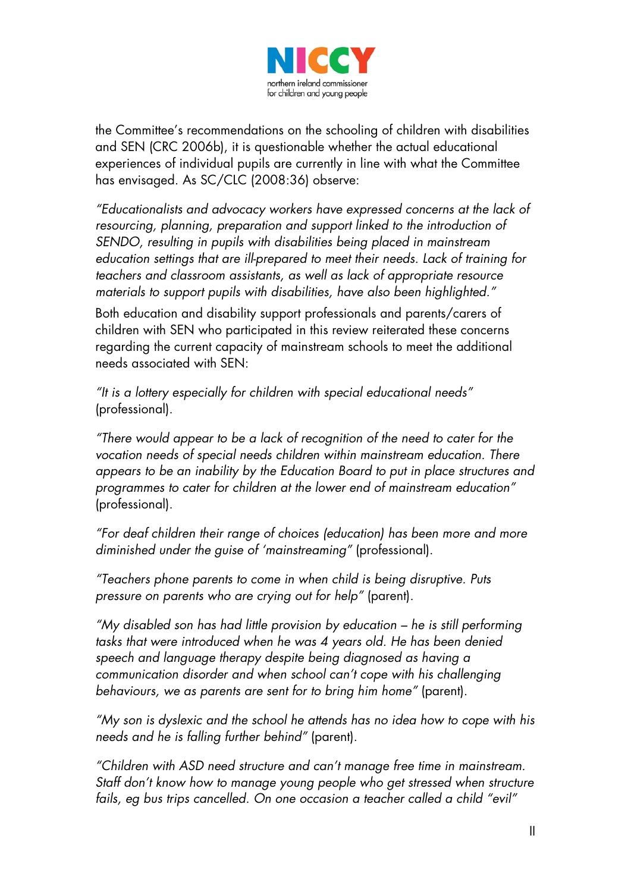the Committee's recommendations on the schooling of children with disabilities and SEN (CRC 2006b), it is questionable whether the actual educational experiences of individual pupils are currently in line with what the Committee has envisaged. As SC/CLC (2008:36) observe:

*"Educationalists and advocacy workers have expressed concerns at the lack of resourcing, planning, preparation and support linked to the introduction of SENDO, resulting in pupils with disabilities being placed in mainstream education settings that are ill-prepared to meet their needs. Lack of training for teachers and classroom assistants, as well as lack of appropriate resource materials to support pupils with disabilities, have also been highlighted."*

Both education and disability support professionals and parents/carers of children with SEN who participated in this review reiterated these concerns regarding the current capacity of mainstream schools to meet the additional needs associated with SEN:

*"It is a lottery especially for children with special educational needs"* (professional).

*"There would appear to be a lack of recognition of the need to cater for the vocation needs of special needs children within mainstream education. There appears to be an inability by the Education Board to put in place structures and programmes to cater for children at the lower end of mainstream education"* (professional).

*"For deaf children their range of choices (education) has been more and more diminished under the guise of 'mainstreaming"* (professional).

*"Teachers phone parents to come in when child is being disruptive. Puts pressure on parents who are crying out for help"* (parent).

*"My disabled son has had little provision by education – he is still performing tasks that were introduced when he was 4 years old. He has been denied speech and language therapy despite being diagnosed as having a communication disorder and when school can't cope with his challenging behaviours, we as parents are sent for to bring him home"* (parent).

*"My son is dyslexic and the school he attends has no idea how to cope with his needs and he is falling further behind"* (parent).

*"Children with ASD need structure and can't manage free time in mainstream. Staff don't know how to manage young people who get stressed when structure fails, eg bus trips cancelled. On one occasion a teacher called a child "evil"*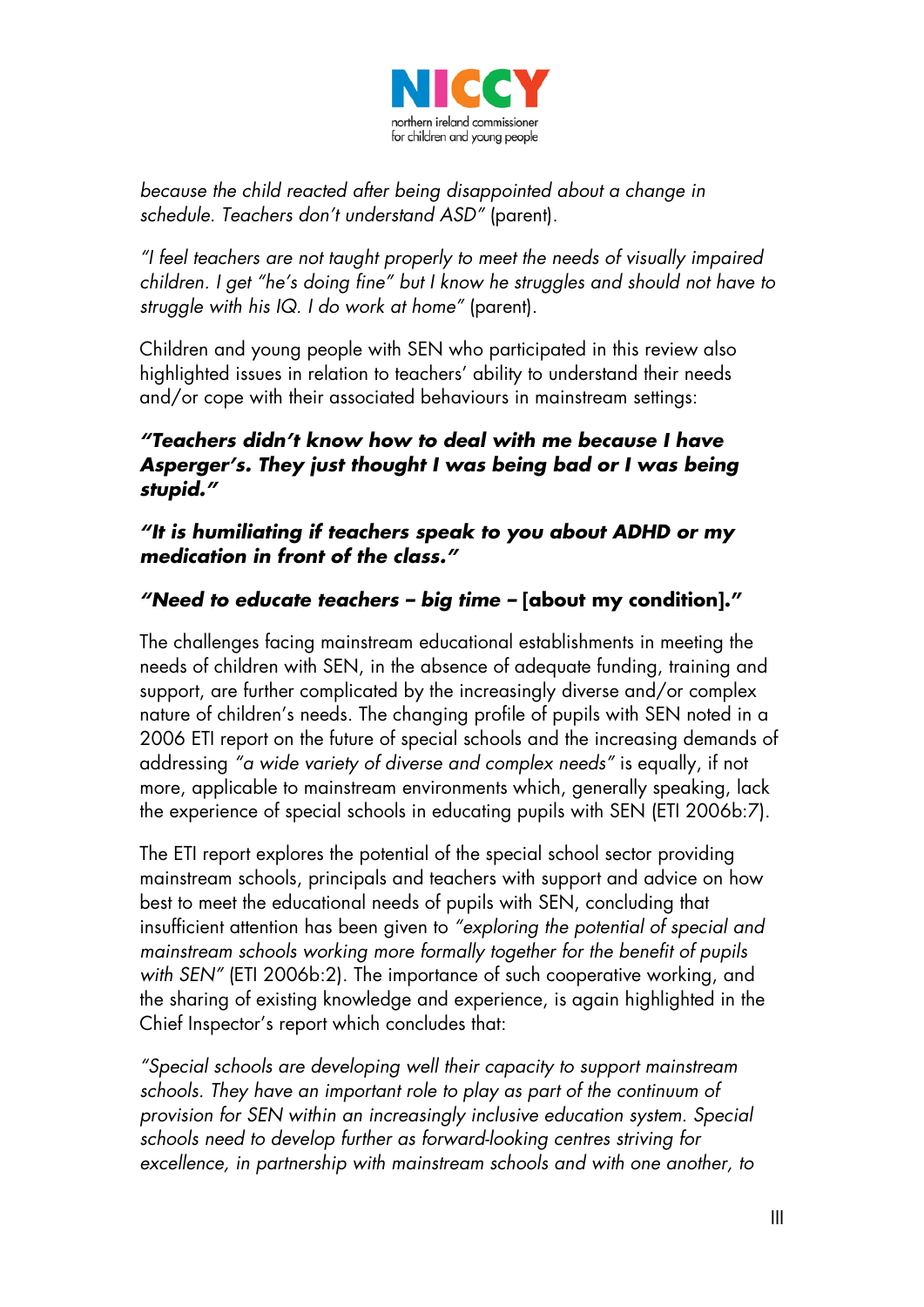*because the child reacted after being disappointed about a change in schedule. Teachers don't understand ASD"* (parent).

*"I feel teachers are not taught properly to meet the needs of visually impaired children. I get "he's doing fine" but I know he struggles and should not have to struggle with his IQ. I do work at home"* (parent).

Children and young people with SEN who participated in this review also highlighted issues in relation to teachers' ability to understand their needs and/or cope with their associated behaviours in mainstream settings:

***"Teachers didn't know how to deal with me because I have Asperger's. They just thought I was being bad or I was being stupid."***

***"It is humiliating if teachers speak to you about ADHD or my medication in front of the class."***

***"Need to educate teachers – big time –* [about my condition].*"***

The challenges facing mainstream educational establishments in meeting the needs of children with SEN, in the absence of adequate funding, training and support, are further complicated by the increasingly diverse and/or complex nature of children's needs. The changing profile of pupils with SEN noted in a 2006 ETI report on the future of special schools and the increasing demands of addressing *"a wide variety of diverse and complex needs"* is equally, if not more, applicable to mainstream environments which, generally speaking, lack the experience of special schools in educating pupils with SEN (ETI 2006b:7).

The ETI report explores the potential of the special school sector providing mainstream schools, principals and teachers with support and advice on how best to meet the educational needs of pupils with SEN, concluding that insufficient attention has been given to *"exploring the potential of special and mainstream schools working more formally together for the benefit of pupils with SEN"* (ETI 2006b:2). The importance of such cooperative working, and the sharing of existing knowledge and experience, is again highlighted in the Chief Inspector's report which concludes that:

*"Special schools are developing well their capacity to support mainstream schools. They have an important role to play as part of the continuum of provision for SEN within an increasingly inclusive education system. Special schools need to develop further as forward-looking centres striving for excellence, in partnership with mainstream schools and with one another, to*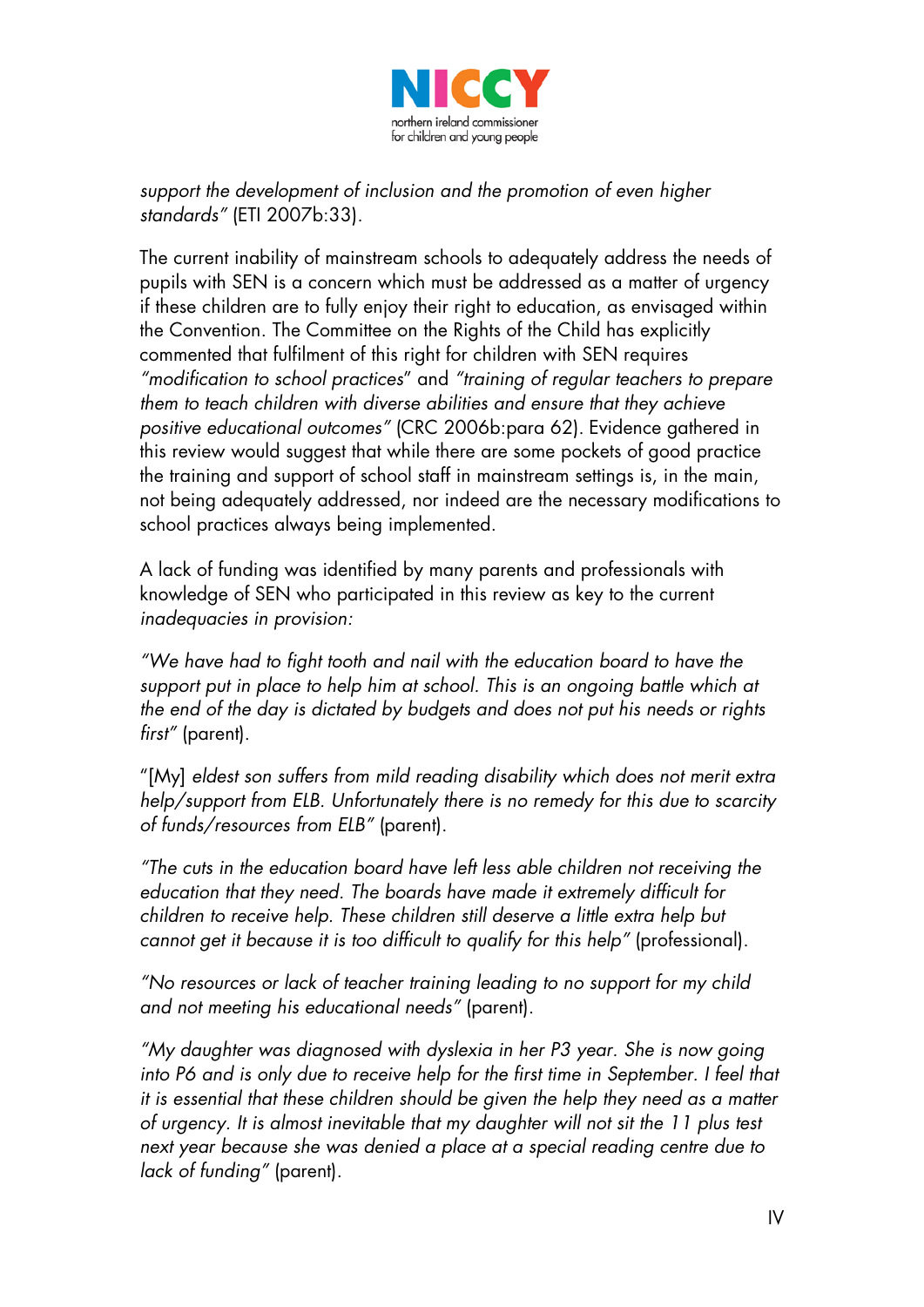*support the development of inclusion and the promotion of even higher standards"* (ETI 2007b:33).

The current inability of mainstream schools to adequately address the needs of pupils with SEN is a concern which must be addressed as a matter of urgency if these children are to fully enjoy their right to education, as envisaged within the Convention. The Committee on the Rights of the Child has explicitly commented that fulfilment of this right for children with SEN requires *"modification to school practices*" and *"training of regular teachers to prepare them to teach children with diverse abilities and ensure that they achieve positive educational outcomes"* (CRC 2006b:para 62). Evidence gathered in this review would suggest that while there are some pockets of good practice the training and support of school staff in mainstream settings is, in the main, not being adequately addressed, nor indeed are the necessary modifications to school practices always being implemented.

A lack of funding was identified by many parents and professionals with knowledge of SEN who participated in this review as key to the current *inadequacies in provision:*

*"We have had to fight tooth and nail with the education board to have the support put in place to help him at school. This is an ongoing battle which at the end of the day is dictated by budgets and does not put his needs or rights first"* (parent).

"[My] *eldest son suffers from mild reading disability which does not merit extra help/support from ELB. Unfortunately there is no remedy for this due to scarcity of funds/resources from ELB"* (parent).

*"The cuts in the education board have left less able children not receiving the education that they need. The boards have made it extremely difficult for children to receive help. These children still deserve a little extra help but cannot get it because it is too difficult to qualify for this help"* (professional).

*"No resources or lack of teacher training leading to no support for my child and not meeting his educational needs"* (parent).

*"My daughter was diagnosed with dyslexia in her P3 year. She is now going into P6 and is only due to receive help for the first time in September. I feel that it is essential that these children should be given the help they need as a matter of urgency. It is almost inevitable that my daughter will not sit the 11 plus test next year because she was denied a place at a special reading centre due to lack of funding"* (parent).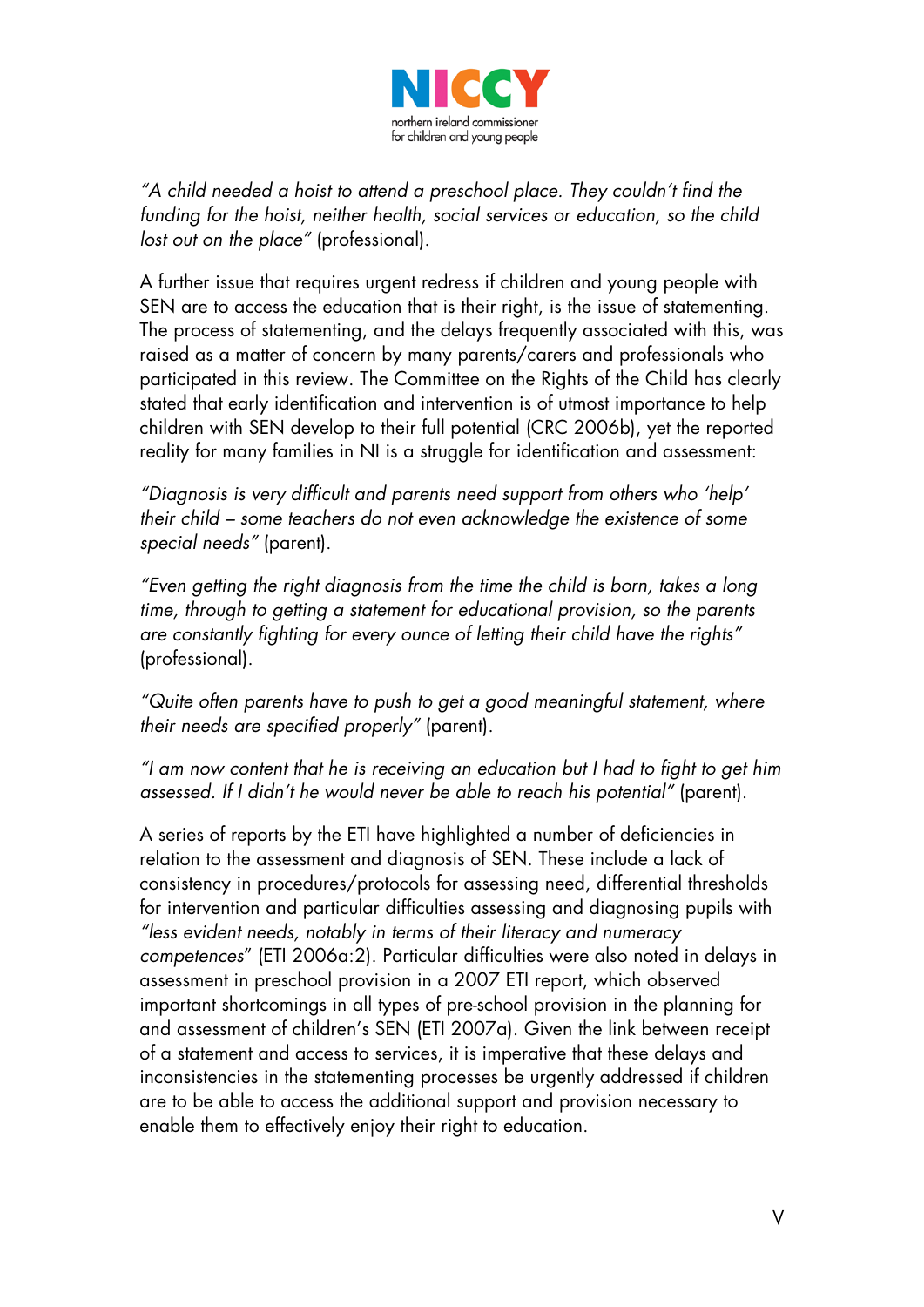*"A child needed a hoist to attend a preschool place. They couldn't find the funding for the hoist, neither health, social services or education, so the child lost out on the place"* (professional).

A further issue that requires urgent redress if children and young people with SEN are to access the education that is their right, is the issue of statementing. The process of statementing, and the delays frequently associated with this, was raised as a matter of concern by many parents/carers and professionals who participated in this review. The Committee on the Rights of the Child has clearly stated that early identification and intervention is of utmost importance to help children with SEN develop to their full potential (CRC 2006b), yet the reported reality for many families in NI is a struggle for identification and assessment:

*"Diagnosis is very difficult and parents need support from others who 'help' their child – some teachers do not even acknowledge the existence of some special needs"* (parent).

*"Even getting the right diagnosis from the time the child is born, takes a long time, through to getting a statement for educational provision, so the parents are constantly fighting for every ounce of letting their child have the rights"* (professional).

*"Quite often parents have to push to get a good meaningful statement, where their needs are specified properly"* (parent).

*"I am now content that he is receiving an education but I had to fight to get him assessed. If I didn't he would never be able to reach his potential"* (parent).

A series of reports by the ETI have highlighted a number of deficiencies in relation to the assessment and diagnosis of SEN. These include a lack of consistency in procedures/protocols for assessing need, differential thresholds for intervention and particular difficulties assessing and diagnosing pupils with *"less evident needs, notably in terms of their literacy and numeracy competences"* (ETI 2006a:2). Particular difficulties were also noted in delays in assessment in preschool provision in a 2007 ETI report, which observed important shortcomings in all types of pre-school provision in the planning for and assessment of children's SEN (ETI 2007a). Given the link between receipt of a statement and access to services, it is imperative that these delays and inconsistencies in the statementing processes be urgently addressed if children are to be able to access the additional support and provision necessary to enable them to effectively enjoy their right to education.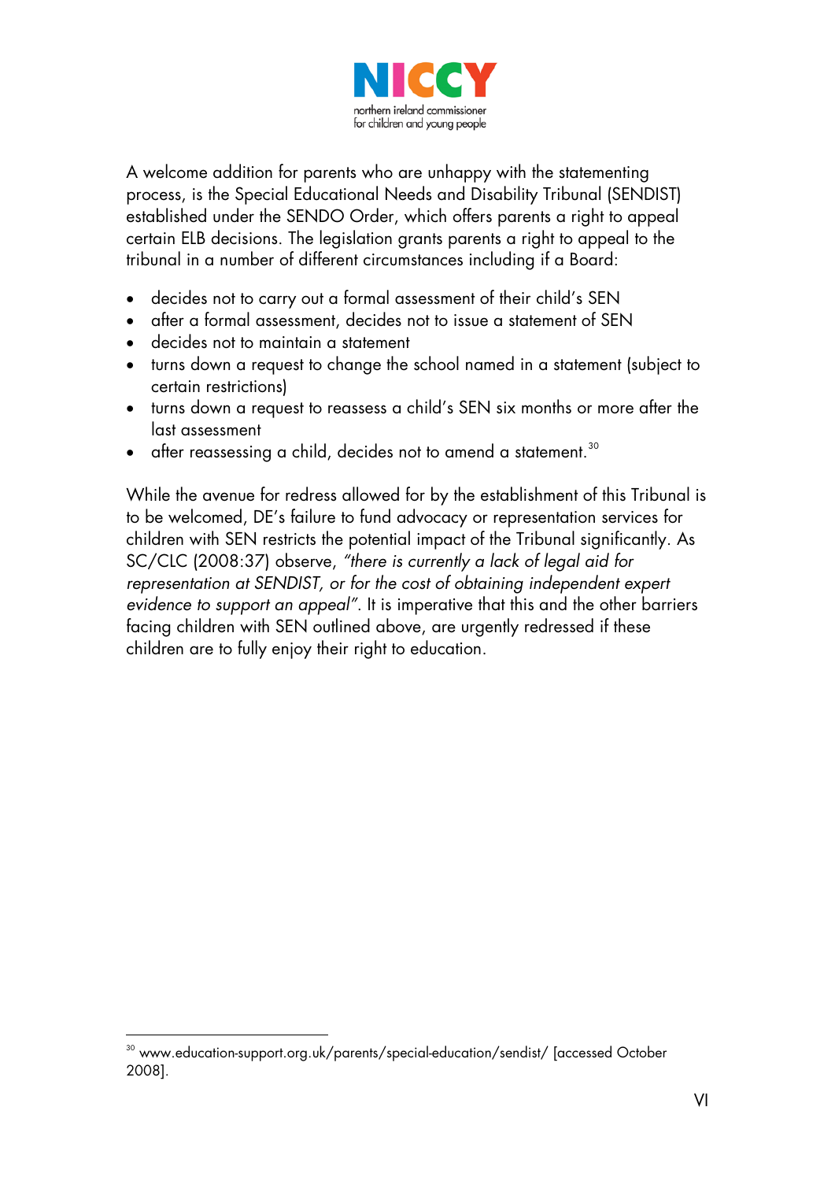A welcome addition for parents who are unhappy with the statementing process, is the Special Educational Needs and Disability Tribunal (SENDIST) established under the SENDO Order, which offers parents a right to appeal certain ELB decisions. The legislation grants parents a right to appeal to the tribunal in a number of different circumstances including if a Board:

- decides not to carry out a formal assessment of their child's SEN
- after a formal assessment, decides not to issue a statement of SEN
- decides not to maintain a statement
- turns down a request to change the school named in a statement (subject to certain restrictions)
- turns down a request to reassess a child's SEN six months or more after the last assessment
- after reassessing a child, decides not to amend a statement.[30]

While the avenue for redress allowed for by the establishment of this Tribunal is to be welcomed, DE's failure to fund advocacy or representation services for children with SEN restricts the potential impact of the Tribunal significantly. As SC/CLC (2008:37) observe, *"there is currently a lack of legal aid for representation at SENDIST, or for the cost of obtaining independent expert evidence to support an appeal"*. It is imperative that this and the other barriers facing children with SEN outlined above, are urgently redressed if these children are to fully enjoy their right to education.

[30] www.education-support.org.uk/parents/special-education/sendist/ [accessed October 2008].